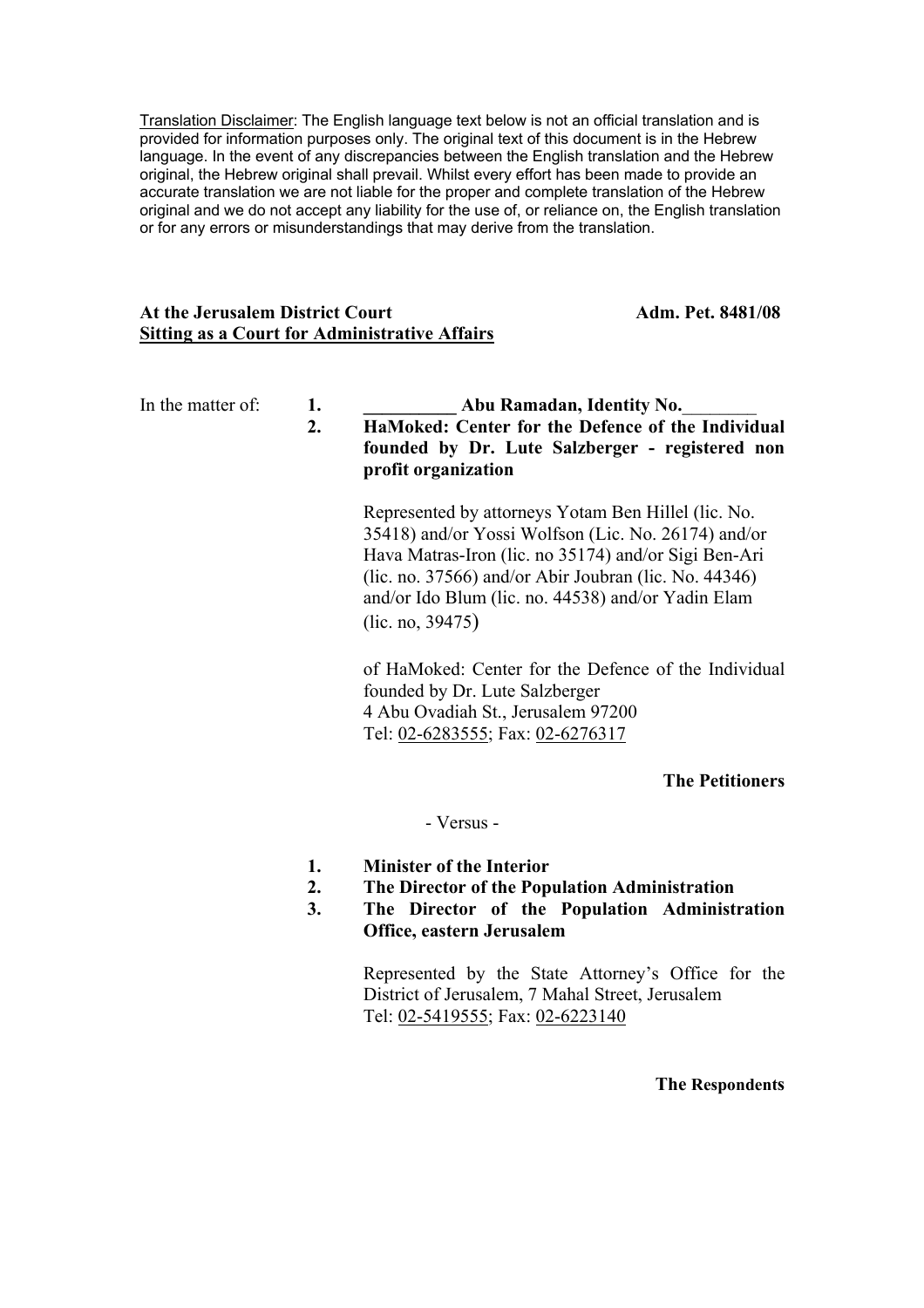<u>Translation Disclaimer</u>: The English language text below is not an official translation and is provided for information purposes only. The original text of this document is in the Hebrew language. In the event of any discrepancies between the English translation and the Hebrew original, the Hebrew original shall prevail. Whilst every effort has been made to provide an accurate translation we are not liable for the proper and complete translation of the Hebrew original and we do not accept any liability for the use of, or reliance on, the English translation or for any errors or misunderstandings that may derive from the translation.

**At the Jerusalem District Court** **Adm. Pet. 8481/08**
**<u>Sitting as a Court for Administrative Affairs</u>**

In the matter of:

1. **__________ Abu Ramadan, Identity No.________**
2. **HaMoked: Center for the Defence of the Individual founded by Dr. Lute Salzberger - registered non profit organization**

Represented by attorneys Yotam Ben Hillel (lic. No. 35418) and/or Yossi Wolfson (Lic. No. 26174) and/or Hava Matras-Iron (lic. no 35174) and/or Sigi Ben-Ari (lic. no. 37566) and/or Abir Joubran (lic. No. 44346) and/or Ido Blum (lic. no. 44538) and/or Yadin Elam (lic. no, 39475)

of HaMoked: Center for the Defence of the Individual founded by Dr. Lute Salzberger
4 Abu Ovadiah St., Jerusalem 97200
Tel: 02-6283555; Fax: 02-6276317

**The Petitioners**

\- Versus -

1. **Minister of the Interior**
2. **The Director of the Population Administration**
3. **The Director of the Population Administration Office, eastern Jerusalem**

Represented by the State Attorney's Office for the District of Jerusalem, 7 Mahal Street, Jerusalem
Tel: 02-5419555; Fax: 02-6223140

**The Respondents**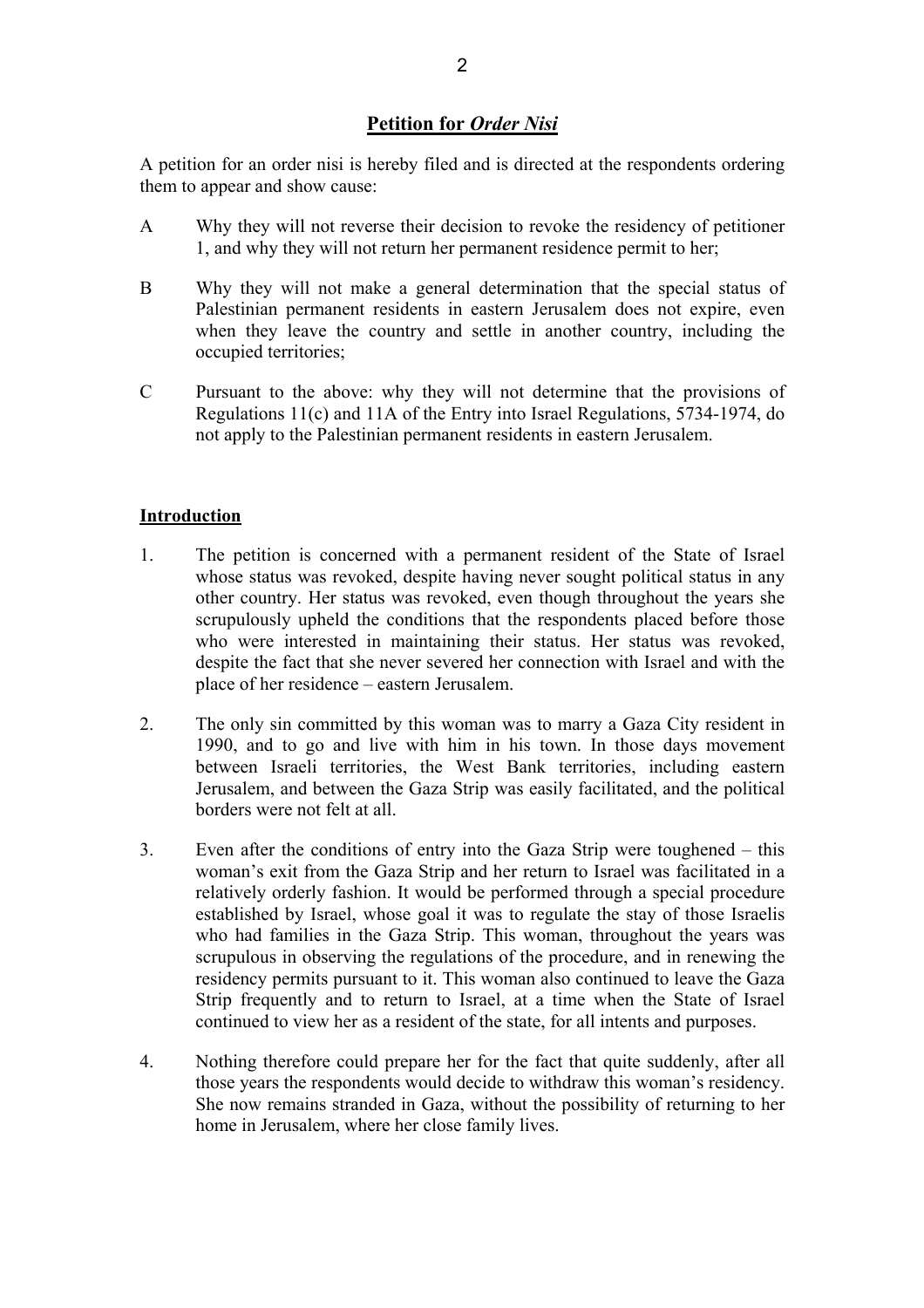## Petition for *Order Nisi*

A petition for an order nisi is hereby filed and is directed at the respondents ordering them to appear and show cause:

A Why they will not reverse their decision to revoke the residency of petitioner 1, and why they will not return her permanent residence permit to her;

B Why they will not make a general determination that the special status of Palestinian permanent residents in eastern Jerusalem does not expire, even when they leave the country and settle in another country, including the occupied territories;

C Pursuant to the above: why they will not determine that the provisions of Regulations 11(c) and 11A of the Entry into Israel Regulations, 5734-1974, do not apply to the Palestinian permanent residents in eastern Jerusalem.

## Introduction

1. The petition is concerned with a permanent resident of the State of Israel whose status was revoked, despite having never sought political status in any other country. Her status was revoked, even though throughout the years she scrupulously upheld the conditions that the respondents placed before those who were interested in maintaining their status. Her status was revoked, despite the fact that she never severed her connection with Israel and with the place of her residence – eastern Jerusalem.

2. The only sin committed by this woman was to marry a Gaza City resident in 1990, and to go and live with him in his town. In those days movement between Israeli territories, the West Bank territories, including eastern Jerusalem, and between the Gaza Strip was easily facilitated, and the political borders were not felt at all.

3. Even after the conditions of entry into the Gaza Strip were toughened – this woman's exit from the Gaza Strip and her return to Israel was facilitated in a relatively orderly fashion. It would be performed through a special procedure established by Israel, whose goal it was to regulate the stay of those Israelis who had families in the Gaza Strip. This woman, throughout the years was scrupulous in observing the regulations of the procedure, and in renewing the residency permits pursuant to it. This woman also continued to leave the Gaza Strip frequently and to return to Israel, at a time when the State of Israel continued to view her as a resident of the state, for all intents and purposes.

4. Nothing therefore could prepare her for the fact that quite suddenly, after all those years the respondents would decide to withdraw this woman's residency. She now remains stranded in Gaza, without the possibility of returning to her home in Jerusalem, where her close family lives.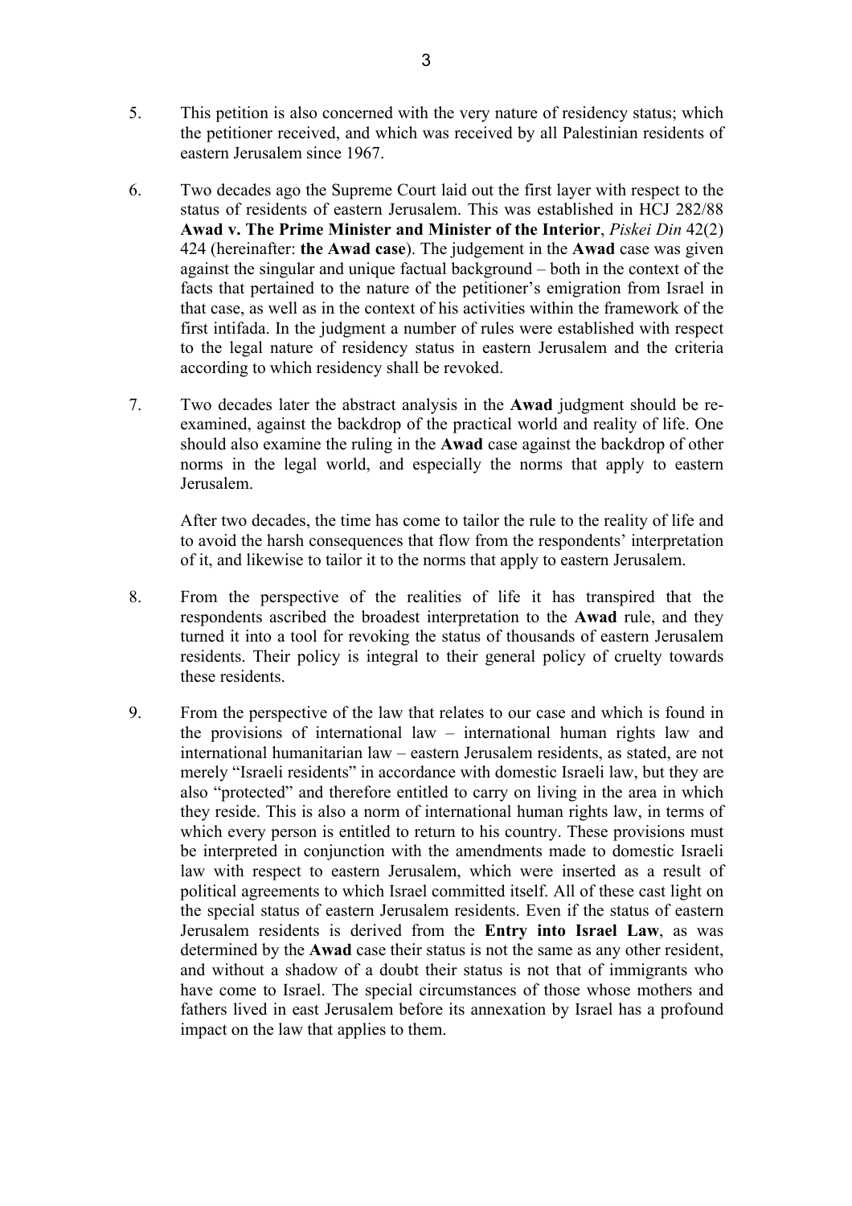5. This petition is also concerned with the very nature of residency status; which the petitioner received, and which was received by all Palestinian residents of eastern Jerusalem since 1967.

6. Two decades ago the Supreme Court laid out the first layer with respect to the status of residents of eastern Jerusalem. This was established in HCJ 282/88 **Awad v. The Prime Minister and Minister of the Interior**, *Piskei Din* 42(2) 424 (hereinafter: **the Awad case**). The judgement in the **Awad** case was given against the singular and unique factual background – both in the context of the facts that pertained to the nature of the petitioner's emigration from Israel in that case, as well as in the context of his activities within the framework of the first intifada. In the judgment a number of rules were established with respect to the legal nature of residency status in eastern Jerusalem and the criteria according to which residency shall be revoked.

7. Two decades later the abstract analysis in the **Awad** judgment should be re-examined, against the backdrop of the practical world and reality of life. One should also examine the ruling in the **Awad** case against the backdrop of other norms in the legal world, and especially the norms that apply to eastern Jerusalem.

   After two decades, the time has come to tailor the rule to the reality of life and to avoid the harsh consequences that flow from the respondents' interpretation of it, and likewise to tailor it to the norms that apply to eastern Jerusalem.

8. From the perspective of the realities of life it has transpired that the respondents ascribed the broadest interpretation to the **Awad** rule, and they turned it into a tool for revoking the status of thousands of eastern Jerusalem residents. Their policy is integral to their general policy of cruelty towards these residents.

9. From the perspective of the law that relates to our case and which is found in the provisions of international law – international human rights law and international humanitarian law – eastern Jerusalem residents, as stated, are not merely "Israeli residents" in accordance with domestic Israeli law, but they are also "protected" and therefore entitled to carry on living in the area in which they reside. This is also a norm of international human rights law, in terms of which every person is entitled to return to his country. These provisions must be interpreted in conjunction with the amendments made to domestic Israeli law with respect to eastern Jerusalem, which were inserted as a result of political agreements to which Israel committed itself. All of these cast light on the special status of eastern Jerusalem residents. Even if the status of eastern Jerusalem residents is derived from the **Entry into Israel Law**, as was determined by the **Awad** case their status is not the same as any other resident, and without a shadow of a doubt their status is not that of immigrants who have come to Israel. The special circumstances of those whose mothers and fathers lived in east Jerusalem before its annexation by Israel has a profound impact on the law that applies to them.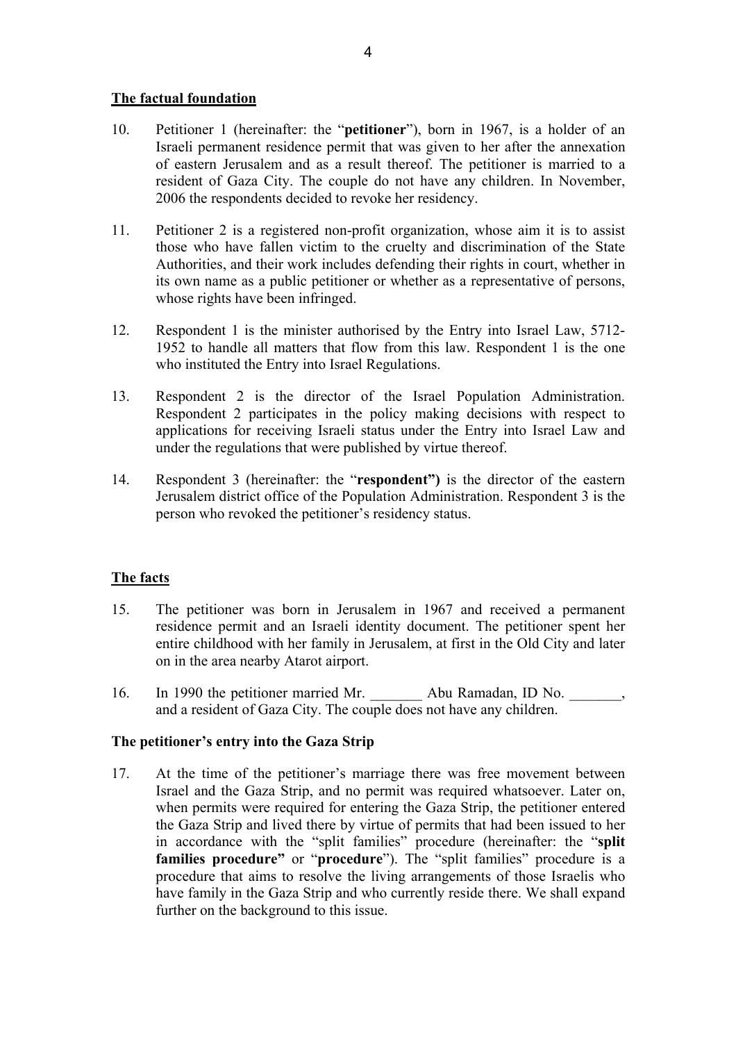**The factual foundation**

10. Petitioner 1 (hereinafter: the "**petitioner**"), born in 1967, is a holder of an Israeli permanent residence permit that was given to her after the annexation of eastern Jerusalem and as a result thereof. The petitioner is married to a resident of Gaza City. The couple do not have any children. In November, 2006 the respondents decided to revoke her residency.

11. Petitioner 2 is a registered non-profit organization, whose aim it is to assist those who have fallen victim to the cruelty and discrimination of the State Authorities, and their work includes defending their rights in court, whether in its own name as a public petitioner or whether as a representative of persons, whose rights have been infringed.

12. Respondent 1 is the minister authorised by the Entry into Israel Law, 5712-1952 to handle all matters that flow from this law. Respondent 1 is the one who instituted the Entry into Israel Regulations.

13. Respondent 2 is the director of the Israel Population Administration. Respondent 2 participates in the policy making decisions with respect to applications for receiving Israeli status under the Entry into Israel Law and under the regulations that were published by virtue thereof.

14. Respondent 3 (hereinafter: the "**respondent")** is the director of the eastern Jerusalem district office of the Population Administration. Respondent 3 is the person who revoked the petitioner's residency status.

**The facts**

15. The petitioner was born in Jerusalem in 1967 and received a permanent residence permit and an Israeli identity document. The petitioner spent her entire childhood with her family in Jerusalem, at first in the Old City and later on in the area nearby Atarot airport.

16. In 1990 the petitioner married Mr. _______ Abu Ramadan, ID No. _______, and a resident of Gaza City. The couple does not have any children.

**The petitioner's entry into the Gaza Strip**

17. At the time of the petitioner's marriage there was free movement between Israel and the Gaza Strip, and no permit was required whatsoever. Later on, when permits were required for entering the Gaza Strip, the petitioner entered the Gaza Strip and lived there by virtue of permits that had been issued to her in accordance with the "split families" procedure (hereinafter: the "**split families procedure"** or "**procedure**"). The "split families" procedure is a procedure that aims to resolve the living arrangements of those Israelis who have family in the Gaza Strip and who currently reside there. We shall expand further on the background to this issue.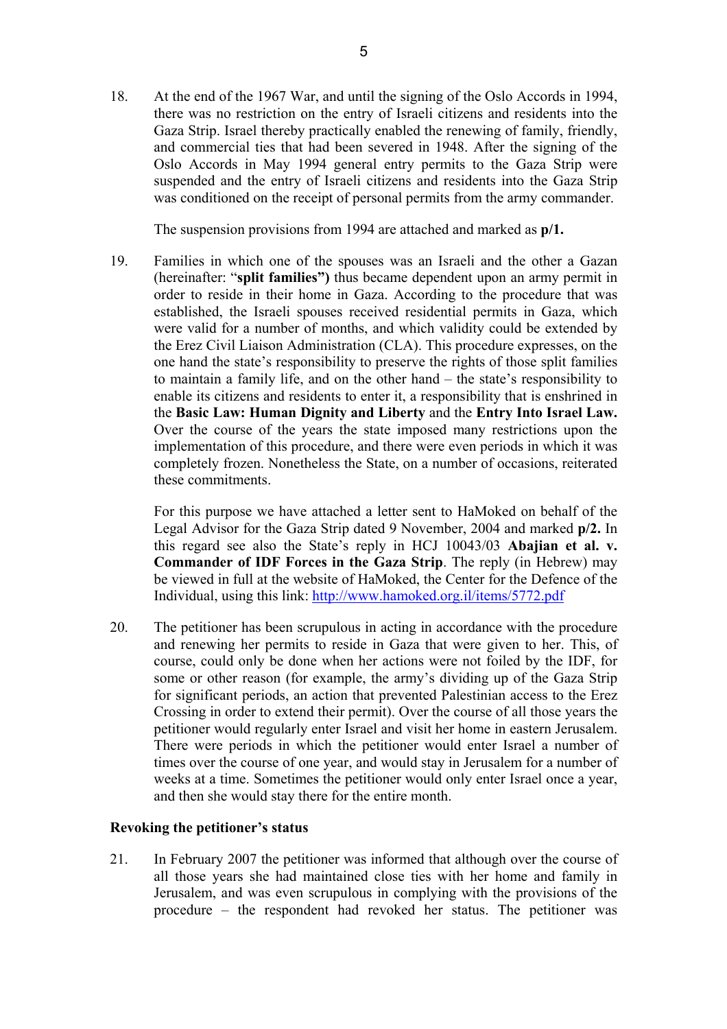18. At the end of the 1967 War, and until the signing of the Oslo Accords in 1994, there was no restriction on the entry of Israeli citizens and residents into the Gaza Strip. Israel thereby practically enabled the renewing of family, friendly, and commercial ties that had been severed in 1948. After the signing of the Oslo Accords in May 1994 general entry permits to the Gaza Strip were suspended and the entry of Israeli citizens and residents into the Gaza Strip was conditioned on the receipt of personal permits from the army commander.

    The suspension provisions from 1994 are attached and marked as **p/1.**

19. Families in which one of the spouses was an Israeli and the other a Gazan (hereinafter: "**split families")** thus became dependent upon an army permit in order to reside in their home in Gaza. According to the procedure that was established, the Israeli spouses received residential permits in Gaza, which were valid for a number of months, and which validity could be extended by the Erez Civil Liaison Administration (CLA). This procedure expresses, on the one hand the state's responsibility to preserve the rights of those split families to maintain a family life, and on the other hand – the state's responsibility to enable its citizens and residents to enter it, a responsibility that is enshrined in the **Basic Law: Human Dignity and Liberty** and the **Entry Into Israel Law.** Over the course of the years the state imposed many restrictions upon the implementation of this procedure, and there were even periods in which it was completely frozen. Nonetheless the State, on a number of occasions, reiterated these commitments.

    For this purpose we have attached a letter sent to HaMoked on behalf of the Legal Advisor for the Gaza Strip dated 9 November, 2004 and marked **p/2.** In this regard see also the State's reply in HCJ 10043/03 **Abajian et al. v. Commander of IDF Forces in the Gaza Strip**. The reply (in Hebrew) may be viewed in full at the website of HaMoked, the Center for the Defence of the Individual, using this link: http://www.hamoked.org.il/items/5772.pdf

20. The petitioner has been scrupulous in acting in accordance with the procedure and renewing her permits to reside in Gaza that were given to her. This, of course, could only be done when her actions were not foiled by the IDF, for some or other reason (for example, the army's dividing up of the Gaza Strip for significant periods, an action that prevented Palestinian access to the Erez Crossing in order to extend their permit). Over the course of all those years the petitioner would regularly enter Israel and visit her home in eastern Jerusalem. There were periods in which the petitioner would enter Israel a number of times over the course of one year, and would stay in Jerusalem for a number of weeks at a time. Sometimes the petitioner would only enter Israel once a year, and then she would stay there for the entire month.

**Revoking the petitioner's status**

21. In February 2007 the petitioner was informed that although over the course of all those years she had maintained close ties with her home and family in Jerusalem, and was even scrupulous in complying with the provisions of the procedure – the respondent had revoked her status. The petitioner was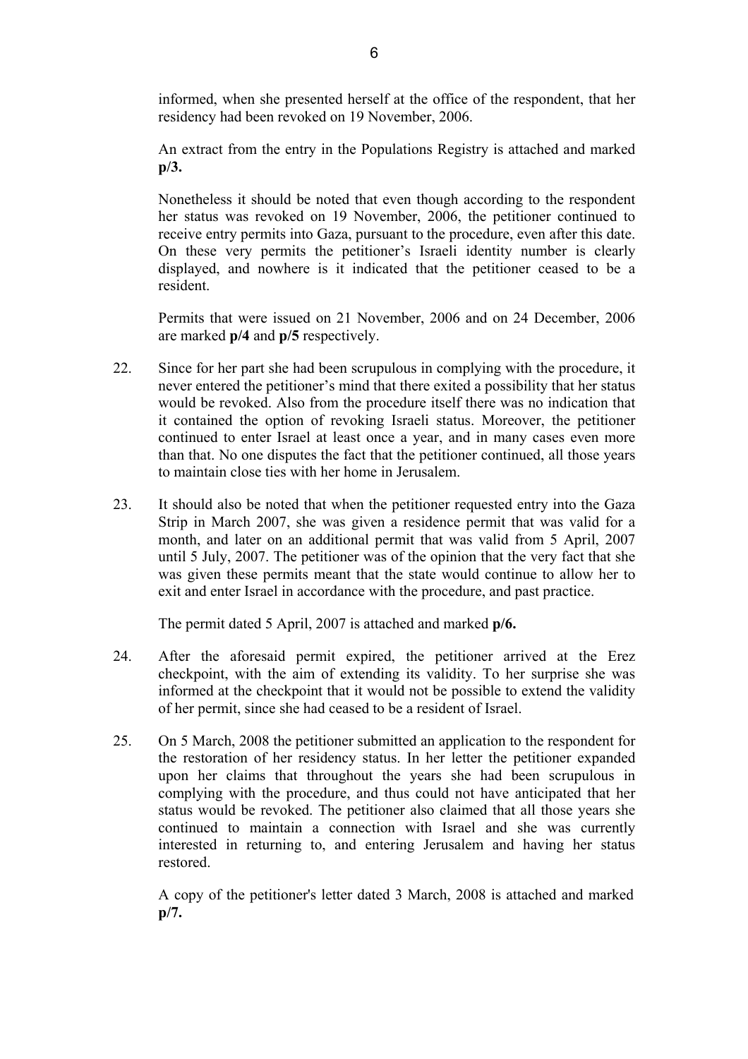informed, when she presented herself at the office of the respondent, that her residency had been revoked on 19 November, 2006.

An extract from the entry in the Populations Registry is attached and marked **p/3.**

Nonetheless it should be noted that even though according to the respondent her status was revoked on 19 November, 2006, the petitioner continued to receive entry permits into Gaza, pursuant to the procedure, even after this date. On these very permits the petitioner's Israeli identity number is clearly displayed, and nowhere is it indicated that the petitioner ceased to be a resident.

Permits that were issued on 21 November, 2006 and on 24 December, 2006 are marked **p/4** and **p/5** respectively.

22. Since for her part she had been scrupulous in complying with the procedure, it never entered the petitioner's mind that there exited a possibility that her status would be revoked. Also from the procedure itself there was no indication that it contained the option of revoking Israeli status. Moreover, the petitioner continued to enter Israel at least once a year, and in many cases even more than that. No one disputes the fact that the petitioner continued, all those years to maintain close ties with her home in Jerusalem.

23. It should also be noted that when the petitioner requested entry into the Gaza Strip in March 2007, she was given a residence permit that was valid for a month, and later on an additional permit that was valid from 5 April, 2007 until 5 July, 2007. The petitioner was of the opinion that the very fact that she was given these permits meant that the state would continue to allow her to exit and enter Israel in accordance with the procedure, and past practice.

    The permit dated 5 April, 2007 is attached and marked **p/6.**

24. After the aforesaid permit expired, the petitioner arrived at the Erez checkpoint, with the aim of extending its validity. To her surprise she was informed at the checkpoint that it would not be possible to extend the validity of her permit, since she had ceased to be a resident of Israel.

25. On 5 March, 2008 the petitioner submitted an application to the respondent for the restoration of her residency status. In her letter the petitioner expanded upon her claims that throughout the years she had been scrupulous in complying with the procedure, and thus could not have anticipated that her status would be revoked. The petitioner also claimed that all those years she continued to maintain a connection with Israel and she was currently interested in returning to, and entering Jerusalem and having her status restored.

    A copy of the petitioner's letter dated 3 March, 2008 is attached and marked **p/7.**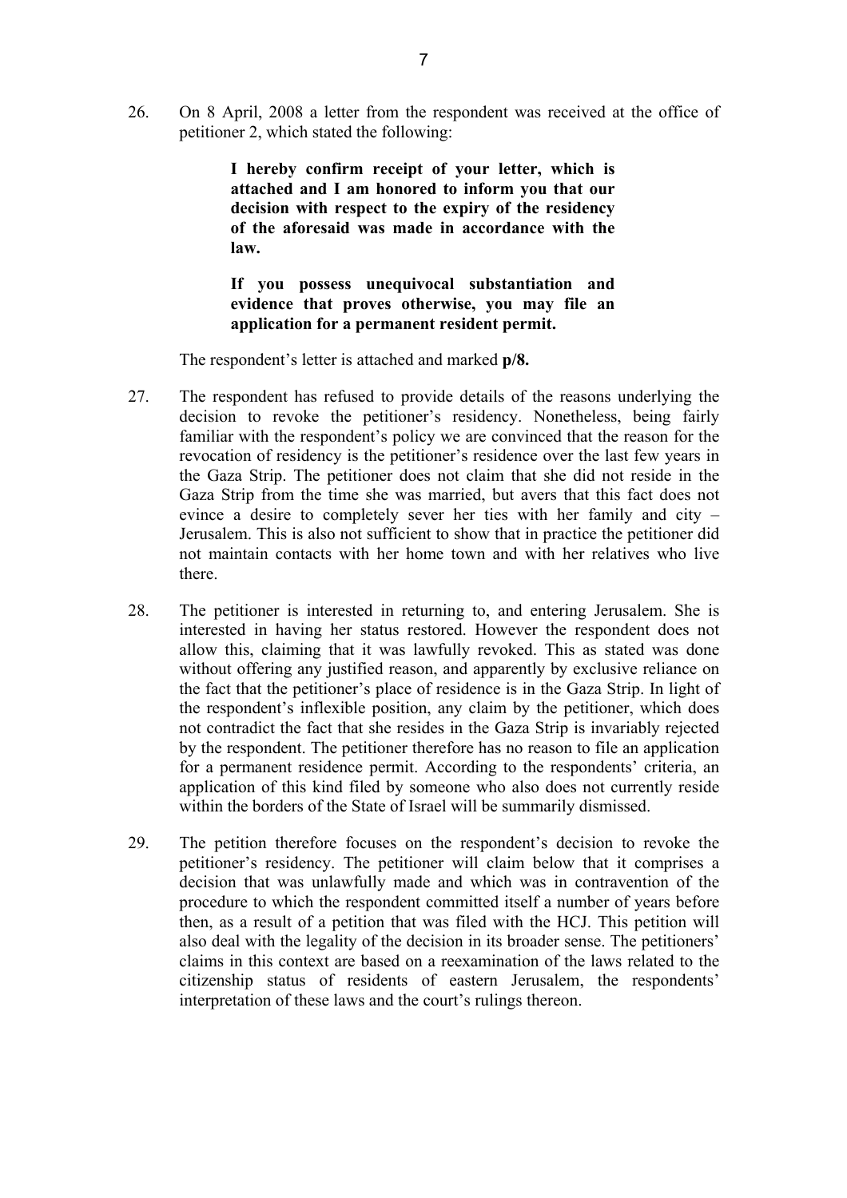26. On 8 April, 2008 a letter from the respondent was received at the office of petitioner 2, which stated the following:

> **I hereby confirm receipt of your letter, which is attached and I am honored to inform you that our decision with respect to the expiry of the residency of the aforesaid was made in accordance with the law.**
>
> **If you possess unequivocal substantiation and evidence that proves otherwise, you may file an application for a permanent resident permit.**

The respondent's letter is attached and marked **p/8.**

27. The respondent has refused to provide details of the reasons underlying the decision to revoke the petitioner's residency. Nonetheless, being fairly familiar with the respondent's policy we are convinced that the reason for the revocation of residency is the petitioner's residence over the last few years in the Gaza Strip. The petitioner does not claim that she did not reside in the Gaza Strip from the time she was married, but avers that this fact does not evince a desire to completely sever her ties with her family and city – Jerusalem. This is also not sufficient to show that in practice the petitioner did not maintain contacts with her home town and with her relatives who live there.

28. The petitioner is interested in returning to, and entering Jerusalem. She is interested in having her status restored. However the respondent does not allow this, claiming that it was lawfully revoked. This as stated was done without offering any justified reason, and apparently by exclusive reliance on the fact that the petitioner's place of residence is in the Gaza Strip. In light of the respondent's inflexible position, any claim by the petitioner, which does not contradict the fact that she resides in the Gaza Strip is invariably rejected by the respondent. The petitioner therefore has no reason to file an application for a permanent residence permit. According to the respondents' criteria, an application of this kind filed by someone who also does not currently reside within the borders of the State of Israel will be summarily dismissed.

29. The petition therefore focuses on the respondent's decision to revoke the petitioner's residency. The petitioner will claim below that it comprises a decision that was unlawfully made and which was in contravention of the procedure to which the respondent committed itself a number of years before then, as a result of a petition that was filed with the HCJ. This petition will also deal with the legality of the decision in its broader sense. The petitioners' claims in this context are based on a reexamination of the laws related to the citizenship status of residents of eastern Jerusalem, the respondents' interpretation of these laws and the court's rulings thereon.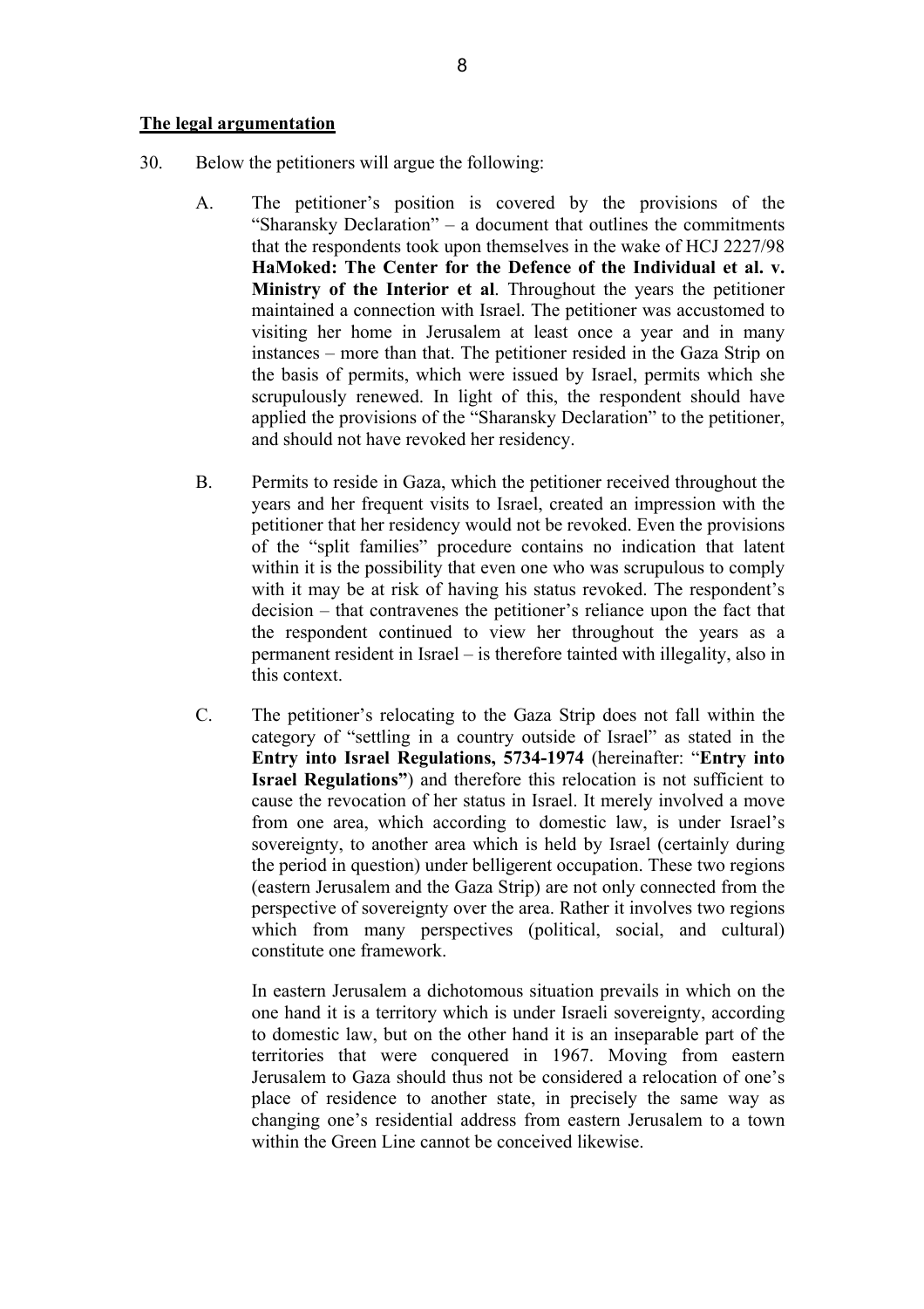**The legal argumentation**

30. Below the petitioners will argue the following:

    A. The petitioner's position is covered by the provisions of the "Sharansky Declaration" – a document that outlines the commitments that the respondents took upon themselves in the wake of HCJ 2227/98 **HaMoked: The Center for the Defence of the Individual et al. v. Ministry of the Interior et al**. Throughout the years the petitioner maintained a connection with Israel. The petitioner was accustomed to visiting her home in Jerusalem at least once a year and in many instances – more than that. The petitioner resided in the Gaza Strip on the basis of permits, which were issued by Israel, permits which she scrupulously renewed. In light of this, the respondent should have applied the provisions of the "Sharansky Declaration" to the petitioner, and should not have revoked her residency.

    B. Permits to reside in Gaza, which the petitioner received throughout the years and her frequent visits to Israel, created an impression with the petitioner that her residency would not be revoked. Even the provisions of the "split families" procedure contains no indication that latent within it is the possibility that even one who was scrupulous to comply with it may be at risk of having his status revoked. The respondent's decision – that contravenes the petitioner's reliance upon the fact that the respondent continued to view her throughout the years as a permanent resident in Israel – is therefore tainted with illegality, also in this context.

    C. The petitioner's relocating to the Gaza Strip does not fall within the category of "settling in a country outside of Israel" as stated in the **Entry into Israel Regulations, 5734-1974** (hereinafter: "**Entry into Israel Regulations"**) and therefore this relocation is not sufficient to cause the revocation of her status in Israel. It merely involved a move from one area, which according to domestic law, is under Israel's sovereignty, to another area which is held by Israel (certainly during the period in question) under belligerent occupation. These two regions (eastern Jerusalem and the Gaza Strip) are not only connected from the perspective of sovereignty over the area. Rather it involves two regions which from many perspectives (political, social, and cultural) constitute one framework.

       In eastern Jerusalem a dichotomous situation prevails in which on the one hand it is a territory which is under Israeli sovereignty, according to domestic law, but on the other hand it is an inseparable part of the territories that were conquered in 1967. Moving from eastern Jerusalem to Gaza should thus not be considered a relocation of one's place of residence to another state, in precisely the same way as changing one's residential address from eastern Jerusalem to a town within the Green Line cannot be conceived likewise.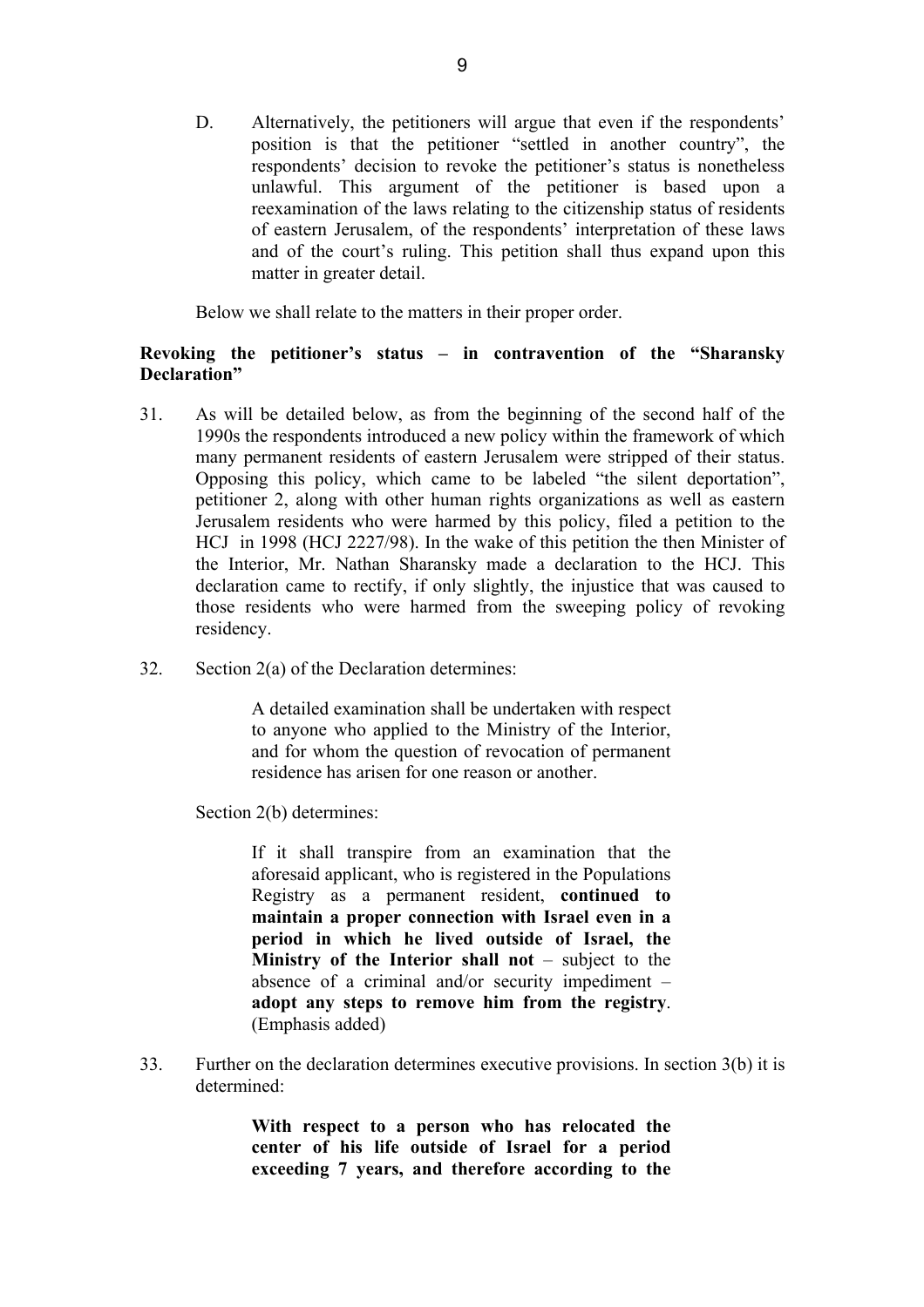D. Alternatively, the petitioners will argue that even if the respondents' position is that the petitioner "settled in another country", the respondents' decision to revoke the petitioner's status is nonetheless unlawful. This argument of the petitioner is based upon a reexamination of the laws relating to the citizenship status of residents of eastern Jerusalem, of the respondents' interpretation of these laws and of the court's ruling. This petition shall thus expand upon this matter in greater detail.

Below we shall relate to the matters in their proper order.

**Revoking the petitioner's status – in contravention of the "Sharansky Declaration"**

31. As will be detailed below, as from the beginning of the second half of the 1990s the respondents introduced a new policy within the framework of which many permanent residents of eastern Jerusalem were stripped of their status. Opposing this policy, which came to be labeled "the silent deportation", petitioner 2, along with other human rights organizations as well as eastern Jerusalem residents who were harmed by this policy, filed a petition to the HCJ in 1998 (HCJ 2227/98). In the wake of this petition the then Minister of the Interior, Mr. Nathan Sharansky made a declaration to the HCJ. This declaration came to rectify, if only slightly, the injustice that was caused to those residents who were harmed from the sweeping policy of revoking residency.

32. Section 2(a) of the Declaration determines:

> A detailed examination shall be undertaken with respect to anyone who applied to the Ministry of the Interior, and for whom the question of revocation of permanent residence has arisen for one reason or another.

Section 2(b) determines:

> If it shall transpire from an examination that the aforesaid applicant, who is registered in the Populations Registry as a permanent resident, **continued to maintain a proper connection with Israel even in a period in which he lived outside of Israel, the Ministry of the Interior shall not** – subject to the absence of a criminal and/or security impediment – **adopt any steps to remove him from the registry**. (Emphasis added)

33. Further on the declaration determines executive provisions. In section 3(b) it is determined:

> **With respect to a person who has relocated the center of his life outside of Israel for a period exceeding 7 years, and therefore according to the**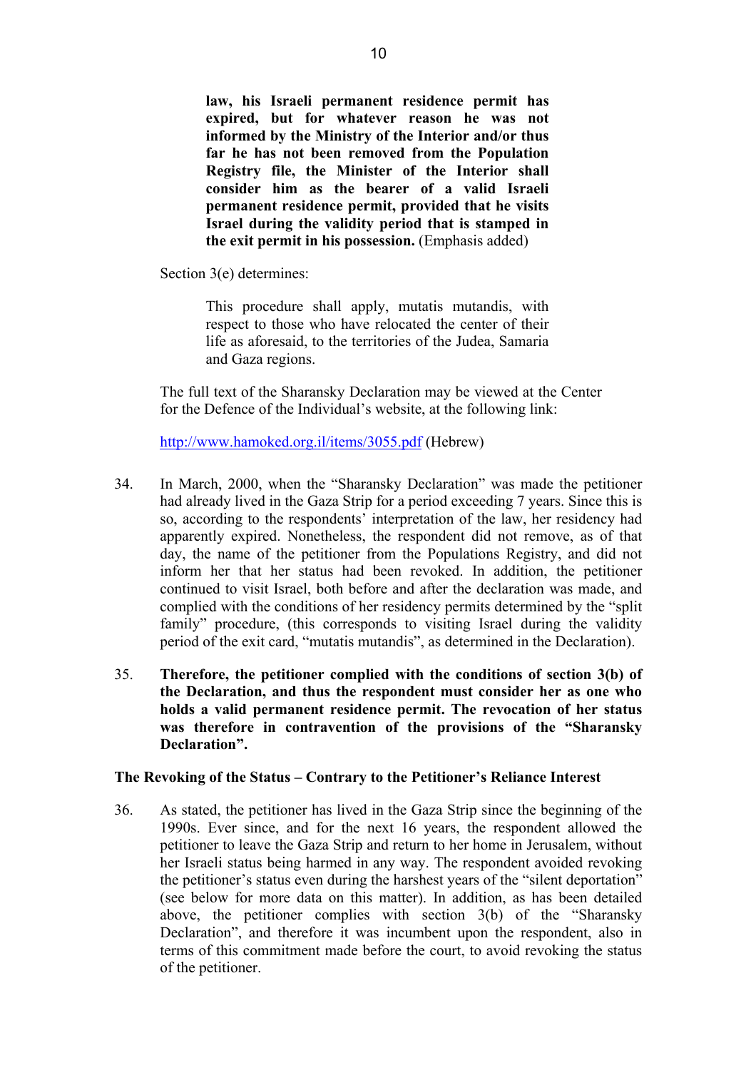> **law, his Israeli permanent residence permit has expired, but for whatever reason he was not informed by the Ministry of the Interior and/or thus far he has not been removed from the Population Registry file, the Minister of the Interior shall consider him as the bearer of a valid Israeli permanent residence permit, provided that he visits Israel during the validity period that is stamped in the exit permit in his possession.** (Emphasis added)

Section 3(e) determines:

> This procedure shall apply, mutatis mutandis, with respect to those who have relocated the center of their life as aforesaid, to the territories of the Judea, Samaria and Gaza regions.

The full text of the Sharansky Declaration may be viewed at the Center for the Defence of the Individual's website, at the following link:

http://www.hamoked.org.il/items/3055.pdf (Hebrew)

34. In March, 2000, when the "Sharansky Declaration" was made the petitioner had already lived in the Gaza Strip for a period exceeding 7 years. Since this is so, according to the respondents' interpretation of the law, her residency had apparently expired. Nonetheless, the respondent did not remove, as of that day, the name of the petitioner from the Populations Registry, and did not inform her that her status had been revoked. In addition, the petitioner continued to visit Israel, both before and after the declaration was made, and complied with the conditions of her residency permits determined by the "split family" procedure, (this corresponds to visiting Israel during the validity period of the exit card, "mutatis mutandis", as determined in the Declaration).

35. **Therefore, the petitioner complied with the conditions of section 3(b) of the Declaration, and thus the respondent must consider her as one who holds a valid permanent residence permit. The revocation of her status was therefore in contravention of the provisions of the "Sharansky Declaration".**

**The Revoking of the Status – Contrary to the Petitioner's Reliance Interest**

36. As stated, the petitioner has lived in the Gaza Strip since the beginning of the 1990s. Ever since, and for the next 16 years, the respondent allowed the petitioner to leave the Gaza Strip and return to her home in Jerusalem, without her Israeli status being harmed in any way. The respondent avoided revoking the petitioner's status even during the harshest years of the "silent deportation" (see below for more data on this matter). In addition, as has been detailed above, the petitioner complies with section 3(b) of the "Sharansky Declaration", and therefore it was incumbent upon the respondent, also in terms of this commitment made before the court, to avoid revoking the status of the petitioner.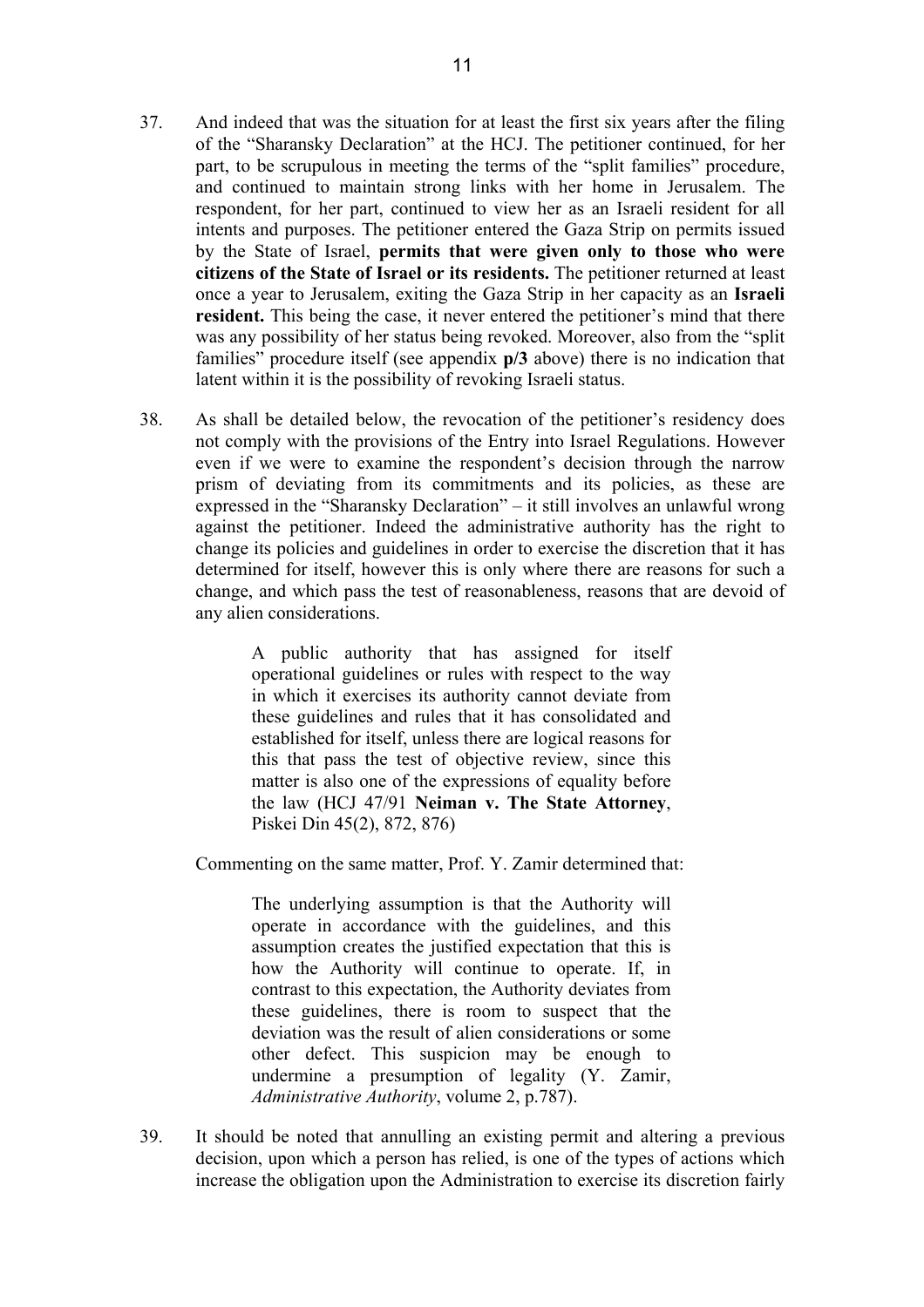37. And indeed that was the situation for at least the first six years after the filing of the "Sharansky Declaration" at the HCJ. The petitioner continued, for her part, to be scrupulous in meeting the terms of the "split families" procedure, and continued to maintain strong links with her home in Jerusalem. The respondent, for her part, continued to view her as an Israeli resident for all intents and purposes. The petitioner entered the Gaza Strip on permits issued by the State of Israel, **permits that were given only to those who were citizens of the State of Israel or its residents.** The petitioner returned at least once a year to Jerusalem, exiting the Gaza Strip in her capacity as an **Israeli resident.** This being the case, it never entered the petitioner's mind that there was any possibility of her status being revoked. Moreover, also from the "split families" procedure itself (see appendix **p/3** above) there is no indication that latent within it is the possibility of revoking Israeli status.

38. As shall be detailed below, the revocation of the petitioner's residency does not comply with the provisions of the Entry into Israel Regulations. However even if we were to examine the respondent's decision through the narrow prism of deviating from its commitments and its policies, as these are expressed in the "Sharansky Declaration" – it still involves an unlawful wrong against the petitioner. Indeed the administrative authority has the right to change its policies and guidelines in order to exercise the discretion that it has determined for itself, however this is only where there are reasons for such a change, and which pass the test of reasonableness, reasons that are devoid of any alien considerations.

> A public authority that has assigned for itself operational guidelines or rules with respect to the way in which it exercises its authority cannot deviate from these guidelines and rules that it has consolidated and established for itself, unless there are logical reasons for this that pass the test of objective review, since this matter is also one of the expressions of equality before the law (HCJ 47/91 **Neiman v. The State Attorney**, Piskei Din 45(2), 872, 876)

Commenting on the same matter, Prof. Y. Zamir determined that:

> The underlying assumption is that the Authority will operate in accordance with the guidelines, and this assumption creates the justified expectation that this is how the Authority will continue to operate. If, in contrast to this expectation, the Authority deviates from these guidelines, there is room to suspect that the deviation was the result of alien considerations or some other defect. This suspicion may be enough to undermine a presumption of legality (Y. Zamir, *Administrative Authority*, volume 2, p.787).

39. It should be noted that annulling an existing permit and altering a previous decision, upon which a person has relied, is one of the types of actions which increase the obligation upon the Administration to exercise its discretion fairly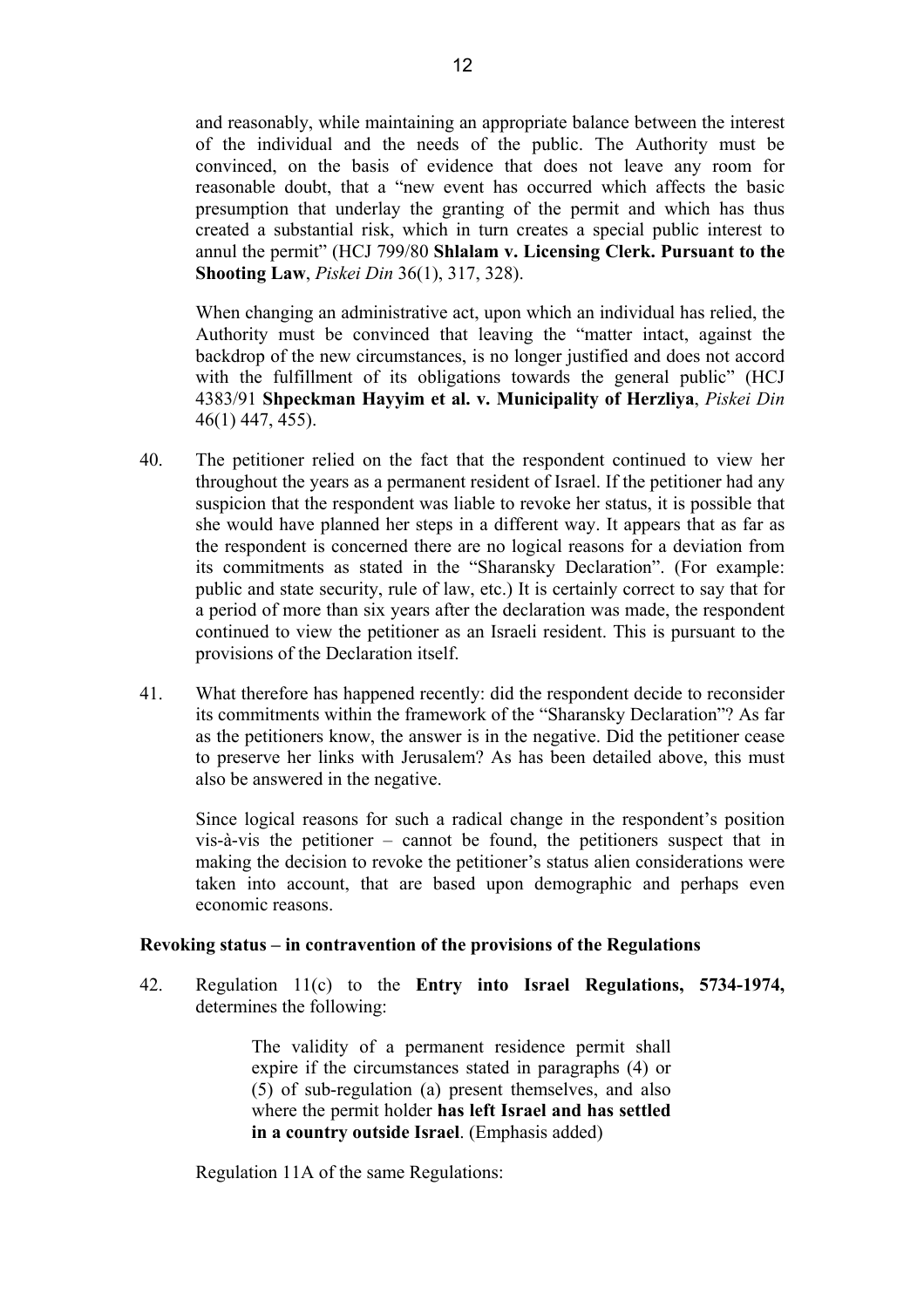and reasonably, while maintaining an appropriate balance between the interest of the individual and the needs of the public. The Authority must be convinced, on the basis of evidence that does not leave any room for reasonable doubt, that a "new event has occurred which affects the basic presumption that underlay the granting of the permit and which has thus created a substantial risk, which in turn creates a special public interest to annul the permit" (HCJ 799/80 **Shlalam v. Licensing Clerk. Pursuant to the Shooting Law**, *Piskei Din* 36(1), 317, 328).

When changing an administrative act, upon which an individual has relied, the Authority must be convinced that leaving the "matter intact, against the backdrop of the new circumstances, is no longer justified and does not accord with the fulfillment of its obligations towards the general public" (HCJ 4383/91 **Shpeckman Hayyim et al. v. Municipality of Herzliya**, *Piskei Din* 46(1) 447, 455).

40. The petitioner relied on the fact that the respondent continued to view her throughout the years as a permanent resident of Israel. If the petitioner had any suspicion that the respondent was liable to revoke her status, it is possible that she would have planned her steps in a different way. It appears that as far as the respondent is concerned there are no logical reasons for a deviation from its commitments as stated in the "Sharansky Declaration". (For example: public and state security, rule of law, etc.) It is certainly correct to say that for a period of more than six years after the declaration was made, the respondent continued to view the petitioner as an Israeli resident. This is pursuant to the provisions of the Declaration itself.

41. What therefore has happened recently: did the respondent decide to reconsider its commitments within the framework of the "Sharansky Declaration"? As far as the petitioners know, the answer is in the negative. Did the petitioner cease to preserve her links with Jerusalem? As has been detailed above, this must also be answered in the negative.

Since logical reasons for such a radical change in the respondent's position vis-à-vis the petitioner – cannot be found, the petitioners suspect that in making the decision to revoke the petitioner's status alien considerations were taken into account, that are based upon demographic and perhaps even economic reasons.

**Revoking status – in contravention of the provisions of the Regulations**

42. Regulation 11(c) to the **Entry into Israel Regulations, 5734-1974,** determines the following:

> The validity of a permanent residence permit shall expire if the circumstances stated in paragraphs (4) or (5) of sub-regulation (a) present themselves, and also where the permit holder **has left Israel and has settled in a country outside Israel**. (Emphasis added)

Regulation 11A of the same Regulations: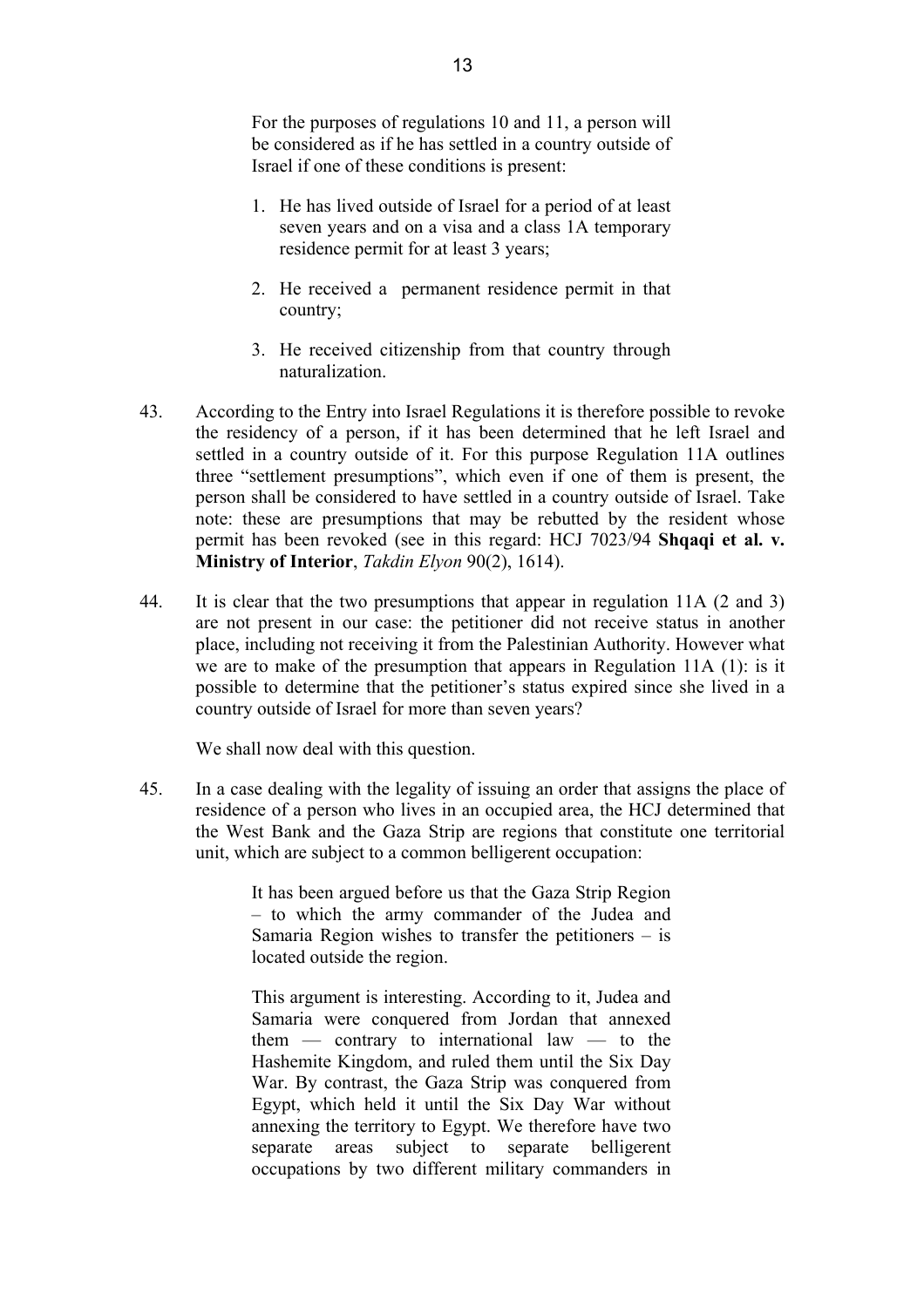> For the purposes of regulations 10 and 11, a person will be considered as if he has settled in a country outside of Israel if one of these conditions is present:
>
> 1. He has lived outside of Israel for a period of at least seven years and on a visa and a class 1A temporary residence permit for at least 3 years;
> 2. He received a permanent residence permit in that country;
> 3. He received citizenship from that country through naturalization.

43. According to the Entry into Israel Regulations it is therefore possible to revoke the residency of a person, if it has been determined that he left Israel and settled in a country outside of it. For this purpose Regulation 11A outlines three "settlement presumptions", which even if one of them is present, the person shall be considered to have settled in a country outside of Israel. Take note: these are presumptions that may be rebutted by the resident whose permit has been revoked (see in this regard: HCJ 7023/94 **Shqaqi et al. v. Ministry of Interior**, *Takdin Elyon* 90(2), 1614).

44. It is clear that the two presumptions that appear in regulation 11A (2 and 3) are not present in our case: the petitioner did not receive status in another place, including not receiving it from the Palestinian Authority. However what we are to make of the presumption that appears in Regulation 11A (1): is it possible to determine that the petitioner's status expired since she lived in a country outside of Israel for more than seven years?

    We shall now deal with this question.

45. In a case dealing with the legality of issuing an order that assigns the place of residence of a person who lives in an occupied area, the HCJ determined that the West Bank and the Gaza Strip are regions that constitute one territorial unit, which are subject to a common belligerent occupation:

> It has been argued before us that the Gaza Strip Region – to which the army commander of the Judea and Samaria Region wishes to transfer the petitioners – is located outside the region.
>
> This argument is interesting. According to it, Judea and Samaria were conquered from Jordan that annexed them — contrary to international law — to the Hashemite Kingdom, and ruled them until the Six Day War. By contrast, the Gaza Strip was conquered from Egypt, which held it until the Six Day War without annexing the territory to Egypt. We therefore have two separate areas subject to separate belligerent occupations by two different military commanders in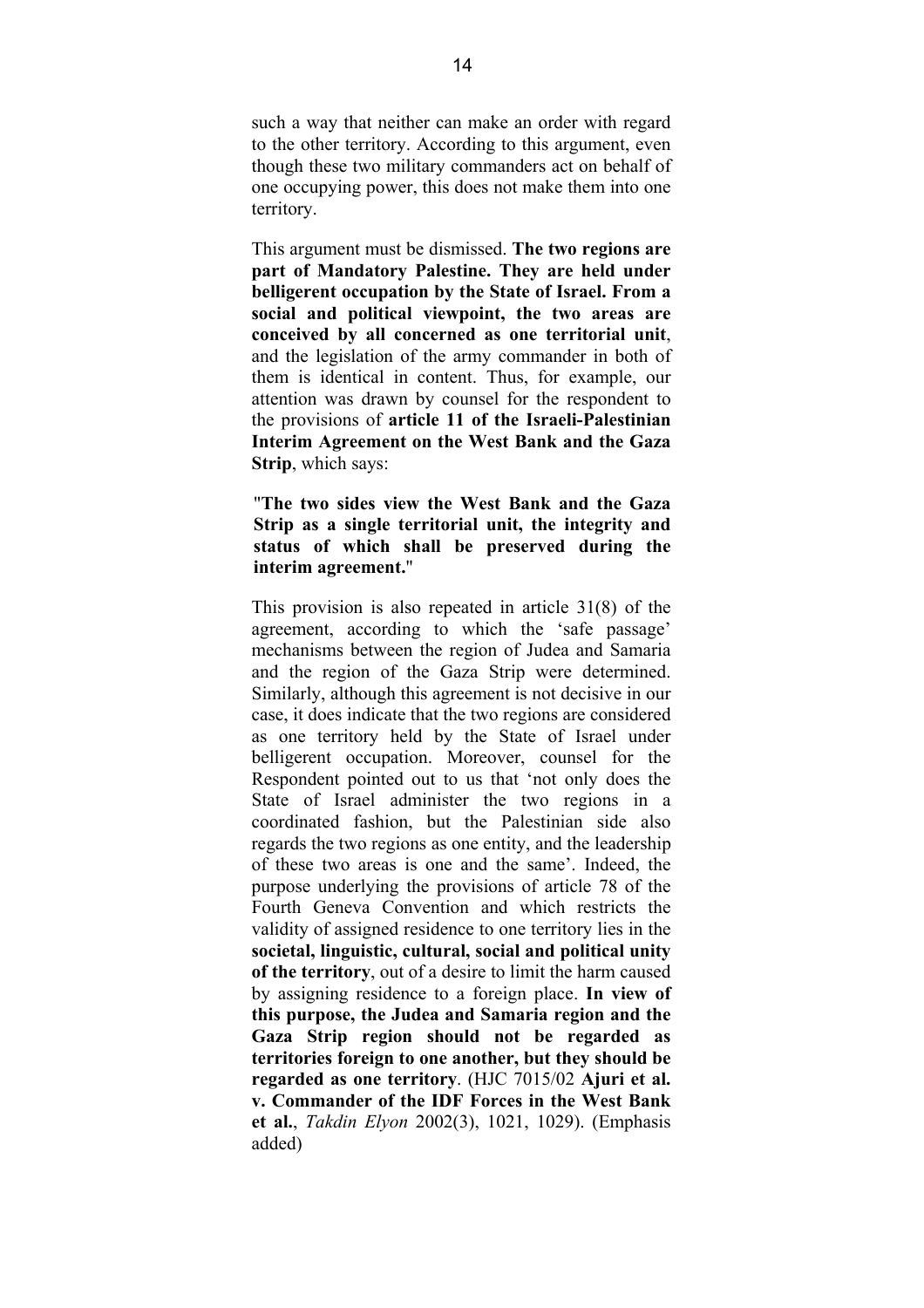such a way that neither can make an order with regard to the other territory. According to this argument, even though these two military commanders act on behalf of one occupying power, this does not make them into one territory.

This argument must be dismissed. **The two regions are part of Mandatory Palestine. They are held under belligerent occupation by the State of Israel. From a social and political viewpoint, the two areas are conceived by all concerned as one territorial unit**, and the legislation of the army commander in both of them is identical in content. Thus, for example, our attention was drawn by counsel for the respondent to the provisions of **article 11 of the Israeli-Palestinian Interim Agreement on the West Bank and the Gaza Strip**, which says:

> "**The two sides view the West Bank and the Gaza Strip as a single territorial unit, the integrity and status of which shall be preserved during the interim agreement.**"

This provision is also repeated in article 31(8) of the agreement, according to which the 'safe passage' mechanisms between the region of Judea and Samaria and the region of the Gaza Strip were determined. Similarly, although this agreement is not decisive in our case, it does indicate that the two regions are considered as one territory held by the State of Israel under belligerent occupation. Moreover, counsel for the Respondent pointed out to us that 'not only does the State of Israel administer the two regions in a coordinated fashion, but the Palestinian side also regards the two regions as one entity, and the leadership of these two areas is one and the same'. Indeed, the purpose underlying the provisions of article 78 of the Fourth Geneva Convention and which restricts the validity of assigned residence to one territory lies in the **societal, linguistic, cultural, social and political unity of the territory**, out of a desire to limit the harm caused by assigning residence to a foreign place. **In view of this purpose, the Judea and Samaria region and the Gaza Strip region should not be regarded as territories foreign to one another, but they should be regarded as one territory**. (HJC 7015/02 **Ajuri et al. v. Commander of the IDF Forces in the West Bank et al.**, *Takdin Elyon* 2002(3), 1021, 1029). (Emphasis added)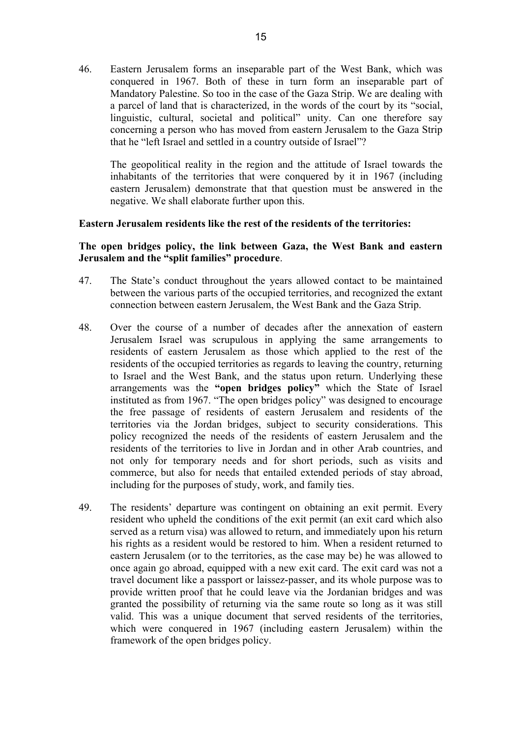46. Eastern Jerusalem forms an inseparable part of the West Bank, which was conquered in 1967. Both of these in turn form an inseparable part of Mandatory Palestine. So too in the case of the Gaza Strip. We are dealing with a parcel of land that is characterized, in the words of the court by its "social, linguistic, cultural, societal and political" unity. Can one therefore say concerning a person who has moved from eastern Jerusalem to the Gaza Strip that he "left Israel and settled in a country outside of Israel"?

    The geopolitical reality in the region and the attitude of Israel towards the inhabitants of the territories that were conquered by it in 1967 (including eastern Jerusalem) demonstrate that that question must be answered in the negative. We shall elaborate further upon this.

**Eastern Jerusalem residents like the rest of the residents of the territories:**

**The open bridges policy, the link between Gaza, the West Bank and eastern Jerusalem and the "split families" procedure**.

47. The State's conduct throughout the years allowed contact to be maintained between the various parts of the occupied territories, and recognized the extant connection between eastern Jerusalem, the West Bank and the Gaza Strip.

48. Over the course of a number of decades after the annexation of eastern Jerusalem Israel was scrupulous in applying the same arrangements to residents of eastern Jerusalem as those which applied to the rest of the residents of the occupied territories as regards to leaving the country, returning to Israel and the West Bank, and the status upon return. Underlying these arrangements was the **"open bridges policy"** which the State of Israel instituted as from 1967. "The open bridges policy" was designed to encourage the free passage of residents of eastern Jerusalem and residents of the territories via the Jordan bridges, subject to security considerations. This policy recognized the needs of the residents of eastern Jerusalem and the residents of the territories to live in Jordan and in other Arab countries, and not only for temporary needs and for short periods, such as visits and commerce, but also for needs that entailed extended periods of stay abroad, including for the purposes of study, work, and family ties.

49. The residents' departure was contingent on obtaining an exit permit. Every resident who upheld the conditions of the exit permit (an exit card which also served as a return visa) was allowed to return, and immediately upon his return his rights as a resident would be restored to him. When a resident returned to eastern Jerusalem (or to the territories, as the case may be) he was allowed to once again go abroad, equipped with a new exit card. The exit card was not a travel document like a passport or laissez-passer, and its whole purpose was to provide written proof that he could leave via the Jordanian bridges and was granted the possibility of returning via the same route so long as it was still valid. This was a unique document that served residents of the territories, which were conquered in 1967 (including eastern Jerusalem) within the framework of the open bridges policy.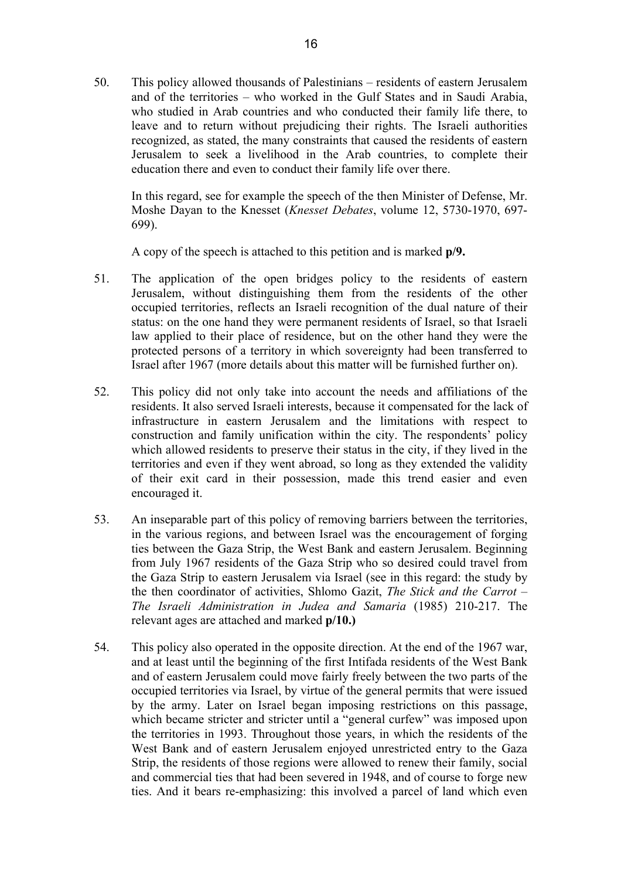50. This policy allowed thousands of Palestinians – residents of eastern Jerusalem and of the territories – who worked in the Gulf States and in Saudi Arabia, who studied in Arab countries and who conducted their family life there, to leave and to return without prejudicing their rights. The Israeli authorities recognized, as stated, the many constraints that caused the residents of eastern Jerusalem to seek a livelihood in the Arab countries, to complete their education there and even to conduct their family life over there.

    In this regard, see for example the speech of the then Minister of Defense, Mr. Moshe Dayan to the Knesset (*Knesset Debates*, volume 12, 5730-1970, 697-699).

    A copy of the speech is attached to this petition and is marked **p/9.**

51. The application of the open bridges policy to the residents of eastern Jerusalem, without distinguishing them from the residents of the other occupied territories, reflects an Israeli recognition of the dual nature of their status: on the one hand they were permanent residents of Israel, so that Israeli law applied to their place of residence, but on the other hand they were the protected persons of a territory in which sovereignty had been transferred to Israel after 1967 (more details about this matter will be furnished further on).

52. This policy did not only take into account the needs and affiliations of the residents. It also served Israeli interests, because it compensated for the lack of infrastructure in eastern Jerusalem and the limitations with respect to construction and family unification within the city. The respondents' policy which allowed residents to preserve their status in the city, if they lived in the territories and even if they went abroad, so long as they extended the validity of their exit card in their possession, made this trend easier and even encouraged it.

53. An inseparable part of this policy of removing barriers between the territories, in the various regions, and between Israel was the encouragement of forging ties between the Gaza Strip, the West Bank and eastern Jerusalem. Beginning from July 1967 residents of the Gaza Strip who so desired could travel from the Gaza Strip to eastern Jerusalem via Israel (see in this regard: the study by the then coordinator of activities, Shlomo Gazit, *The Stick and the Carrot – The Israeli Administration in Judea and Samaria* (1985) 210-217. The relevant ages are attached and marked **p/10.)**

54. This policy also operated in the opposite direction. At the end of the 1967 war, and at least until the beginning of the first Intifada residents of the West Bank and of eastern Jerusalem could move fairly freely between the two parts of the occupied territories via Israel, by virtue of the general permits that were issued by the army. Later on Israel began imposing restrictions on this passage, which became stricter and stricter until a "general curfew" was imposed upon the territories in 1993. Throughout those years, in which the residents of the West Bank and of eastern Jerusalem enjoyed unrestricted entry to the Gaza Strip, the residents of those regions were allowed to renew their family, social and commercial ties that had been severed in 1948, and of course to forge new ties. And it bears re-emphasizing: this involved a parcel of land which even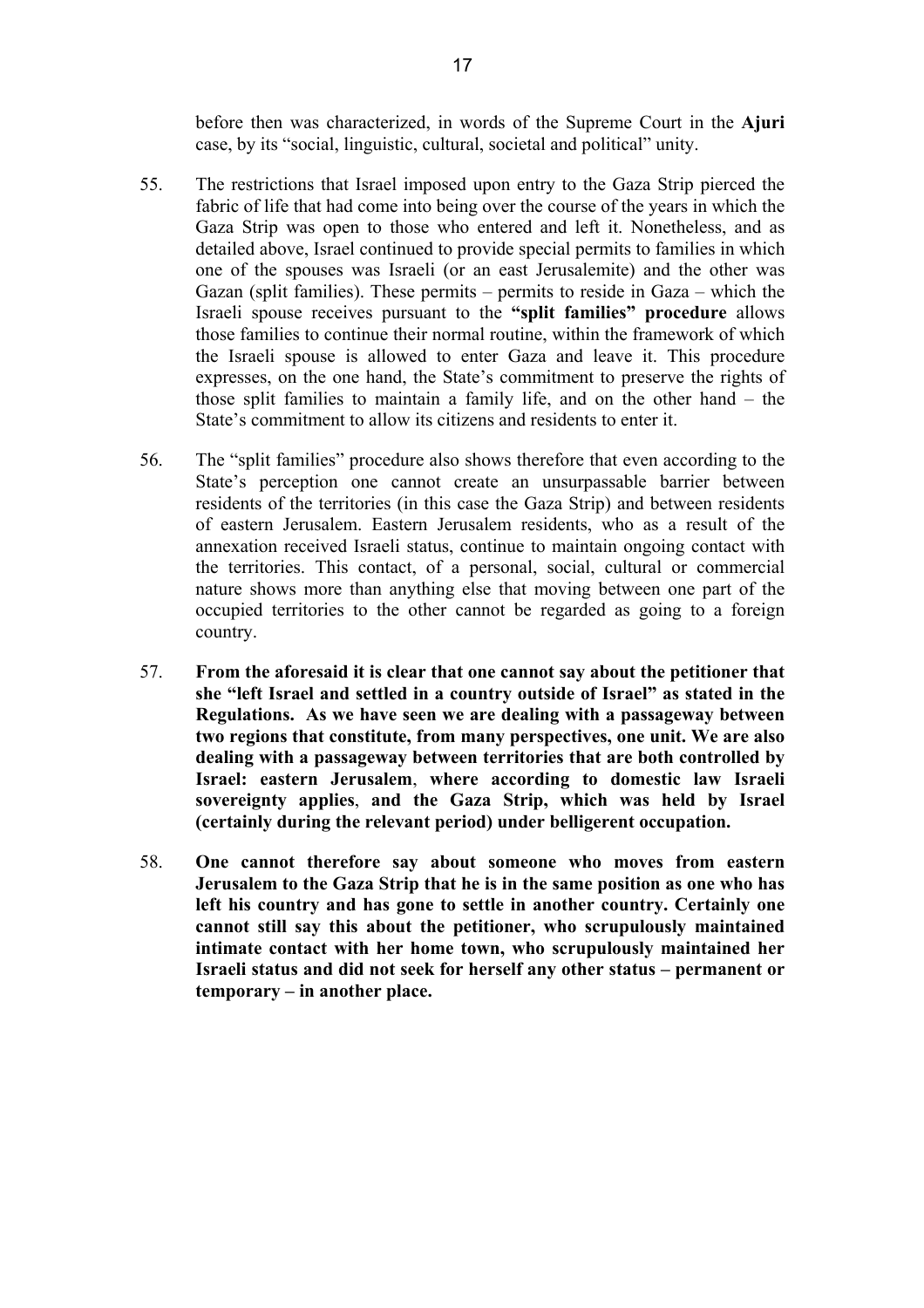before then was characterized, in words of the Supreme Court in the **Ajuri** case, by its "social, linguistic, cultural, societal and political" unity.

55. The restrictions that Israel imposed upon entry to the Gaza Strip pierced the fabric of life that had come into being over the course of the years in which the Gaza Strip was open to those who entered and left it. Nonetheless, and as detailed above, Israel continued to provide special permits to families in which one of the spouses was Israeli (or an east Jerusalemite) and the other was Gazan (split families). These permits – permits to reside in Gaza – which the Israeli spouse receives pursuant to the **"split families" procedure** allows those families to continue their normal routine, within the framework of which the Israeli spouse is allowed to enter Gaza and leave it. This procedure expresses, on the one hand, the State's commitment to preserve the rights of those split families to maintain a family life, and on the other hand – the State's commitment to allow its citizens and residents to enter it.

56. The "split families" procedure also shows therefore that even according to the State's perception one cannot create an unsurpassable barrier between residents of the territories (in this case the Gaza Strip) and between residents of eastern Jerusalem. Eastern Jerusalem residents, who as a result of the annexation received Israeli status, continue to maintain ongoing contact with the territories. This contact, of a personal, social, cultural or commercial nature shows more than anything else that moving between one part of the occupied territories to the other cannot be regarded as going to a foreign country.

57. **From the aforesaid it is clear that one cannot say about the petitioner that she "left Israel and settled in a country outside of Israel" as stated in the Regulations. As we have seen we are dealing with a passageway between two regions that constitute, from many perspectives, one unit. We are also dealing with a passageway between territories that are both controlled by Israel: eastern Jerusalem, where according to domestic law Israeli sovereignty applies, and the Gaza Strip, which was held by Israel (certainly during the relevant period) under belligerent occupation.**

58. **One cannot therefore say about someone who moves from eastern Jerusalem to the Gaza Strip that he is in the same position as one who has left his country and has gone to settle in another country. Certainly one cannot still say this about the petitioner, who scrupulously maintained intimate contact with her home town, who scrupulously maintained her Israeli status and did not seek for herself any other status – permanent or temporary – in another place.**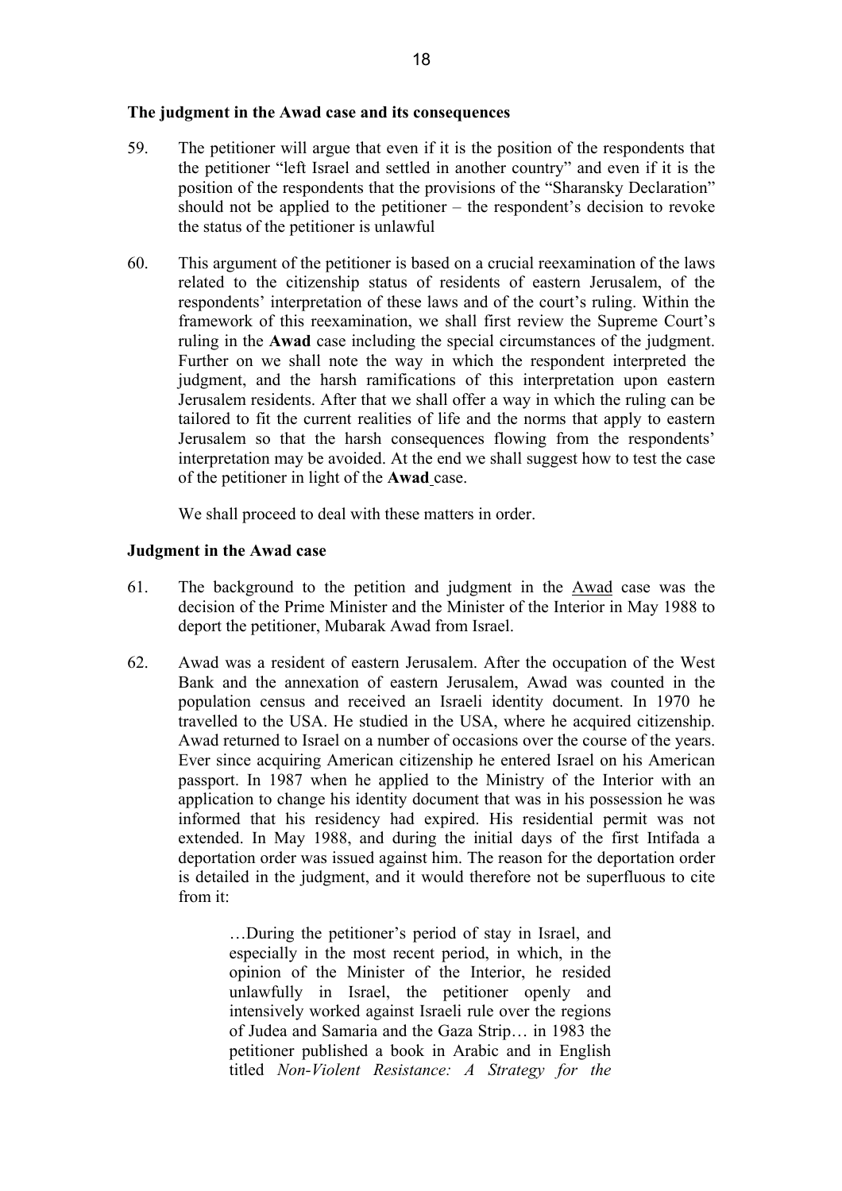**The judgment in the Awad case and its consequences**

59. The petitioner will argue that even if it is the position of the respondents that the petitioner "left Israel and settled in another country" and even if it is the position of the respondents that the provisions of the "Sharansky Declaration" should not be applied to the petitioner – the respondent's decision to revoke the status of the petitioner is unlawful

60. This argument of the petitioner is based on a crucial reexamination of the laws related to the citizenship status of residents of eastern Jerusalem, of the respondents' interpretation of these laws and of the court's ruling. Within the framework of this reexamination, we shall first review the Supreme Court's ruling in the **Awad** case including the special circumstances of the judgment. Further on we shall note the way in which the respondent interpreted the judgment, and the harsh ramifications of this interpretation upon eastern Jerusalem residents. After that we shall offer a way in which the ruling can be tailored to fit the current realities of life and the norms that apply to eastern Jerusalem so that the harsh consequences flowing from the respondents' interpretation may be avoided. At the end we shall suggest how to test the case of the petitioner in light of the **Awad** case.

    We shall proceed to deal with these matters in order.

**Judgment in the Awad case**

61. The background to the petition and judgment in the Awad case was the decision of the Prime Minister and the Minister of the Interior in May 1988 to deport the petitioner, Mubarak Awad from Israel.

62. Awad was a resident of eastern Jerusalem. After the occupation of the West Bank and the annexation of eastern Jerusalem, Awad was counted in the population census and received an Israeli identity document. In 1970 he travelled to the USA. He studied in the USA, where he acquired citizenship. Awad returned to Israel on a number of occasions over the course of the years. Ever since acquiring American citizenship he entered Israel on his American passport. In 1987 when he applied to the Ministry of the Interior with an application to change his identity document that was in his possession he was informed that his residency had expired. His residential permit was not extended. In May 1988, and during the initial days of the first Intifada a deportation order was issued against him. The reason for the deportation order is detailed in the judgment, and it would therefore not be superfluous to cite from it:

    > …During the petitioner's period of stay in Israel, and especially in the most recent period, in which, in the opinion of the Minister of the Interior, he resided unlawfully in Israel, the petitioner openly and intensively worked against Israeli rule over the regions of Judea and Samaria and the Gaza Strip… in 1983 the petitioner published a book in Arabic and in English titled *Non-Violent Resistance: A Strategy for the*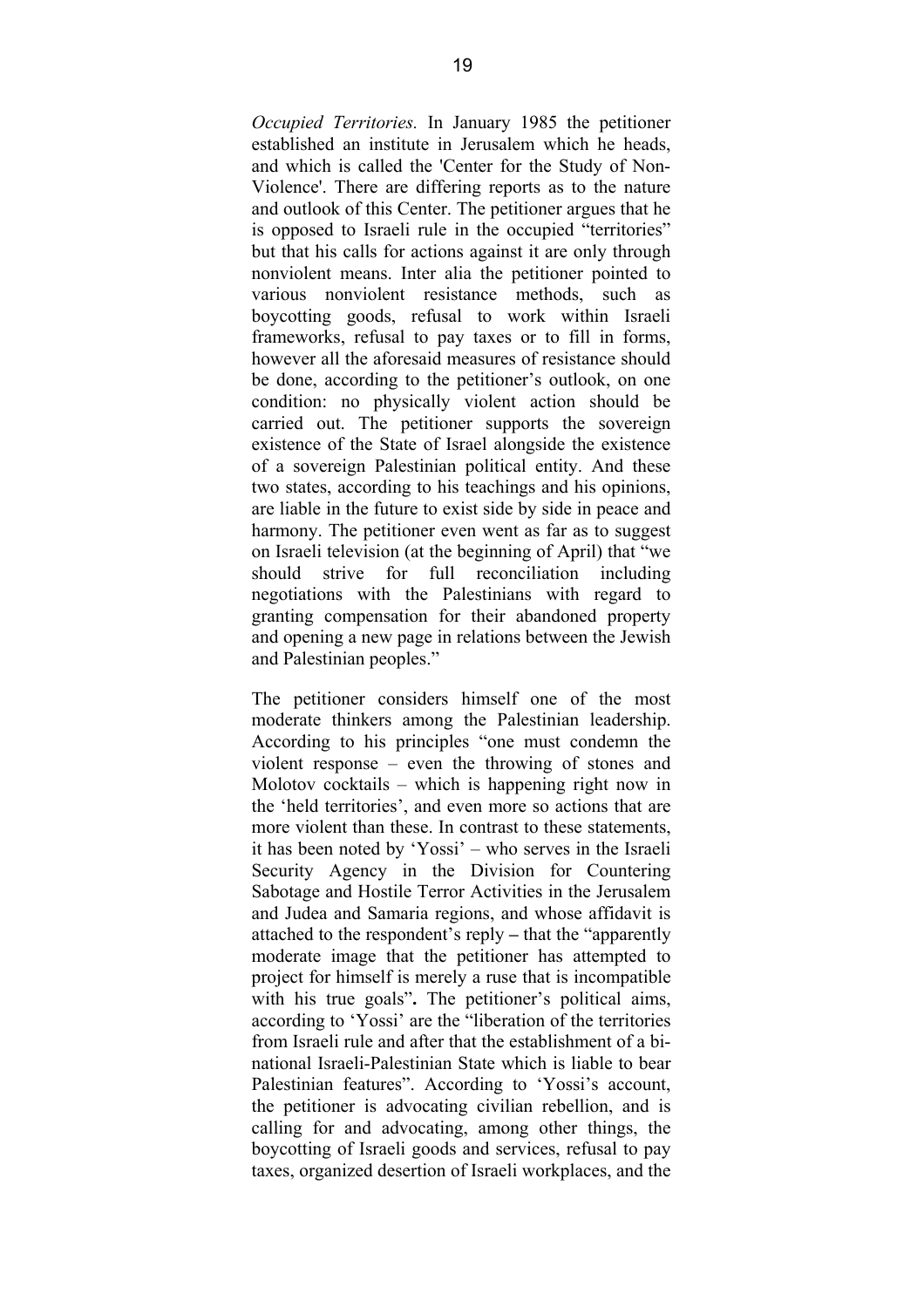*Occupied Territories.* In January 1985 the petitioner established an institute in Jerusalem which he heads, and which is called the 'Center for the Study of Non-Violence'. There are differing reports as to the nature and outlook of this Center. The petitioner argues that he is opposed to Israeli rule in the occupied "territories" but that his calls for actions against it are only through nonviolent means. Inter alia the petitioner pointed to various nonviolent resistance methods, such as boycotting goods, refusal to work within Israeli frameworks, refusal to pay taxes or to fill in forms, however all the aforesaid measures of resistance should be done, according to the petitioner's outlook, on one condition: no physically violent action should be carried out. The petitioner supports the sovereign existence of the State of Israel alongside the existence of a sovereign Palestinian political entity. And these two states, according to his teachings and his opinions, are liable in the future to exist side by side in peace and harmony. The petitioner even went as far as to suggest on Israeli television (at the beginning of April) that "we should strive for full reconciliation including negotiations with the Palestinians with regard to granting compensation for their abandoned property and opening a new page in relations between the Jewish and Palestinian peoples."

The petitioner considers himself one of the most moderate thinkers among the Palestinian leadership. According to his principles "one must condemn the violent response – even the throwing of stones and Molotov cocktails – which is happening right now in the 'held territories', and even more so actions that are more violent than these. In contrast to these statements, it has been noted by 'Yossi' – who serves in the Israeli Security Agency in the Division for Countering Sabotage and Hostile Terror Activities in the Jerusalem and Judea and Samaria regions, and whose affidavit is attached to the respondent's reply **–** that the "apparently moderate image that the petitioner has attempted to project for himself is merely a ruse that is incompatible with his true goals"**.** The petitioner's political aims, according to 'Yossi' are the "liberation of the territories from Israeli rule and after that the establishment of a bi-national Israeli-Palestinian State which is liable to bear Palestinian features". According to 'Yossi's account, the petitioner is advocating civilian rebellion, and is calling for and advocating, among other things, the boycotting of Israeli goods and services, refusal to pay taxes, organized desertion of Israeli workplaces, and the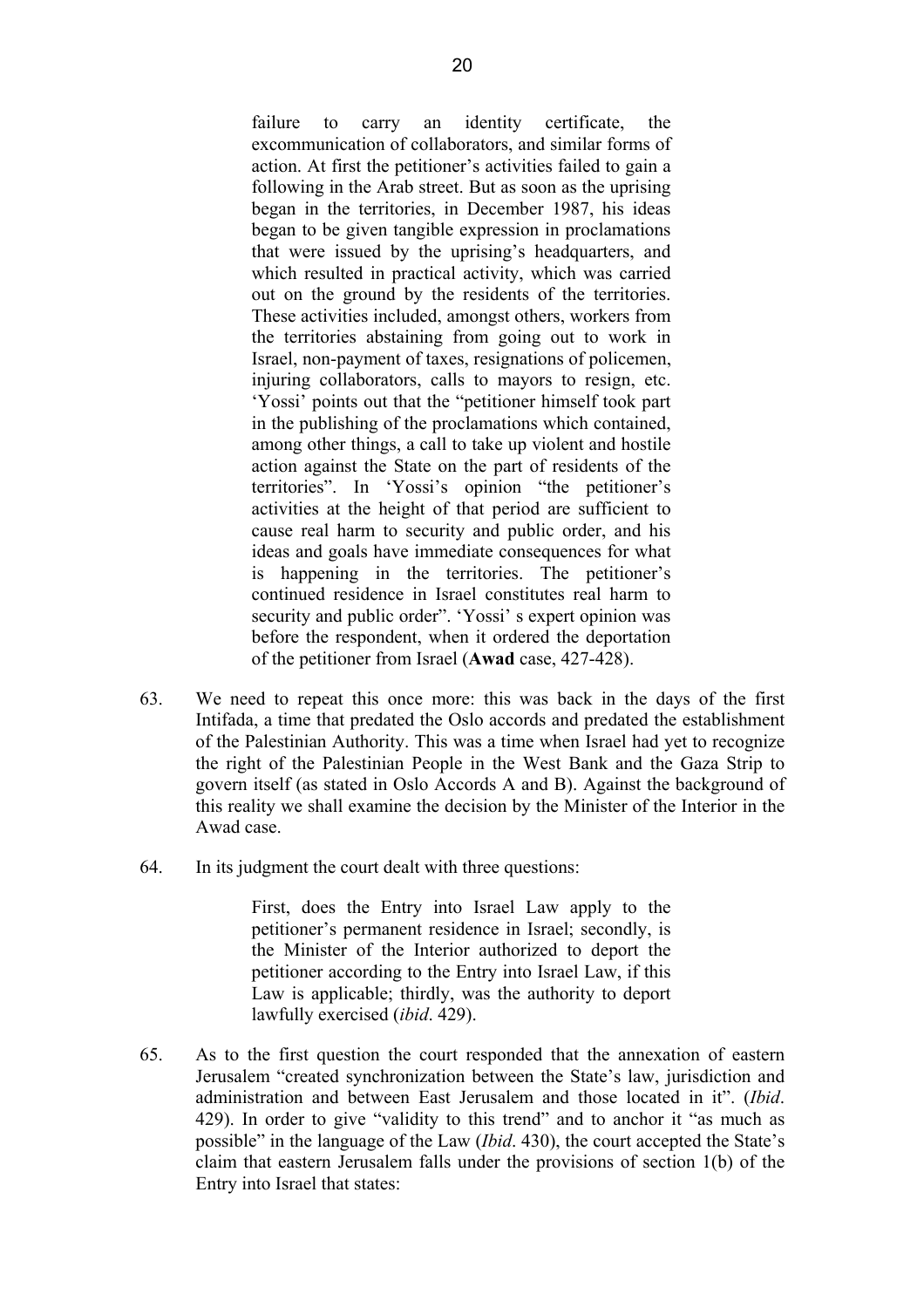> failure to carry an identity certificate, the excommunication of collaborators, and similar forms of action. At first the petitioner's activities failed to gain a following in the Arab street. But as soon as the uprising began in the territories, in December 1987, his ideas began to be given tangible expression in proclamations that were issued by the uprising's headquarters, and which resulted in practical activity, which was carried out on the ground by the residents of the territories. These activities included, amongst others, workers from the territories abstaining from going out to work in Israel, non-payment of taxes, resignations of policemen, injuring collaborators, calls to mayors to resign, etc. 'Yossi' points out that the "petitioner himself took part in the publishing of the proclamations which contained, among other things, a call to take up violent and hostile action against the State on the part of residents of the territories". In 'Yossi's opinion "the petitioner's activities at the height of that period are sufficient to cause real harm to security and public order, and his ideas and goals have immediate consequences for what is happening in the territories. The petitioner's continued residence in Israel constitutes real harm to security and public order". 'Yossi' s expert opinion was before the respondent, when it ordered the deportation of the petitioner from Israel (**Awad** case, 427-428).

63. We need to repeat this once more: this was back in the days of the first Intifada, a time that predated the Oslo accords and predated the establishment of the Palestinian Authority. This was a time when Israel had yet to recognize the right of the Palestinian People in the West Bank and the Gaza Strip to govern itself (as stated in Oslo Accords A and B). Against the background of this reality we shall examine the decision by the Minister of the Interior in the Awad case.

64. In its judgment the court dealt with three questions:

> First, does the Entry into Israel Law apply to the petitioner's permanent residence in Israel; secondly, is the Minister of the Interior authorized to deport the petitioner according to the Entry into Israel Law, if this Law is applicable; thirdly, was the authority to deport lawfully exercised (*ibid*. 429).

65. As to the first question the court responded that the annexation of eastern Jerusalem "created synchronization between the State's law, jurisdiction and administration and between East Jerusalem and those located in it". (*Ibid*. 429). In order to give "validity to this trend" and to anchor it "as much as possible" in the language of the Law (*Ibid*. 430), the court accepted the State's claim that eastern Jerusalem falls under the provisions of section 1(b) of the Entry into Israel that states: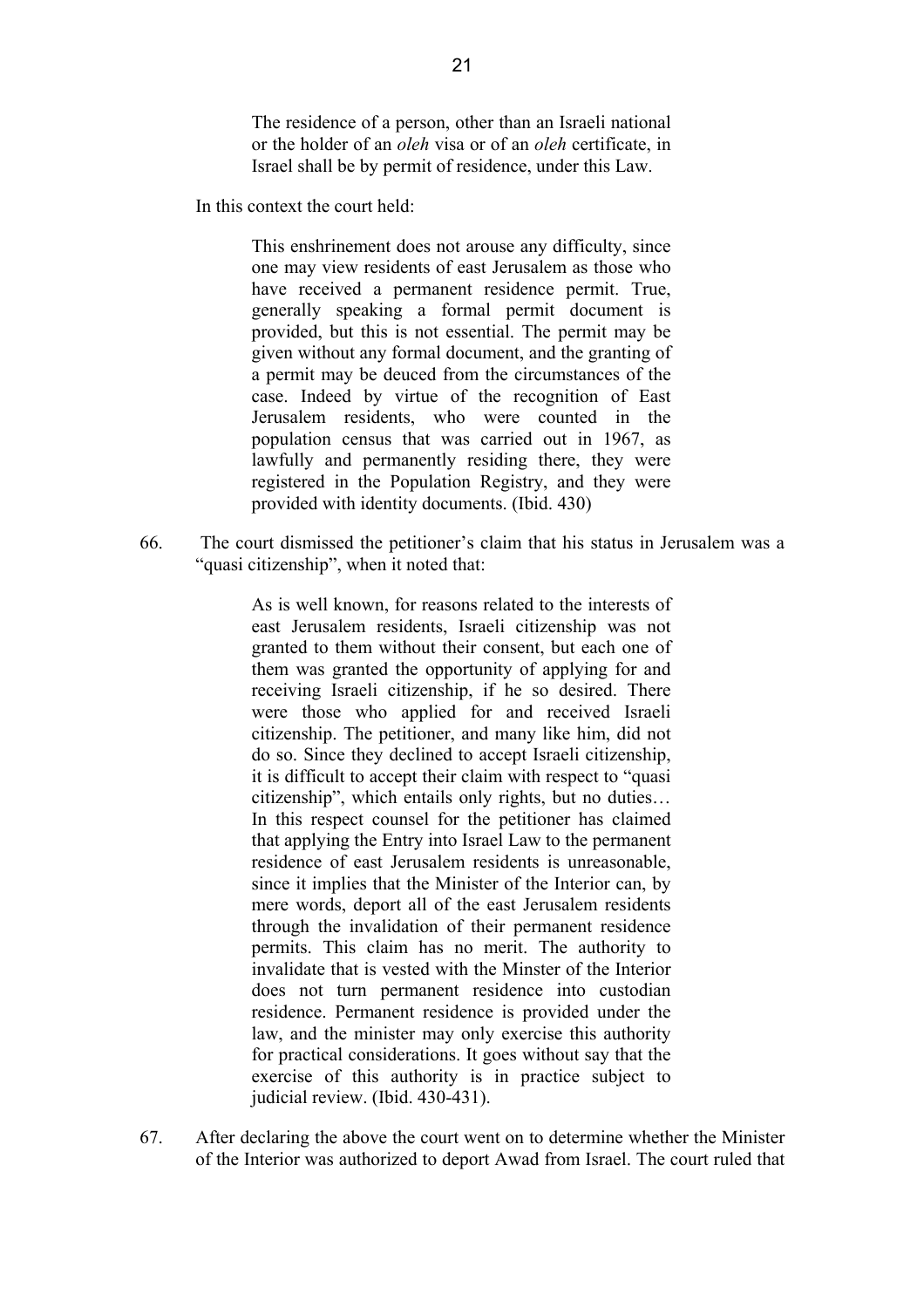> The residence of a person, other than an Israeli national or the holder of an *oleh* visa or of an *oleh* certificate, in Israel shall be by permit of residence, under this Law.

In this context the court held:

> This enshrinement does not arouse any difficulty, since one may view residents of east Jerusalem as those who have received a permanent residence permit. True, generally speaking a formal permit document is provided, but this is not essential. The permit may be given without any formal document, and the granting of a permit may be deuced from the circumstances of the case. Indeed by virtue of the recognition of East Jerusalem residents, who were counted in the population census that was carried out in 1967, as lawfully and permanently residing there, they were registered in the Population Registry, and they were provided with identity documents. (Ibid. 430)

66. The court dismissed the petitioner's claim that his status in Jerusalem was a "quasi citizenship", when it noted that:

> As is well known, for reasons related to the interests of east Jerusalem residents, Israeli citizenship was not granted to them without their consent, but each one of them was granted the opportunity of applying for and receiving Israeli citizenship, if he so desired. There were those who applied for and received Israeli citizenship. The petitioner, and many like him, did not do so. Since they declined to accept Israeli citizenship, it is difficult to accept their claim with respect to "quasi citizenship", which entails only rights, but no duties… In this respect counsel for the petitioner has claimed that applying the Entry into Israel Law to the permanent residence of east Jerusalem residents is unreasonable, since it implies that the Minister of the Interior can, by mere words, deport all of the east Jerusalem residents through the invalidation of their permanent residence permits. This claim has no merit. The authority to invalidate that is vested with the Minster of the Interior does not turn permanent residence into custodian residence. Permanent residence is provided under the law, and the minister may only exercise this authority for practical considerations. It goes without say that the exercise of this authority is in practice subject to judicial review. (Ibid. 430-431).

67. After declaring the above the court went on to determine whether the Minister of the Interior was authorized to deport Awad from Israel. The court ruled that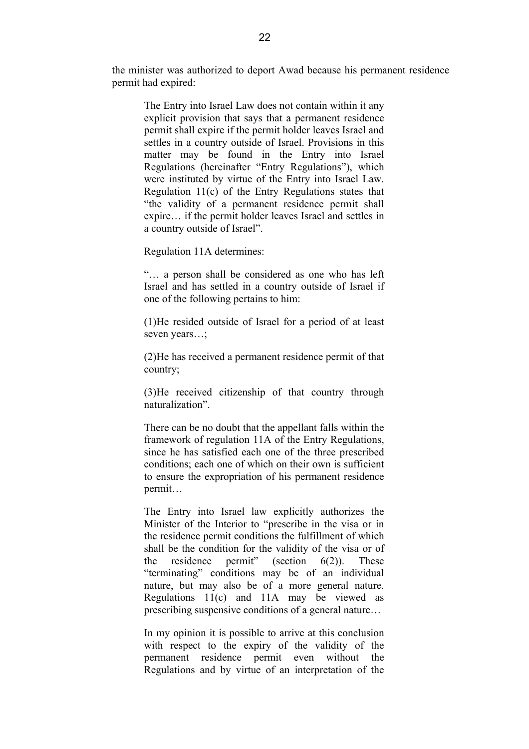the minister was authorized to deport Awad because his permanent residence permit had expired:

> The Entry into Israel Law does not contain within it any explicit provision that says that a permanent residence permit shall expire if the permit holder leaves Israel and settles in a country outside of Israel. Provisions in this matter may be found in the Entry into Israel Regulations (hereinafter "Entry Regulations"), which were instituted by virtue of the Entry into Israel Law. Regulation 11(c) of the Entry Regulations states that "the validity of a permanent residence permit shall expire… if the permit holder leaves Israel and settles in a country outside of Israel".
>
> Regulation 11A determines:
>
> "… a person shall be considered as one who has left Israel and has settled in a country outside of Israel if one of the following pertains to him:
>
> (1)He resided outside of Israel for a period of at least seven years…;
>
> (2)He has received a permanent residence permit of that country;
>
> (3)He received citizenship of that country through naturalization".
>
> There can be no doubt that the appellant falls within the framework of regulation 11A of the Entry Regulations, since he has satisfied each one of the three prescribed conditions; each one of which on their own is sufficient to ensure the expropriation of his permanent residence permit…
>
> The Entry into Israel law explicitly authorizes the Minister of the Interior to "prescribe in the visa or in the residence permit conditions the fulfillment of which shall be the condition for the validity of the visa or of the residence permit" (section 6(2)). These "terminating" conditions may be of an individual nature, but may also be of a more general nature. Regulations 11(c) and 11A may be viewed as prescribing suspensive conditions of a general nature…
>
> In my opinion it is possible to arrive at this conclusion with respect to the expiry of the validity of the permanent residence permit even without the Regulations and by virtue of an interpretation of the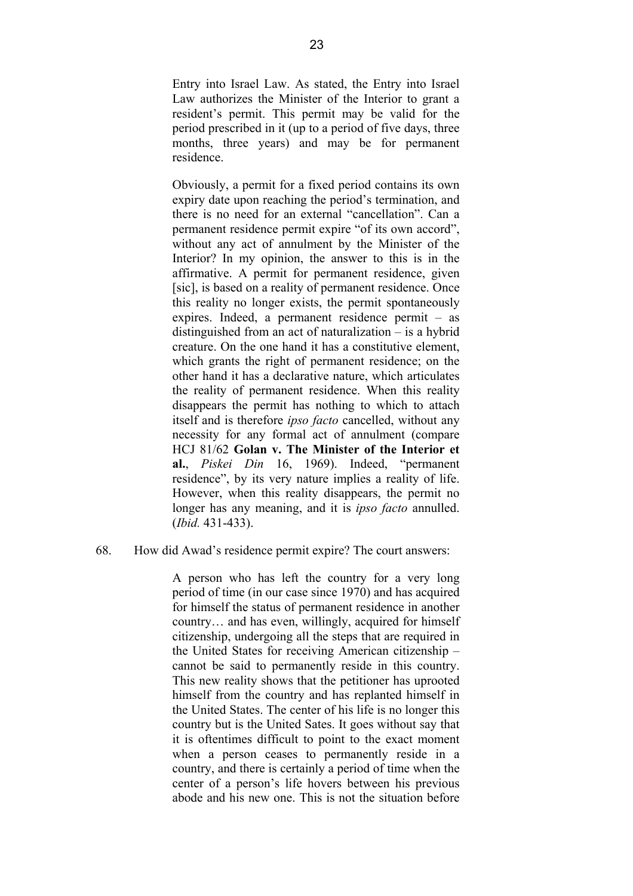> Entry into Israel Law. As stated, the Entry into Israel Law authorizes the Minister of the Interior to grant a resident's permit. This permit may be valid for the period prescribed in it (up to a period of five days, three months, three years) and may be for permanent residence.
>
> Obviously, a permit for a fixed period contains its own expiry date upon reaching the period's termination, and there is no need for an external "cancellation". Can a permanent residence permit expire "of its own accord", without any act of annulment by the Minister of the Interior? In my opinion, the answer to this is in the affirmative. A permit for permanent residence, given [sic], is based on a reality of permanent residence. Once this reality no longer exists, the permit spontaneously expires. Indeed, a permanent residence permit – as distinguished from an act of naturalization – is a hybrid creature. On the one hand it has a constitutive element, which grants the right of permanent residence; on the other hand it has a declarative nature, which articulates the reality of permanent residence. When this reality disappears the permit has nothing to which to attach itself and is therefore *ipso facto* cancelled, without any necessity for any formal act of annulment (compare HCJ 81/62 **Golan v. The Minister of the Interior et al.**, *Piskei Din* 16, 1969). Indeed, "permanent residence", by its very nature implies a reality of life. However, when this reality disappears, the permit no longer has any meaning, and it is *ipso facto* annulled. (*Ibid.* 431-433).

68. How did Awad's residence permit expire? The court answers:

> A person who has left the country for a very long period of time (in our case since 1970) and has acquired for himself the status of permanent residence in another country… and has even, willingly, acquired for himself citizenship, undergoing all the steps that are required in the United States for receiving American citizenship – cannot be said to permanently reside in this country. This new reality shows that the petitioner has uprooted himself from the country and has replanted himself in the United States. The center of his life is no longer this country but is the United Sates. It goes without say that it is oftentimes difficult to point to the exact moment when a person ceases to permanently reside in a country, and there is certainly a period of time when the center of a person's life hovers between his previous abode and his new one. This is not the situation before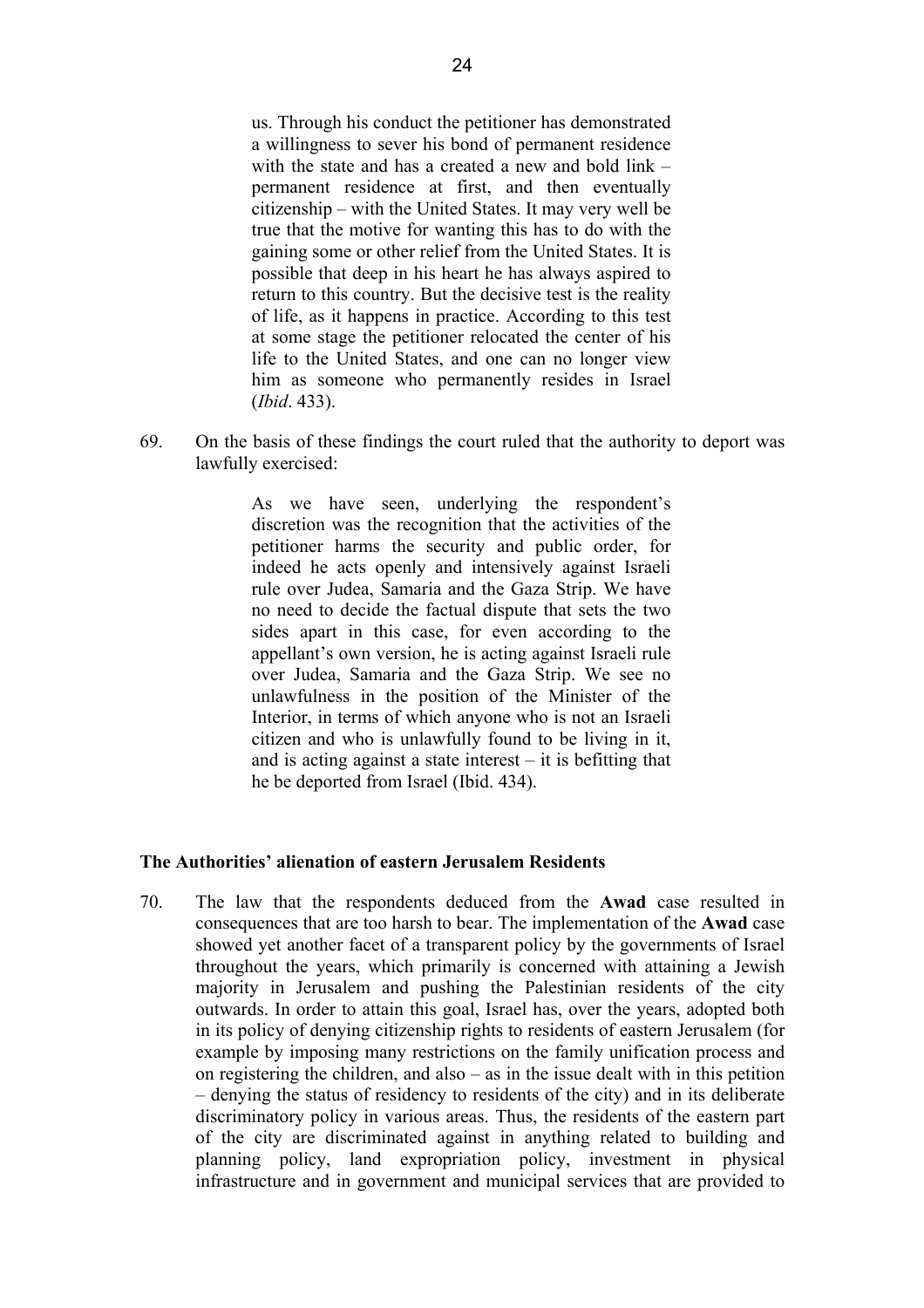> us. Through his conduct the petitioner has demonstrated a willingness to sever his bond of permanent residence with the state and has a created a new and bold link – permanent residence at first, and then eventually citizenship – with the United States. It may very well be true that the motive for wanting this has to do with the gaining some or other relief from the United States. It is possible that deep in his heart he has always aspired to return to this country. But the decisive test is the reality of life, as it happens in practice. According to this test at some stage the petitioner relocated the center of his life to the United States, and one can no longer view him as someone who permanently resides in Israel (*Ibid*. 433).

69. On the basis of these findings the court ruled that the authority to deport was lawfully exercised:

> As we have seen, underlying the respondent's discretion was the recognition that the activities of the petitioner harms the security and public order, for indeed he acts openly and intensively against Israeli rule over Judea, Samaria and the Gaza Strip. We have no need to decide the factual dispute that sets the two sides apart in this case, for even according to the appellant's own version, he is acting against Israeli rule over Judea, Samaria and the Gaza Strip. We see no unlawfulness in the position of the Minister of the Interior, in terms of which anyone who is not an Israeli citizen and who is unlawfully found to be living in it, and is acting against a state interest – it is befitting that he be deported from Israel (Ibid. 434).

**The Authorities' alienation of eastern Jerusalem Residents**

70. The law that the respondents deduced from the **Awad** case resulted in consequences that are too harsh to bear. The implementation of the **Awad** case showed yet another facet of a transparent policy by the governments of Israel throughout the years, which primarily is concerned with attaining a Jewish majority in Jerusalem and pushing the Palestinian residents of the city outwards. In order to attain this goal, Israel has, over the years, adopted both in its policy of denying citizenship rights to residents of eastern Jerusalem (for example by imposing many restrictions on the family unification process and on registering the children, and also – as in the issue dealt with in this petition – denying the status of residency to residents of the city) and in its deliberate discriminatory policy in various areas. Thus, the residents of the eastern part of the city are discriminated against in anything related to building and planning policy, land expropriation policy, investment in physical infrastructure and in government and municipal services that are provided to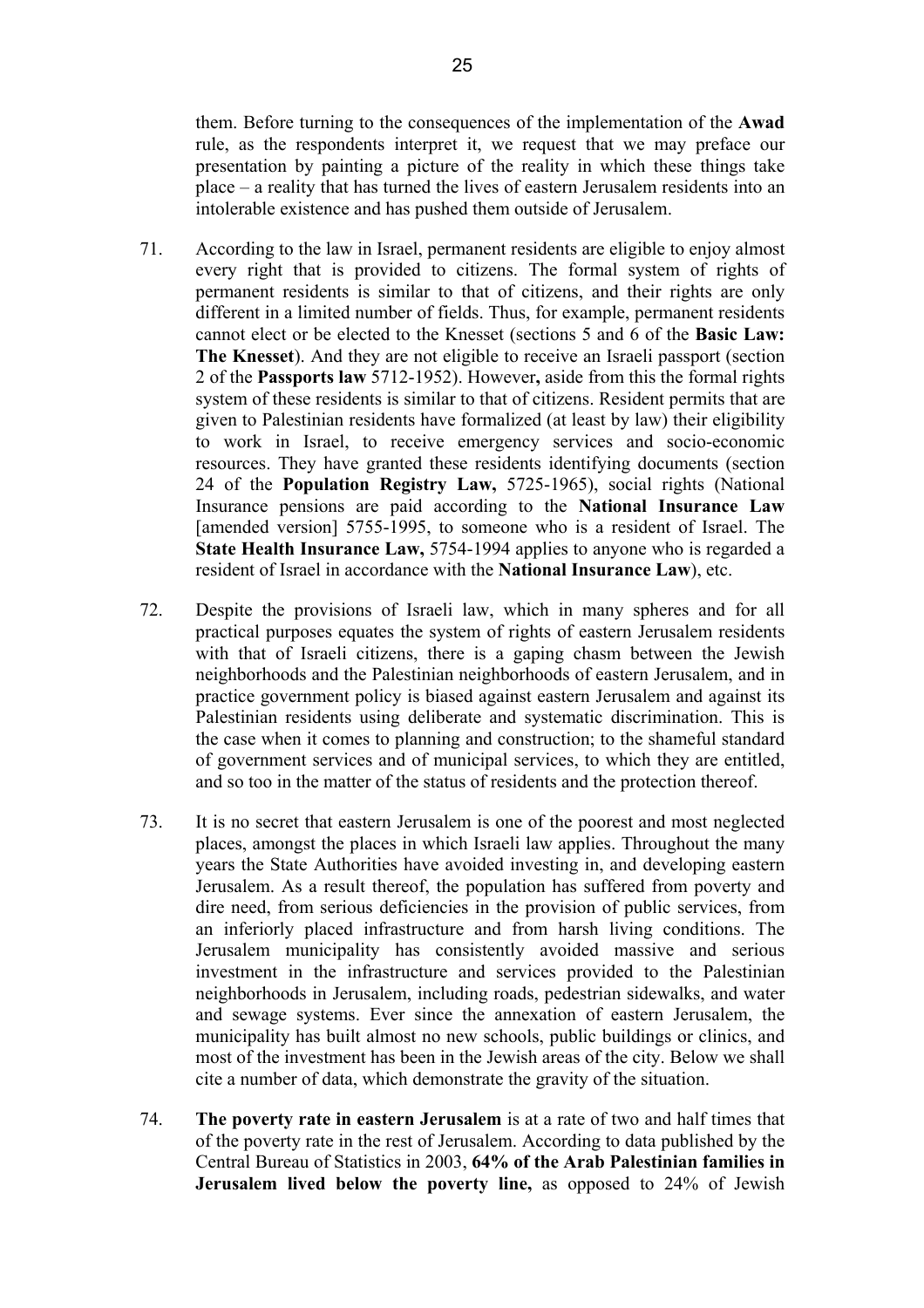them. Before turning to the consequences of the implementation of the **Awad** rule, as the respondents interpret it, we request that we may preface our presentation by painting a picture of the reality in which these things take place – a reality that has turned the lives of eastern Jerusalem residents into an intolerable existence and has pushed them outside of Jerusalem.

71. According to the law in Israel, permanent residents are eligible to enjoy almost every right that is provided to citizens. The formal system of rights of permanent residents is similar to that of citizens, and their rights are only different in a limited number of fields. Thus, for example, permanent residents cannot elect or be elected to the Knesset (sections 5 and 6 of the **Basic Law: The Knesset**). And they are not eligible to receive an Israeli passport (section 2 of the **Passports law** 5712-1952). However**,** aside from this the formal rights system of these residents is similar to that of citizens. Resident permits that are given to Palestinian residents have formalized (at least by law) their eligibility to work in Israel, to receive emergency services and socio-economic resources. They have granted these residents identifying documents (section 24 of the **Population Registry Law,** 5725-1965), social rights (National Insurance pensions are paid according to the **National Insurance Law** [amended version] 5755-1995, to someone who is a resident of Israel. The **State Health Insurance Law,** 5754-1994 applies to anyone who is regarded a resident of Israel in accordance with the **National Insurance Law**), etc.

72. Despite the provisions of Israeli law, which in many spheres and for all practical purposes equates the system of rights of eastern Jerusalem residents with that of Israeli citizens, there is a gaping chasm between the Jewish neighborhoods and the Palestinian neighborhoods of eastern Jerusalem, and in practice government policy is biased against eastern Jerusalem and against its Palestinian residents using deliberate and systematic discrimination. This is the case when it comes to planning and construction; to the shameful standard of government services and of municipal services, to which they are entitled, and so too in the matter of the status of residents and the protection thereof.

73. It is no secret that eastern Jerusalem is one of the poorest and most neglected places, amongst the places in which Israeli law applies. Throughout the many years the State Authorities have avoided investing in, and developing eastern Jerusalem. As a result thereof, the population has suffered from poverty and dire need, from serious deficiencies in the provision of public services, from an inferiorly placed infrastructure and from harsh living conditions. The Jerusalem municipality has consistently avoided massive and serious investment in the infrastructure and services provided to the Palestinian neighborhoods in Jerusalem, including roads, pedestrian sidewalks, and water and sewage systems. Ever since the annexation of eastern Jerusalem, the municipality has built almost no new schools, public buildings or clinics, and most of the investment has been in the Jewish areas of the city. Below we shall cite a number of data, which demonstrate the gravity of the situation.

74. **The poverty rate in eastern Jerusalem** is at a rate of two and half times that of the poverty rate in the rest of Jerusalem. According to data published by the Central Bureau of Statistics in 2003, **64% of the Arab Palestinian families in Jerusalem lived below the poverty line,** as opposed to 24% of Jewish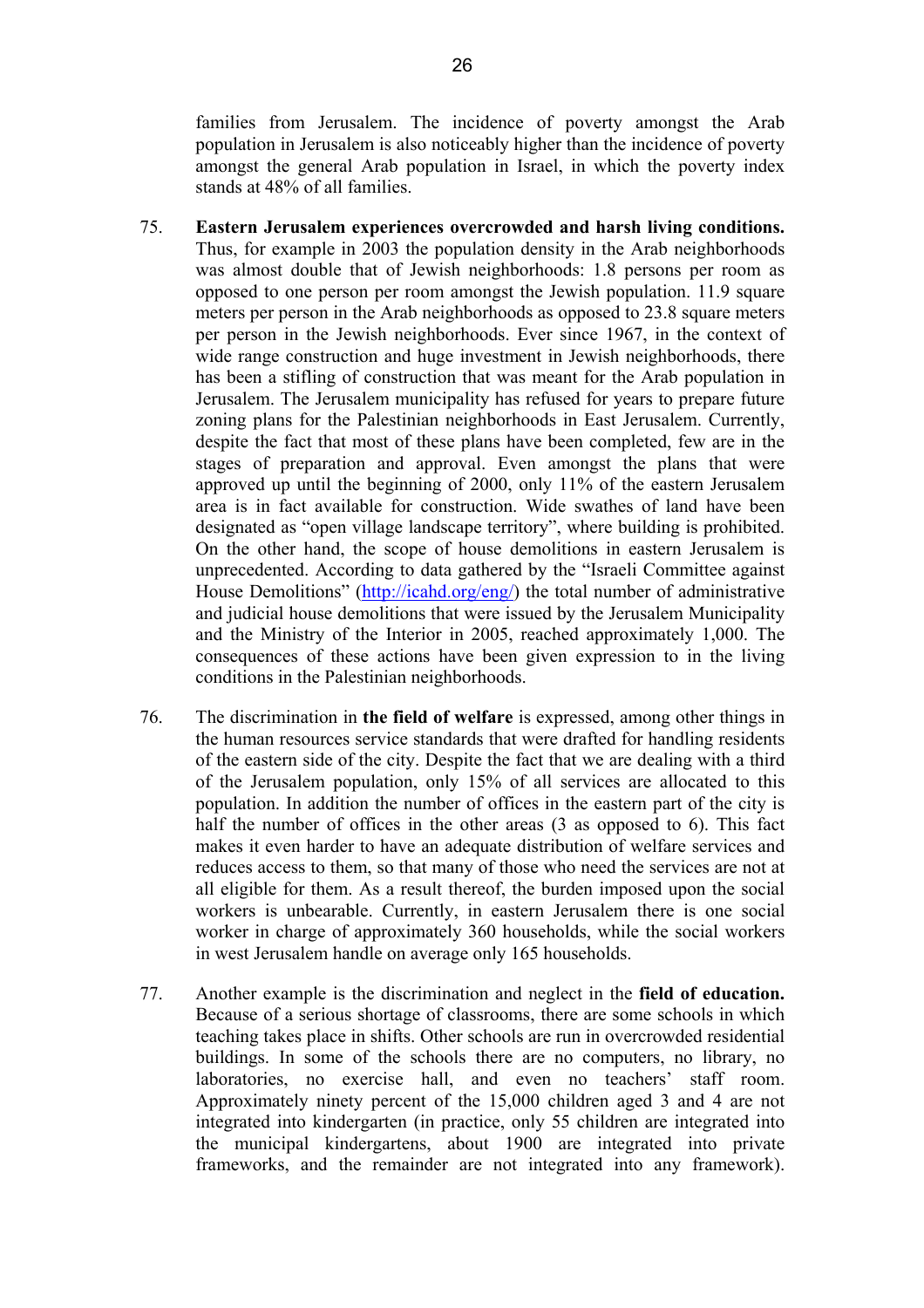families from Jerusalem. The incidence of poverty amongst the Arab population in Jerusalem is also noticeably higher than the incidence of poverty amongst the general Arab population in Israel, in which the poverty index stands at 48% of all families.

75. **Eastern Jerusalem experiences overcrowded and harsh living conditions.** Thus, for example in 2003 the population density in the Arab neighborhoods was almost double that of Jewish neighborhoods: 1.8 persons per room as opposed to one person per room amongst the Jewish population. 11.9 square meters per person in the Arab neighborhoods as opposed to 23.8 square meters per person in the Jewish neighborhoods. Ever since 1967, in the context of wide range construction and huge investment in Jewish neighborhoods, there has been a stifling of construction that was meant for the Arab population in Jerusalem. The Jerusalem municipality has refused for years to prepare future zoning plans for the Palestinian neighborhoods in East Jerusalem. Currently, despite the fact that most of these plans have been completed, few are in the stages of preparation and approval. Even amongst the plans that were approved up until the beginning of 2000, only 11% of the eastern Jerusalem area is in fact available for construction. Wide swathes of land have been designated as "open village landscape territory", where building is prohibited. On the other hand, the scope of house demolitions in eastern Jerusalem is unprecedented. According to data gathered by the "Israeli Committee against House Demolitions" (http://icahd.org/eng/) the total number of administrative and judicial house demolitions that were issued by the Jerusalem Municipality and the Ministry of the Interior in 2005, reached approximately 1,000. The consequences of these actions have been given expression to in the living conditions in the Palestinian neighborhoods.

76. The discrimination in **the field of welfare** is expressed, among other things in the human resources service standards that were drafted for handling residents of the eastern side of the city. Despite the fact that we are dealing with a third of the Jerusalem population, only 15% of all services are allocated to this population. In addition the number of offices in the eastern part of the city is half the number of offices in the other areas (3 as opposed to 6). This fact makes it even harder to have an adequate distribution of welfare services and reduces access to them, so that many of those who need the services are not at all eligible for them. As a result thereof, the burden imposed upon the social workers is unbearable. Currently, in eastern Jerusalem there is one social worker in charge of approximately 360 households, while the social workers in west Jerusalem handle on average only 165 households.

77. Another example is the discrimination and neglect in the **field of education.** Because of a serious shortage of classrooms, there are some schools in which teaching takes place in shifts. Other schools are run in overcrowded residential buildings. In some of the schools there are no computers, no library, no laboratories, no exercise hall, and even no teachers' staff room. Approximately ninety percent of the 15,000 children aged 3 and 4 are not integrated into kindergarten (in practice, only 55 children are integrated into the municipal kindergartens, about 1900 are integrated into private frameworks, and the remainder are not integrated into any framework).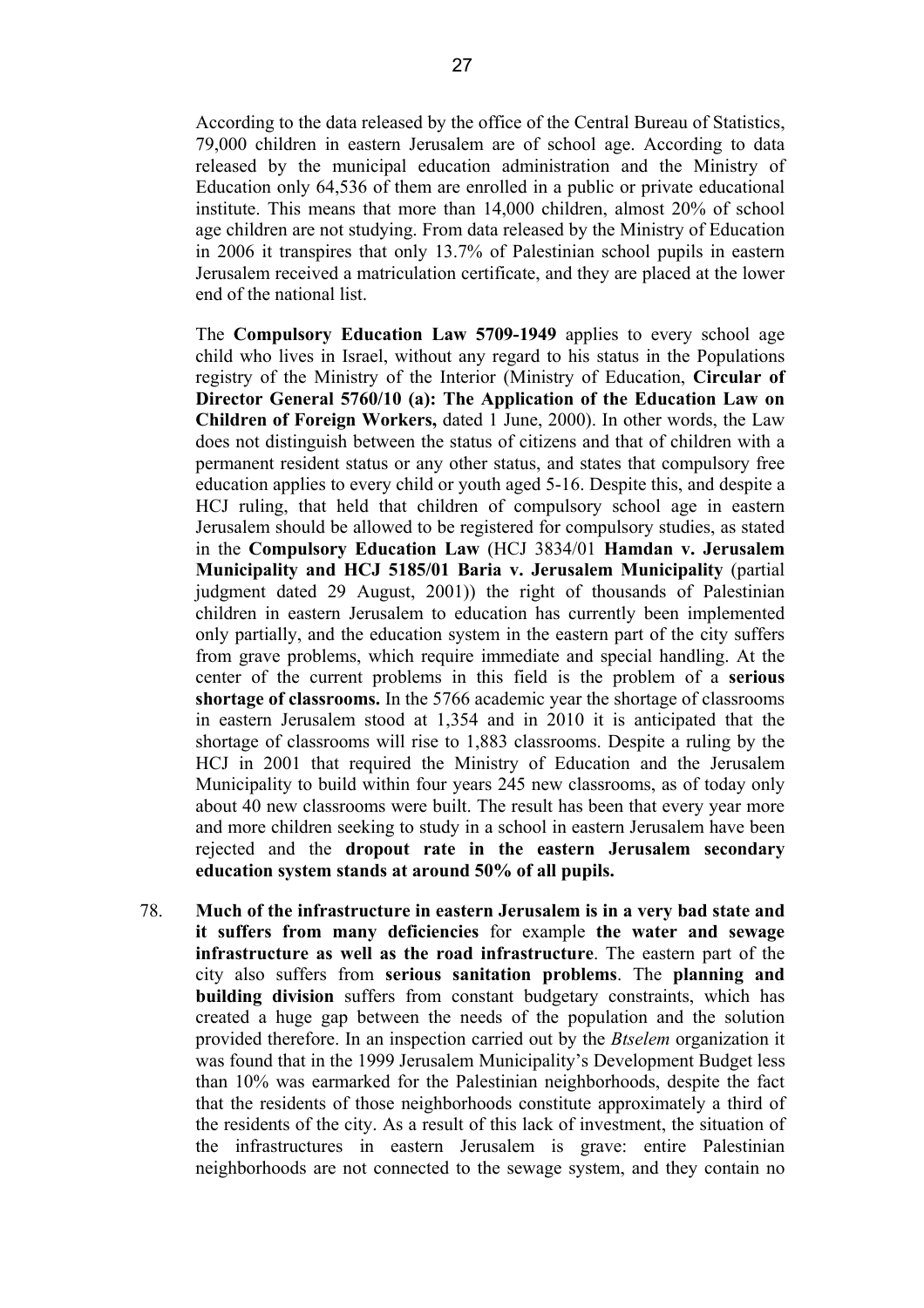According to the data released by the office of the Central Bureau of Statistics, 79,000 children in eastern Jerusalem are of school age. According to data released by the municipal education administration and the Ministry of Education only 64,536 of them are enrolled in a public or private educational institute. This means that more than 14,000 children, almost 20% of school age children are not studying. From data released by the Ministry of Education in 2006 it transpires that only 13.7% of Palestinian school pupils in eastern Jerusalem received a matriculation certificate, and they are placed at the lower end of the national list.

The **Compulsory Education Law 5709-1949** applies to every school age child who lives in Israel, without any regard to his status in the Populations registry of the Ministry of the Interior (Ministry of Education, **Circular of Director General 5760/10 (a): The Application of the Education Law on Children of Foreign Workers,** dated 1 June, 2000). In other words, the Law does not distinguish between the status of citizens and that of children with a permanent resident status or any other status, and states that compulsory free education applies to every child or youth aged 5-16. Despite this, and despite a HCJ ruling, that held that children of compulsory school age in eastern Jerusalem should be allowed to be registered for compulsory studies, as stated in the **Compulsory Education Law** (HCJ 3834/01 **Hamdan v. Jerusalem Municipality and HCJ 5185/01 Baria v. Jerusalem Municipality** (partial judgment dated 29 August, 2001)) the right of thousands of Palestinian children in eastern Jerusalem to education has currently been implemented only partially, and the education system in the eastern part of the city suffers from grave problems, which require immediate and special handling. At the center of the current problems in this field is the problem of a **serious shortage of classrooms.** In the 5766 academic year the shortage of classrooms in eastern Jerusalem stood at 1,354 and in 2010 it is anticipated that the shortage of classrooms will rise to 1,883 classrooms. Despite a ruling by the HCJ in 2001 that required the Ministry of Education and the Jerusalem Municipality to build within four years 245 new classrooms, as of today only about 40 new classrooms were built. The result has been that every year more and more children seeking to study in a school in eastern Jerusalem have been rejected and the **dropout rate in the eastern Jerusalem secondary education system stands at around 50% of all pupils.**

78. **Much of the infrastructure in eastern Jerusalem is in a very bad state and it suffers from many deficiencies** for example **the water and sewage infrastructure as well as the road infrastructure**. The eastern part of the city also suffers from **serious sanitation problems**. The **planning and building division** suffers from constant budgetary constraints, which has created a huge gap between the needs of the population and the solution provided therefore. In an inspection carried out by the *Btselem* organization it was found that in the 1999 Jerusalem Municipality's Development Budget less than 10% was earmarked for the Palestinian neighborhoods, despite the fact that the residents of those neighborhoods constitute approximately a third of the residents of the city. As a result of this lack of investment, the situation of the infrastructures in eastern Jerusalem is grave: entire Palestinian neighborhoods are not connected to the sewage system, and they contain no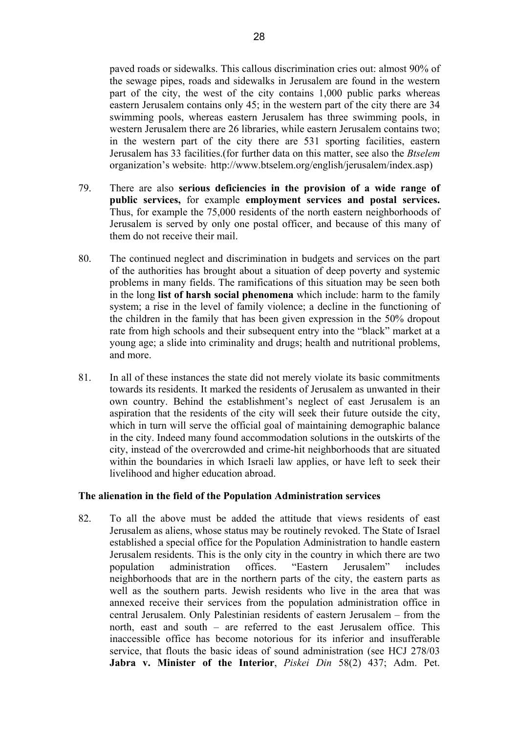paved roads or sidewalks. This callous discrimination cries out: almost 90% of the sewage pipes, roads and sidewalks in Jerusalem are found in the western part of the city, the west of the city contains 1,000 public parks whereas eastern Jerusalem contains only 45; in the western part of the city there are 34 swimming pools, whereas eastern Jerusalem has three swimming pools, in western Jerusalem there are 26 libraries, while eastern Jerusalem contains two; in the western part of the city there are 531 sporting facilities, eastern Jerusalem has 33 facilities.(for further data on this matter, see also the *Btselem* organization's website: http://www.btselem.org/english/jerusalem/index.asp)

79. There are also **serious deficiencies in the provision of a wide range of public services,** for example **employment services and postal services.** Thus, for example the 75,000 residents of the north eastern neighborhoods of Jerusalem is served by only one postal officer, and because of this many of them do not receive their mail.

80. The continued neglect and discrimination in budgets and services on the part of the authorities has brought about a situation of deep poverty and systemic problems in many fields. The ramifications of this situation may be seen both in the long **list of harsh social phenomena** which include: harm to the family system; a rise in the level of family violence; a decline in the functioning of the children in the family that has been given expression in the 50% dropout rate from high schools and their subsequent entry into the "black" market at a young age; a slide into criminality and drugs; health and nutritional problems, and more.

81. In all of these instances the state did not merely violate its basic commitments towards its residents. It marked the residents of Jerusalem as unwanted in their own country. Behind the establishment's neglect of east Jerusalem is an aspiration that the residents of the city will seek their future outside the city, which in turn will serve the official goal of maintaining demographic balance in the city. Indeed many found accommodation solutions in the outskirts of the city, instead of the overcrowded and crime-hit neighborhoods that are situated within the boundaries in which Israeli law applies, or have left to seek their livelihood and higher education abroad.

**The alienation in the field of the Population Administration services**

82. To all the above must be added the attitude that views residents of east Jerusalem as aliens, whose status may be routinely revoked. The State of Israel established a special office for the Population Administration to handle eastern Jerusalem residents. This is the only city in the country in which there are two population administration offices. "Eastern Jerusalem" includes neighborhoods that are in the northern parts of the city, the eastern parts as well as the southern parts. Jewish residents who live in the area that was annexed receive their services from the population administration office in central Jerusalem. Only Palestinian residents of eastern Jerusalem – from the north, east and south – are referred to the east Jerusalem office. This inaccessible office has become notorious for its inferior and insufferable service, that flouts the basic ideas of sound administration (see HCJ 278/03 **Jabra v. Minister of the Interior**, *Piskei Din* 58(2) 437; Adm. Pet.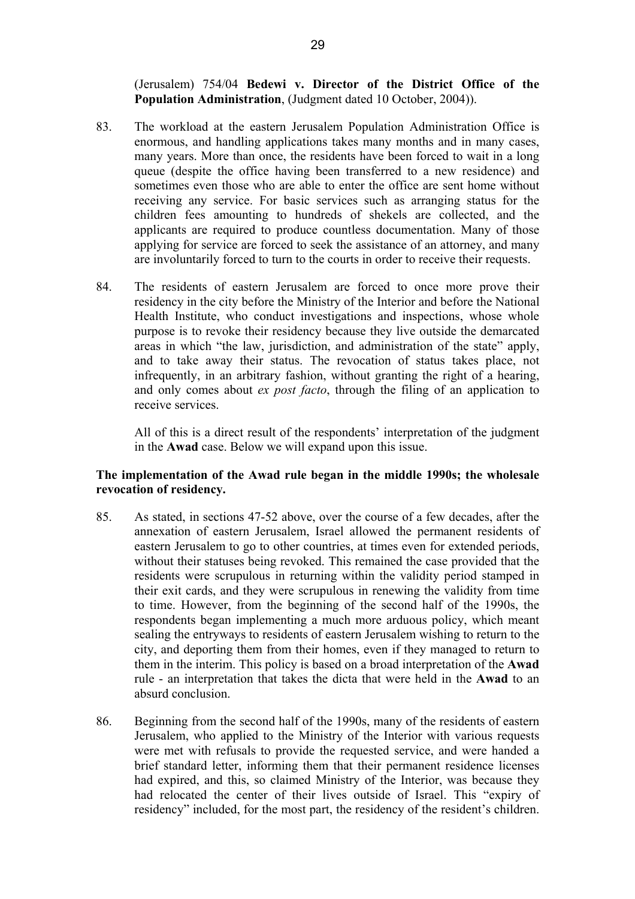(Jerusalem) 754/04 **Bedewi v. Director of the District Office of the Population Administration**, (Judgment dated 10 October, 2004)).

83. The workload at the eastern Jerusalem Population Administration Office is enormous, and handling applications takes many months and in many cases, many years. More than once, the residents have been forced to wait in a long queue (despite the office having been transferred to a new residence) and sometimes even those who are able to enter the office are sent home without receiving any service. For basic services such as arranging status for the children fees amounting to hundreds of shekels are collected, and the applicants are required to produce countless documentation. Many of those applying for service are forced to seek the assistance of an attorney, and many are involuntarily forced to turn to the courts in order to receive their requests.

84. The residents of eastern Jerusalem are forced to once more prove their residency in the city before the Ministry of the Interior and before the National Health Institute, who conduct investigations and inspections, whose whole purpose is to revoke their residency because they live outside the demarcated areas in which "the law, jurisdiction, and administration of the state" apply, and to take away their status. The revocation of status takes place, not infrequently, in an arbitrary fashion, without granting the right of a hearing, and only comes about *ex post facto*, through the filing of an application to receive services.

    All of this is a direct result of the respondents' interpretation of the judgment in the **Awad** case. Below we will expand upon this issue.

**The implementation of the Awad rule began in the middle 1990s; the wholesale revocation of residency.**

85. As stated, in sections 47-52 above, over the course of a few decades, after the annexation of eastern Jerusalem, Israel allowed the permanent residents of eastern Jerusalem to go to other countries, at times even for extended periods, without their statuses being revoked. This remained the case provided that the residents were scrupulous in returning within the validity period stamped in their exit cards, and they were scrupulous in renewing the validity from time to time. However, from the beginning of the second half of the 1990s, the respondents began implementing a much more arduous policy, which meant sealing the entryways to residents of eastern Jerusalem wishing to return to the city, and deporting them from their homes, even if they managed to return to them in the interim. This policy is based on a broad interpretation of the **Awad** rule - an interpretation that takes the dicta that were held in the **Awad** to an absurd conclusion.

86. Beginning from the second half of the 1990s, many of the residents of eastern Jerusalem, who applied to the Ministry of the Interior with various requests were met with refusals to provide the requested service, and were handed a brief standard letter, informing them that their permanent residence licenses had expired, and this, so claimed Ministry of the Interior, was because they had relocated the center of their lives outside of Israel. This "expiry of residency" included, for the most part, the residency of the resident's children.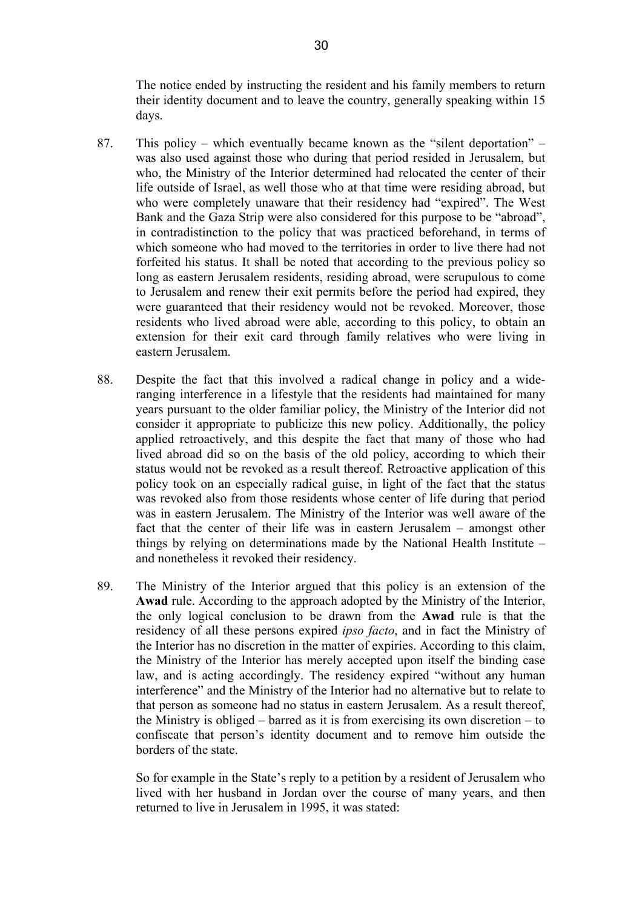The notice ended by instructing the resident and his family members to return their identity document and to leave the country, generally speaking within 15 days.

87. This policy – which eventually became known as the "silent deportation" – was also used against those who during that period resided in Jerusalem, but who, the Ministry of the Interior determined had relocated the center of their life outside of Israel, as well those who at that time were residing abroad, but who were completely unaware that their residency had "expired". The West Bank and the Gaza Strip were also considered for this purpose to be "abroad", in contradistinction to the policy that was practiced beforehand, in terms of which someone who had moved to the territories in order to live there had not forfeited his status. It shall be noted that according to the previous policy so long as eastern Jerusalem residents, residing abroad, were scrupulous to come to Jerusalem and renew their exit permits before the period had expired, they were guaranteed that their residency would not be revoked. Moreover, those residents who lived abroad were able, according to this policy, to obtain an extension for their exit card through family relatives who were living in eastern Jerusalem.

88. Despite the fact that this involved a radical change in policy and a wide-ranging interference in a lifestyle that the residents had maintained for many years pursuant to the older familiar policy, the Ministry of the Interior did not consider it appropriate to publicize this new policy. Additionally, the policy applied retroactively, and this despite the fact that many of those who had lived abroad did so on the basis of the old policy, according to which their status would not be revoked as a result thereof. Retroactive application of this policy took on an especially radical guise, in light of the fact that the status was revoked also from those residents whose center of life during that period was in eastern Jerusalem. The Ministry of the Interior was well aware of the fact that the center of their life was in eastern Jerusalem – amongst other things by relying on determinations made by the National Health Institute – and nonetheless it revoked their residency.

89. The Ministry of the Interior argued that this policy is an extension of the **Awad** rule. According to the approach adopted by the Ministry of the Interior, the only logical conclusion to be drawn from the **Awad** rule is that the residency of all these persons expired *ipso facto*, and in fact the Ministry of the Interior has no discretion in the matter of expiries. According to this claim, the Ministry of the Interior has merely accepted upon itself the binding case law, and is acting accordingly. The residency expired "without any human interference" and the Ministry of the Interior had no alternative but to relate to that person as someone had no status in eastern Jerusalem. As a result thereof, the Ministry is obliged – barred as it is from exercising its own discretion – to confiscate that person's identity document and to remove him outside the borders of the state.

    So for example in the State's reply to a petition by a resident of Jerusalem who lived with her husband in Jordan over the course of many years, and then returned to live in Jerusalem in 1995, it was stated: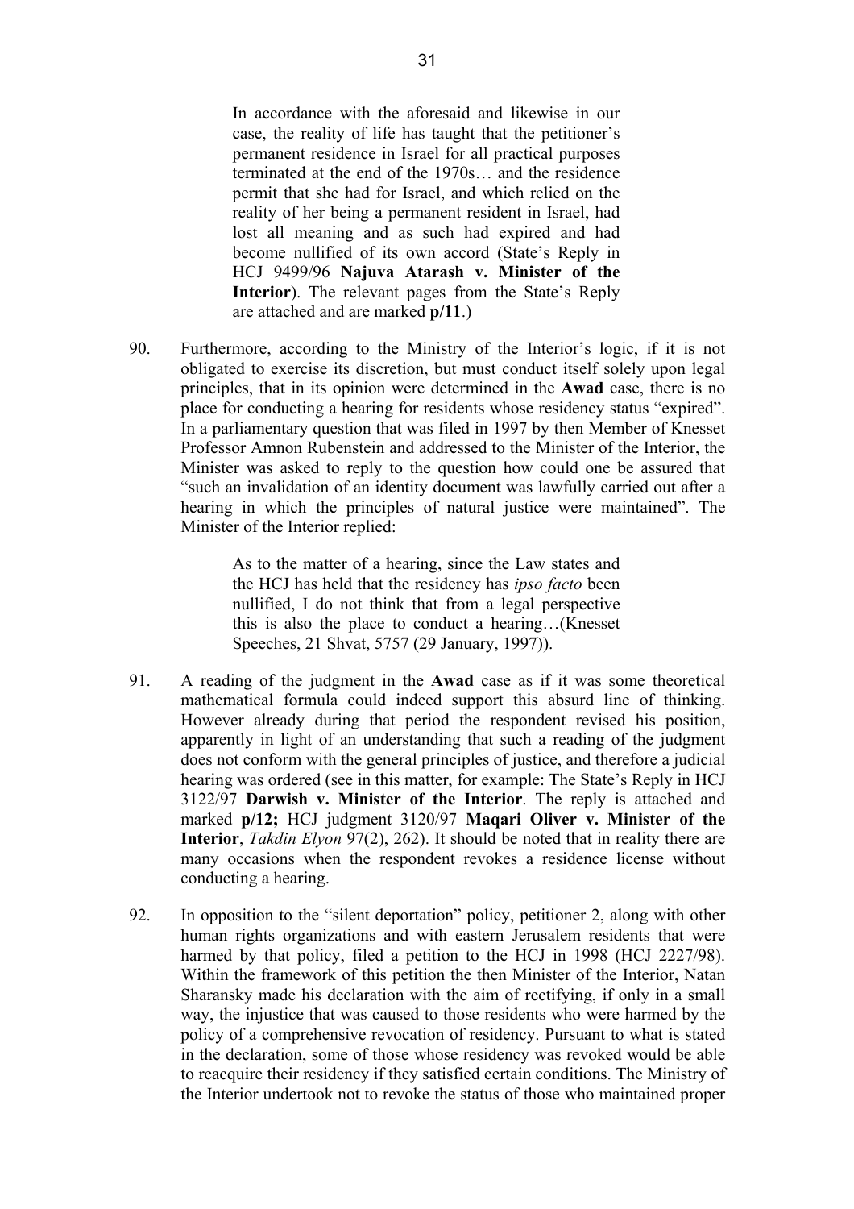> In accordance with the aforesaid and likewise in our case, the reality of life has taught that the petitioner's permanent residence in Israel for all practical purposes terminated at the end of the 1970s… and the residence permit that she had for Israel, and which relied on the reality of her being a permanent resident in Israel, had lost all meaning and as such had expired and had become nullified of its own accord (State's Reply in HCJ 9499/96 **Najuva Atarash v. Minister of the Interior**). The relevant pages from the State's Reply are attached and are marked **p/11**.)

90. Furthermore, according to the Ministry of the Interior's logic, if it is not obligated to exercise its discretion, but must conduct itself solely upon legal principles, that in its opinion were determined in the **Awad** case, there is no place for conducting a hearing for residents whose residency status "expired". In a parliamentary question that was filed in 1997 by then Member of Knesset Professor Amnon Rubenstein and addressed to the Minister of the Interior, the Minister was asked to reply to the question how could one be assured that "such an invalidation of an identity document was lawfully carried out after a hearing in which the principles of natural justice were maintained". The Minister of the Interior replied:

> As to the matter of a hearing, since the Law states and the HCJ has held that the residency has *ipso facto* been nullified, I do not think that from a legal perspective this is also the place to conduct a hearing…(Knesset Speeches, 21 Shvat, 5757 (29 January, 1997)).

91. A reading of the judgment in the **Awad** case as if it was some theoretical mathematical formula could indeed support this absurd line of thinking. However already during that period the respondent revised his position, apparently in light of an understanding that such a reading of the judgment does not conform with the general principles of justice, and therefore a judicial hearing was ordered (see in this matter, for example: The State's Reply in HCJ 3122/97 **Darwish v. Minister of the Interior**. The reply is attached and marked **p/12;** HCJ judgment 3120/97 **Maqari Oliver v. Minister of the Interior**, *Takdin Elyon* 97(2), 262). It should be noted that in reality there are many occasions when the respondent revokes a residence license without conducting a hearing.

92. In opposition to the "silent deportation" policy, petitioner 2, along with other human rights organizations and with eastern Jerusalem residents that were harmed by that policy, filed a petition to the HCJ in 1998 (HCJ 2227/98). Within the framework of this petition the then Minister of the Interior, Natan Sharansky made his declaration with the aim of rectifying, if only in a small way, the injustice that was caused to those residents who were harmed by the policy of a comprehensive revocation of residency. Pursuant to what is stated in the declaration, some of those whose residency was revoked would be able to reacquire their residency if they satisfied certain conditions. The Ministry of the Interior undertook not to revoke the status of those who maintained proper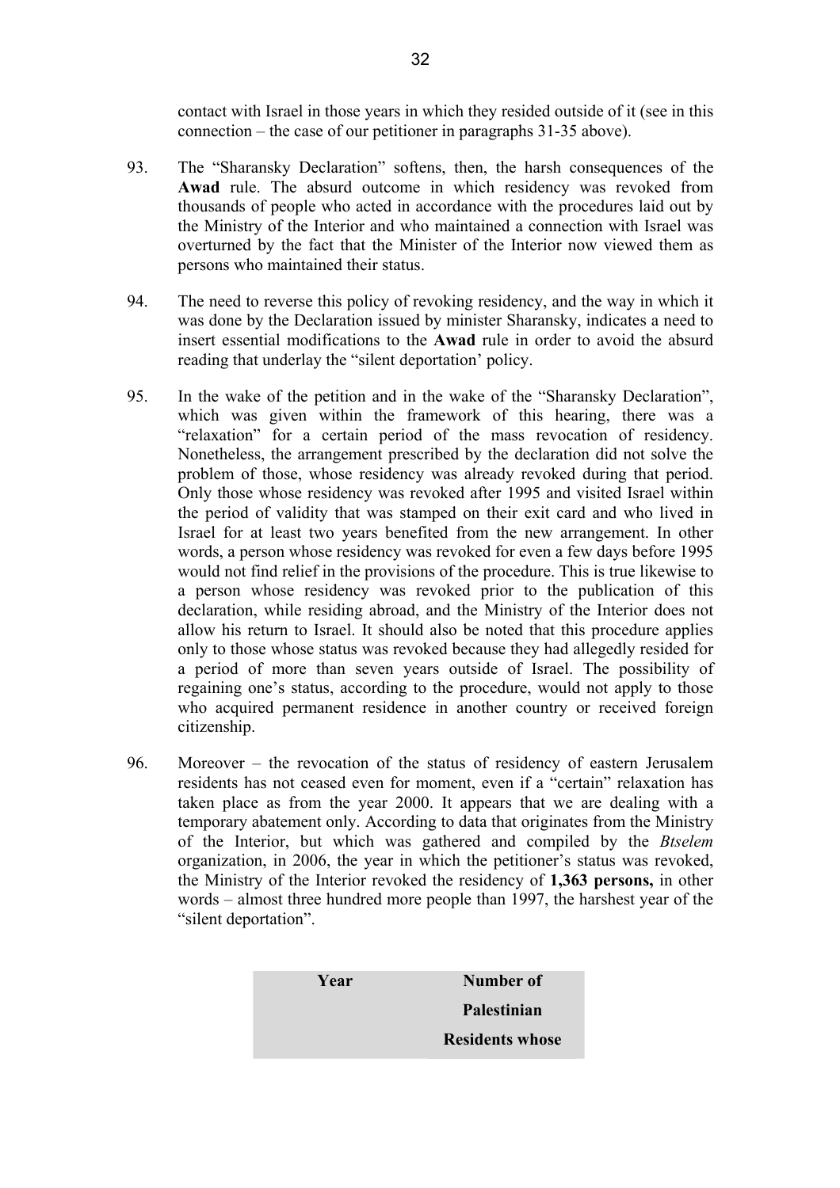contact with Israel in those years in which they resided outside of it (see in this connection – the case of our petitioner in paragraphs 31-35 above).

93. The "Sharansky Declaration" softens, then, the harsh consequences of the **Awad** rule. The absurd outcome in which residency was revoked from thousands of people who acted in accordance with the procedures laid out by the Ministry of the Interior and who maintained a connection with Israel was overturned by the fact that the Minister of the Interior now viewed them as persons who maintained their status.

94. The need to reverse this policy of revoking residency, and the way in which it was done by the Declaration issued by minister Sharansky, indicates a need to insert essential modifications to the **Awad** rule in order to avoid the absurd reading that underlay the "silent deportation' policy.

95. In the wake of the petition and in the wake of the "Sharansky Declaration", which was given within the framework of this hearing, there was a "relaxation" for a certain period of the mass revocation of residency. Nonetheless, the arrangement prescribed by the declaration did not solve the problem of those, whose residency was already revoked during that period. Only those whose residency was revoked after 1995 and visited Israel within the period of validity that was stamped on their exit card and who lived in Israel for at least two years benefited from the new arrangement. In other words, a person whose residency was revoked for even a few days before 1995 would not find relief in the provisions of the procedure. This is true likewise to a person whose residency was revoked prior to the publication of this declaration, while residing abroad, and the Ministry of the Interior does not allow his return to Israel. It should also be noted that this procedure applies only to those whose status was revoked because they had allegedly resided for a period of more than seven years outside of Israel. The possibility of regaining one's status, according to the procedure, would not apply to those who acquired permanent residence in another country or received foreign citizenship.

96. Moreover – the revocation of the status of residency of eastern Jerusalem residents has not ceased even for moment, even if a "certain" relaxation has taken place as from the year 2000. It appears that we are dealing with a temporary abatement only. According to data that originates from the Ministry of the Interior, but which was gathered and compiled by the *Btselem* organization, in 2006, the year in which the petitioner's status was revoked, the Ministry of the Interior revoked the residency of **1,363 persons,** in other words – almost three hundred more people than 1997, the harshest year of the "silent deportation".

| **Year** | **Number of Palestinian Residents whose** |
|---|---|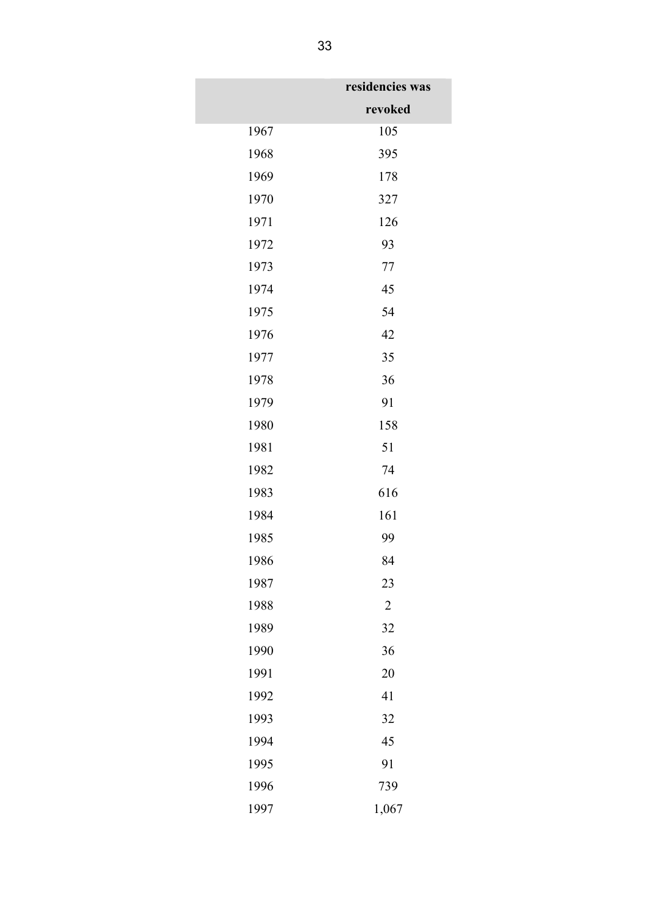| | residencies was revoked |
|---|---|
| 1967 | 105 |
| 1968 | 395 |
| 1969 | 178 |
| 1970 | 327 |
| 1971 | 126 |
| 1972 | 93 |
| 1973 | 77 |
| 1974 | 45 |
| 1975 | 54 |
| 1976 | 42 |
| 1977 | 35 |
| 1978 | 36 |
| 1979 | 91 |
| 1980 | 158 |
| 1981 | 51 |
| 1982 | 74 |
| 1983 | 616 |
| 1984 | 161 |
| 1985 | 99 |
| 1986 | 84 |
| 1987 | 23 |
| 1988 | 2 |
| 1989 | 32 |
| 1990 | 36 |
| 1991 | 20 |
| 1992 | 41 |
| 1993 | 32 |
| 1994 | 45 |
| 1995 | 91 |
| 1996 | 739 |
| 1997 | 1,067 |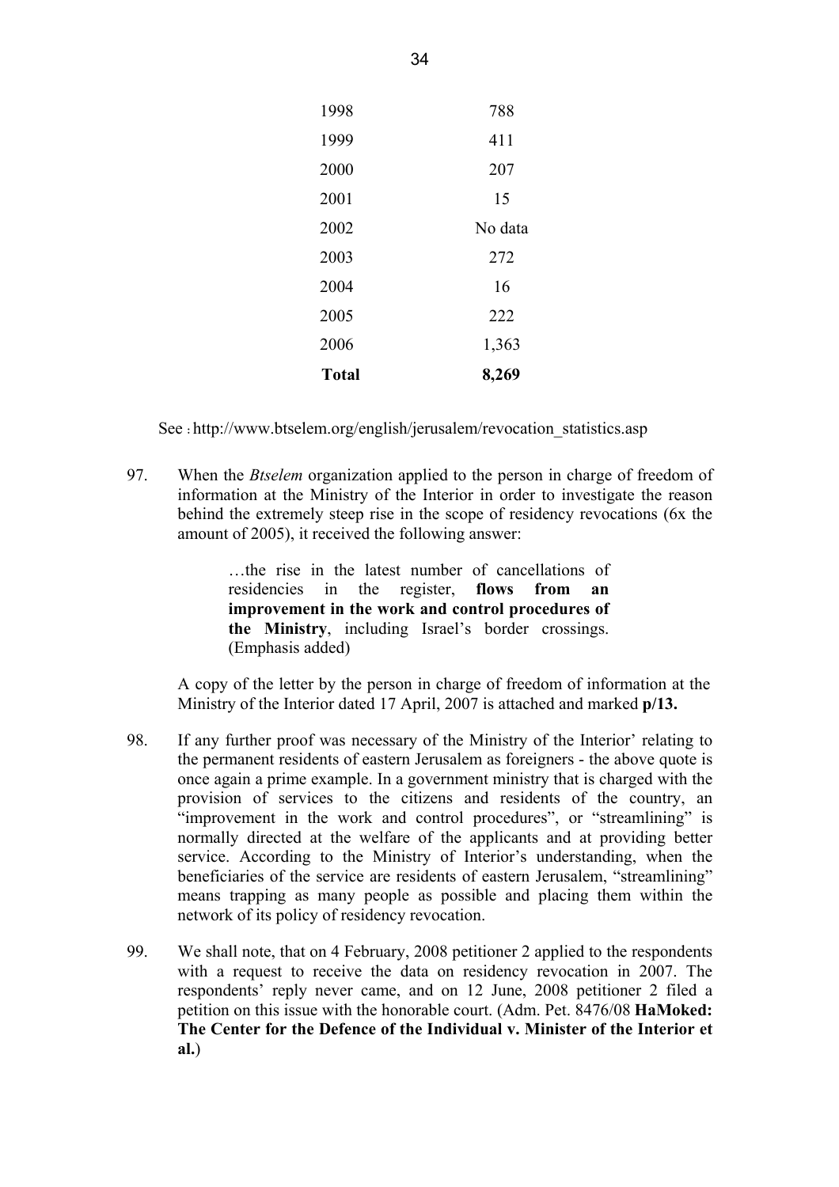| | |
|---|---|
| 1998 | 788 |
| 1999 | 411 |
| 2000 | 207 |
| 2001 | 15 |
| 2002 | No data |
| 2003 | 272 |
| 2004 | 16 |
| 2005 | 222 |
| 2006 | 1,363 |
| **Total** | **8,269** |

See : http://www.btselem.org/english/jerusalem/revocation_statistics.asp

97. When the *Btselem* organization applied to the person in charge of freedom of information at the Ministry of the Interior in order to investigate the reason behind the extremely steep rise in the scope of residency revocations (6x the amount of 2005), it received the following answer:

> …the rise in the latest number of cancellations of residencies in the register, **flows from an improvement in the work and control procedures of the Ministry**, including Israel's border crossings. (Emphasis added)

A copy of the letter by the person in charge of freedom of information at the Ministry of the Interior dated 17 April, 2007 is attached and marked **p/13.**

98. If any further proof was necessary of the Ministry of the Interior' relating to the permanent residents of eastern Jerusalem as foreigners - the above quote is once again a prime example. In a government ministry that is charged with the provision of services to the citizens and residents of the country, an "improvement in the work and control procedures", or "streamlining" is normally directed at the welfare of the applicants and at providing better service. According to the Ministry of Interior's understanding, when the beneficiaries of the service are residents of eastern Jerusalem, "streamlining" means trapping as many people as possible and placing them within the network of its policy of residency revocation.

99. We shall note, that on 4 February, 2008 petitioner 2 applied to the respondents with a request to receive the data on residency revocation in 2007. The respondents' reply never came, and on 12 June, 2008 petitioner 2 filed a petition on this issue with the honorable court. (Adm. Pet. 8476/08 **HaMoked: The Center for the Defence of the Individual v. Minister of the Interior et al.**)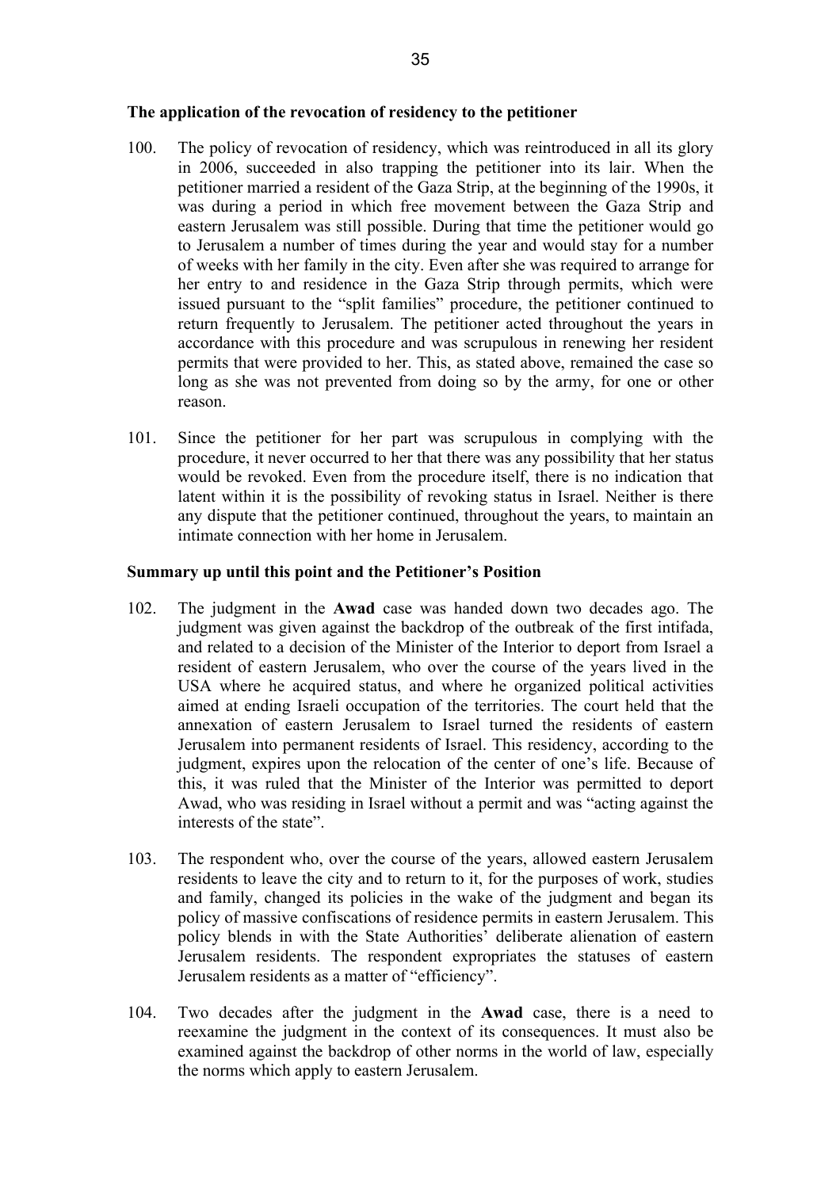**The application of the revocation of residency to the petitioner**

100. The policy of revocation of residency, which was reintroduced in all its glory in 2006, succeeded in also trapping the petitioner into its lair. When the petitioner married a resident of the Gaza Strip, at the beginning of the 1990s, it was during a period in which free movement between the Gaza Strip and eastern Jerusalem was still possible. During that time the petitioner would go to Jerusalem a number of times during the year and would stay for a number of weeks with her family in the city. Even after she was required to arrange for her entry to and residence in the Gaza Strip through permits, which were issued pursuant to the "split families" procedure, the petitioner continued to return frequently to Jerusalem. The petitioner acted throughout the years in accordance with this procedure and was scrupulous in renewing her resident permits that were provided to her. This, as stated above, remained the case so long as she was not prevented from doing so by the army, for one or other reason.

101. Since the petitioner for her part was scrupulous in complying with the procedure, it never occurred to her that there was any possibility that her status would be revoked. Even from the procedure itself, there is no indication that latent within it is the possibility of revoking status in Israel. Neither is there any dispute that the petitioner continued, throughout the years, to maintain an intimate connection with her home in Jerusalem.

**Summary up until this point and the Petitioner's Position**

102. The judgment in the **Awad** case was handed down two decades ago. The judgment was given against the backdrop of the outbreak of the first intifada, and related to a decision of the Minister of the Interior to deport from Israel a resident of eastern Jerusalem, who over the course of the years lived in the USA where he acquired status, and where he organized political activities aimed at ending Israeli occupation of the territories. The court held that the annexation of eastern Jerusalem to Israel turned the residents of eastern Jerusalem into permanent residents of Israel. This residency, according to the judgment, expires upon the relocation of the center of one's life. Because of this, it was ruled that the Minister of the Interior was permitted to deport Awad, who was residing in Israel without a permit and was "acting against the interests of the state".

103. The respondent who, over the course of the years, allowed eastern Jerusalem residents to leave the city and to return to it, for the purposes of work, studies and family, changed its policies in the wake of the judgment and began its policy of massive confiscations of residence permits in eastern Jerusalem. This policy blends in with the State Authorities' deliberate alienation of eastern Jerusalem residents. The respondent expropriates the statuses of eastern Jerusalem residents as a matter of "efficiency".

104. Two decades after the judgment in the **Awad** case, there is a need to reexamine the judgment in the context of its consequences. It must also be examined against the backdrop of other norms in the world of law, especially the norms which apply to eastern Jerusalem.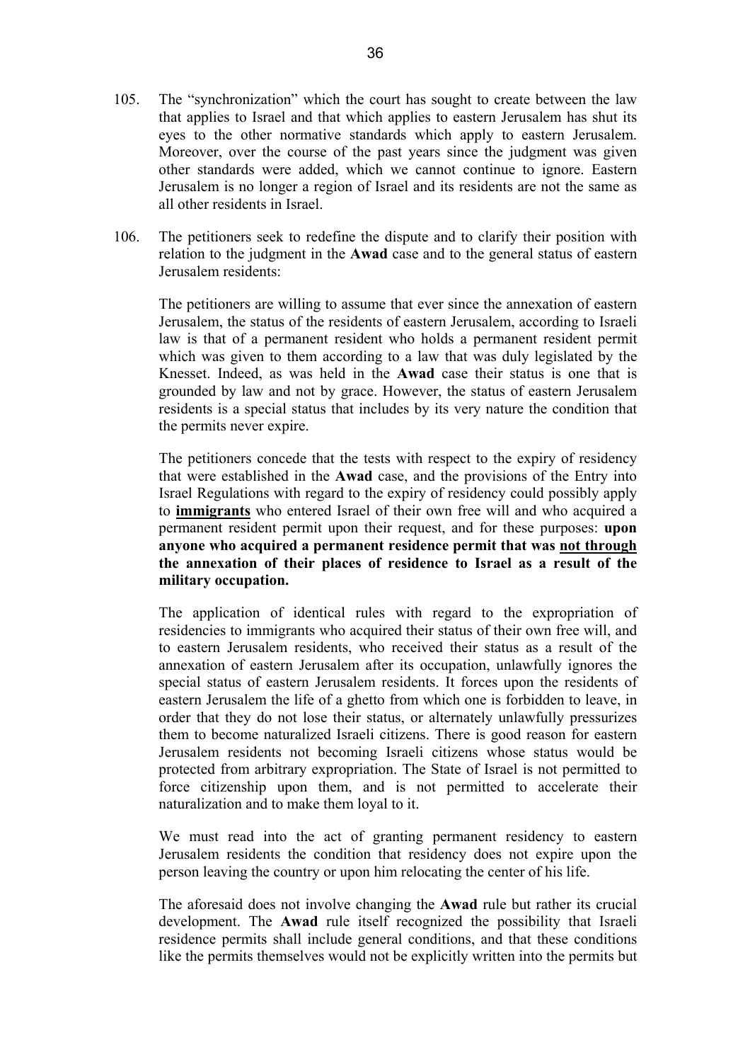105. The "synchronization" which the court has sought to create between the law that applies to Israel and that which applies to eastern Jerusalem has shut its eyes to the other normative standards which apply to eastern Jerusalem. Moreover, over the course of the past years since the judgment was given other standards were added, which we cannot continue to ignore. Eastern Jerusalem is no longer a region of Israel and its residents are not the same as all other residents in Israel.

106. The petitioners seek to redefine the dispute and to clarify their position with relation to the judgment in the **Awad** case and to the general status of eastern Jerusalem residents:

   The petitioners are willing to assume that ever since the annexation of eastern Jerusalem, the status of the residents of eastern Jerusalem, according to Israeli law is that of a permanent resident who holds a permanent resident permit which was given to them according to a law that was duly legislated by the Knesset. Indeed, as was held in the **Awad** case their status is one that is grounded by law and not by grace. However, the status of eastern Jerusalem residents is a special status that includes by its very nature the condition that the permits never expire.

   The petitioners concede that the tests with respect to the expiry of residency that were established in the **Awad** case, and the provisions of the Entry into Israel Regulations with regard to the expiry of residency could possibly apply to <u>**immigrants**</u> who entered Israel of their own free will and who acquired a permanent resident permit upon their request, and for these purposes: **upon anyone who acquired a permanent residence permit that was <u>not through</u> the annexation of their places of residence to Israel as a result of the military occupation.**

   The application of identical rules with regard to the expropriation of residencies to immigrants who acquired their status of their own free will, and to eastern Jerusalem residents, who received their status as a result of the annexation of eastern Jerusalem after its occupation, unlawfully ignores the special status of eastern Jerusalem residents. It forces upon the residents of eastern Jerusalem the life of a ghetto from which one is forbidden to leave, in order that they do not lose their status, or alternately unlawfully pressurizes them to become naturalized Israeli citizens. There is good reason for eastern Jerusalem residents not becoming Israeli citizens whose status would be protected from arbitrary expropriation. The State of Israel is not permitted to force citizenship upon them, and is not permitted to accelerate their naturalization and to make them loyal to it.

   We must read into the act of granting permanent residency to eastern Jerusalem residents the condition that residency does not expire upon the person leaving the country or upon him relocating the center of his life.

   The aforesaid does not involve changing the **Awad** rule but rather its crucial development. The **Awad** rule itself recognized the possibility that Israeli residence permits shall include general conditions, and that these conditions like the permits themselves would not be explicitly written into the permits but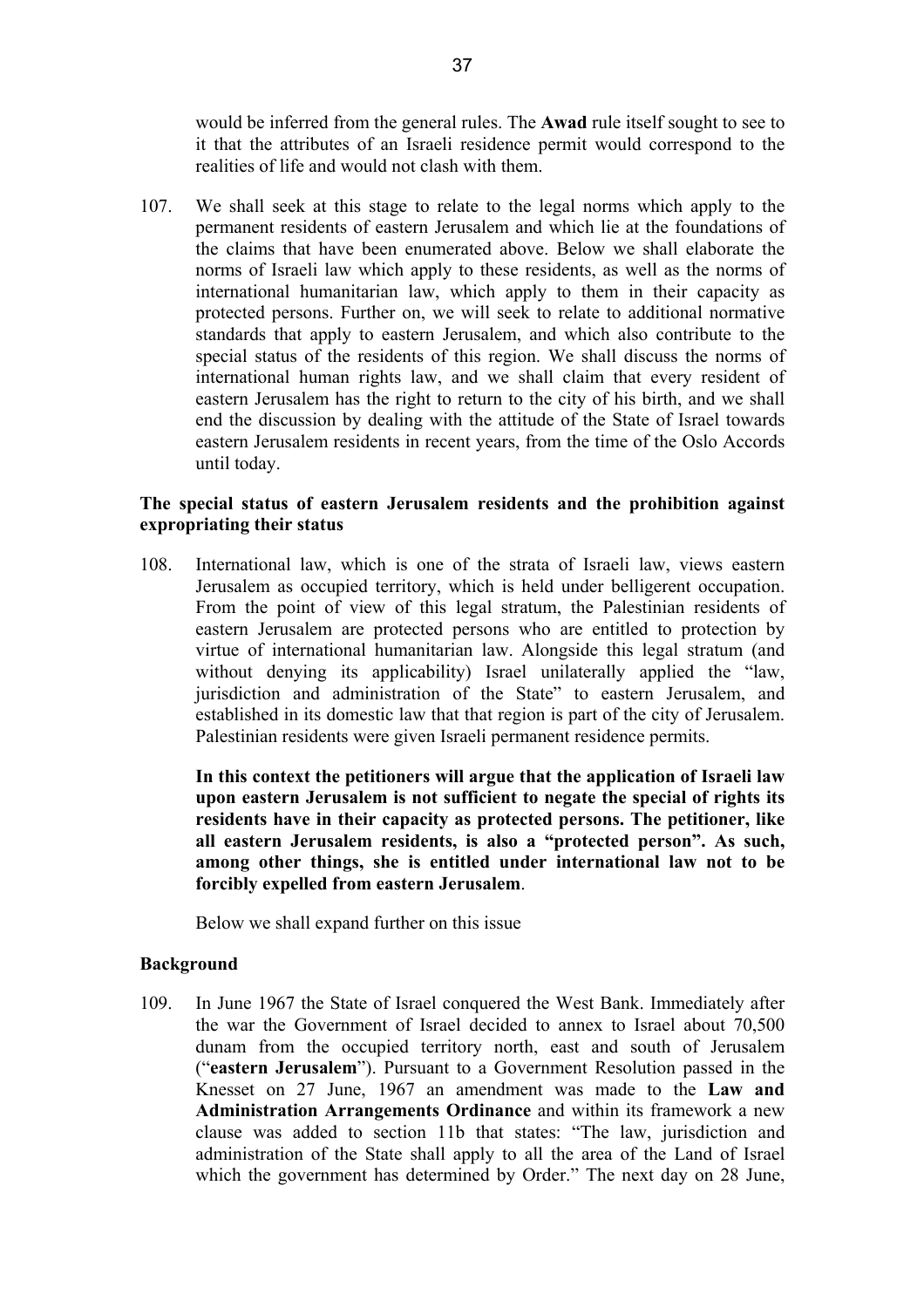would be inferred from the general rules. The **Awad** rule itself sought to see to it that the attributes of an Israeli residence permit would correspond to the realities of life and would not clash with them.

107. We shall seek at this stage to relate to the legal norms which apply to the permanent residents of eastern Jerusalem and which lie at the foundations of the claims that have been enumerated above. Below we shall elaborate the norms of Israeli law which apply to these residents, as well as the norms of international humanitarian law, which apply to them in their capacity as protected persons. Further on, we will seek to relate to additional normative standards that apply to eastern Jerusalem, and which also contribute to the special status of the residents of this region. We shall discuss the norms of international human rights law, and we shall claim that every resident of eastern Jerusalem has the right to return to the city of his birth, and we shall end the discussion by dealing with the attitude of the State of Israel towards eastern Jerusalem residents in recent years, from the time of the Oslo Accords until today.

**The special status of eastern Jerusalem residents and the prohibition against expropriating their status**

108. International law, which is one of the strata of Israeli law, views eastern Jerusalem as occupied territory, which is held under belligerent occupation. From the point of view of this legal stratum, the Palestinian residents of eastern Jerusalem are protected persons who are entitled to protection by virtue of international humanitarian law. Alongside this legal stratum (and without denying its applicability) Israel unilaterally applied the "law, jurisdiction and administration of the State" to eastern Jerusalem, and established in its domestic law that that region is part of the city of Jerusalem. Palestinian residents were given Israeli permanent residence permits.

    **In this context the petitioners will argue that the application of Israeli law upon eastern Jerusalem is not sufficient to negate the special of rights its residents have in their capacity as protected persons. The petitioner, like all eastern Jerusalem residents, is also a "protected person". As such, among other things, she is entitled under international law not to be forcibly expelled from eastern Jerusalem**.

    Below we shall expand further on this issue

**Background**

109. In June 1967 the State of Israel conquered the West Bank. Immediately after the war the Government of Israel decided to annex to Israel about 70,500 dunam from the occupied territory north, east and south of Jerusalem ("**eastern Jerusalem**"). Pursuant to a Government Resolution passed in the Knesset on 27 June, 1967 an amendment was made to the **Law and Administration Arrangements Ordinance** and within its framework a new clause was added to section 11b that states: "The law, jurisdiction and administration of the State shall apply to all the area of the Land of Israel which the government has determined by Order." The next day on 28 June,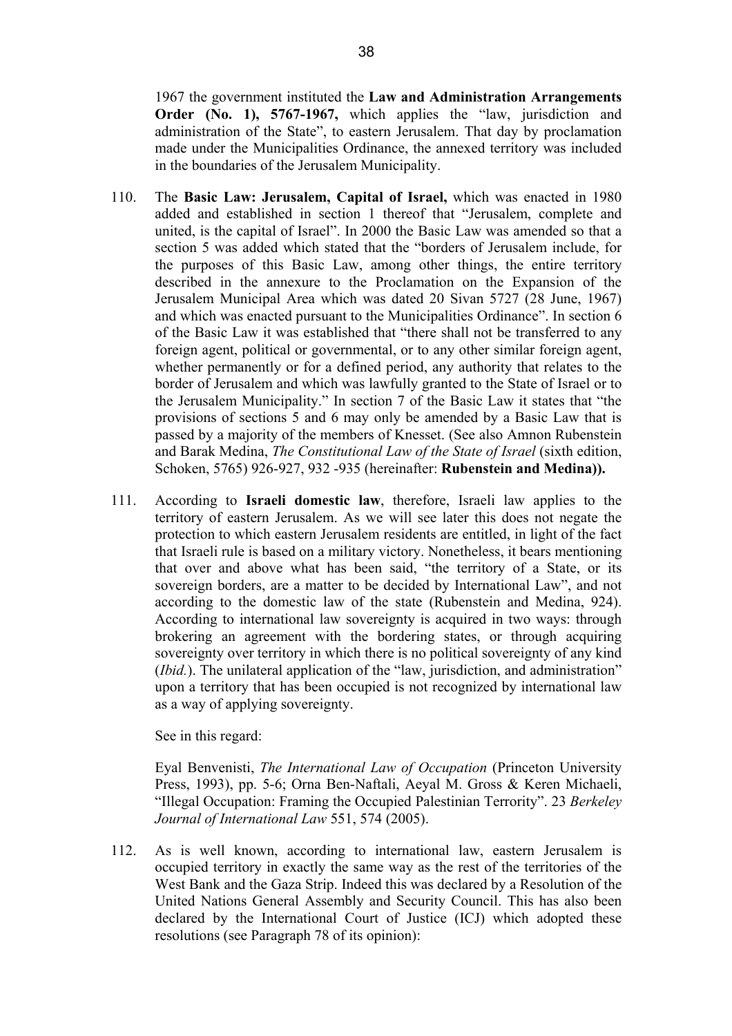1967 the government instituted the **Law and Administration Arrangements Order (No. 1), 5767-1967,** which applies the "law, jurisdiction and administration of the State", to eastern Jerusalem. That day by proclamation made under the Municipalities Ordinance, the annexed territory was included in the boundaries of the Jerusalem Municipality.

110. The **Basic Law: Jerusalem, Capital of Israel,** which was enacted in 1980 added and established in section 1 thereof that "Jerusalem, complete and united, is the capital of Israel". In 2000 the Basic Law was amended so that a section 5 was added which stated that the "borders of Jerusalem include, for the purposes of this Basic Law, among other things, the entire territory described in the annexure to the Proclamation on the Expansion of the Jerusalem Municipal Area which was dated 20 Sivan 5727 (28 June, 1967) and which was enacted pursuant to the Municipalities Ordinance". In section 6 of the Basic Law it was established that "there shall not be transferred to any foreign agent, political or governmental, or to any other similar foreign agent, whether permanently or for a defined period, any authority that relates to the border of Jerusalem and which was lawfully granted to the State of Israel or to the Jerusalem Municipality." In section 7 of the Basic Law it states that "the provisions of sections 5 and 6 may only be amended by a Basic Law that is passed by a majority of the members of Knesset. (See also Amnon Rubenstein and Barak Medina, *The Constitutional Law of the State of Israel* (sixth edition, Schoken, 5765) 926-927, 932 -935 (hereinafter: **Rubenstein and Medina)).**

111. According to **Israeli domestic law**, therefore, Israeli law applies to the territory of eastern Jerusalem. As we will see later this does not negate the protection to which eastern Jerusalem residents are entitled, in light of the fact that Israeli rule is based on a military victory. Nonetheless, it bears mentioning that over and above what has been said, "the territory of a State, or its sovereign borders, are a matter to be decided by International Law", and not according to the domestic law of the state (Rubenstein and Medina, 924). According to international law sovereignty is acquired in two ways: through brokering an agreement with the bordering states, or through acquiring sovereignty over territory in which there is no political sovereignty of any kind (*Ibid.*). The unilateral application of the "law, jurisdiction, and administration" upon a territory that has been occupied is not recognized by international law as a way of applying sovereignty.

    See in this regard:

    Eyal Benvenisti, *The International Law of Occupation* (Princeton University Press, 1993), pp. 5-6; Orna Ben-Naftali, Aeyal M. Gross & Keren Michaeli, "Illegal Occupation: Framing the Occupied Palestinian Terrority". 23 *Berkeley Journal of International Law* 551, 574 (2005).

112. As is well known, according to international law, eastern Jerusalem is occupied territory in exactly the same way as the rest of the territories of the West Bank and the Gaza Strip. Indeed this was declared by a Resolution of the United Nations General Assembly and Security Council. This has also been declared by the International Court of Justice (ICJ) which adopted these resolutions (see Paragraph 78 of its opinion):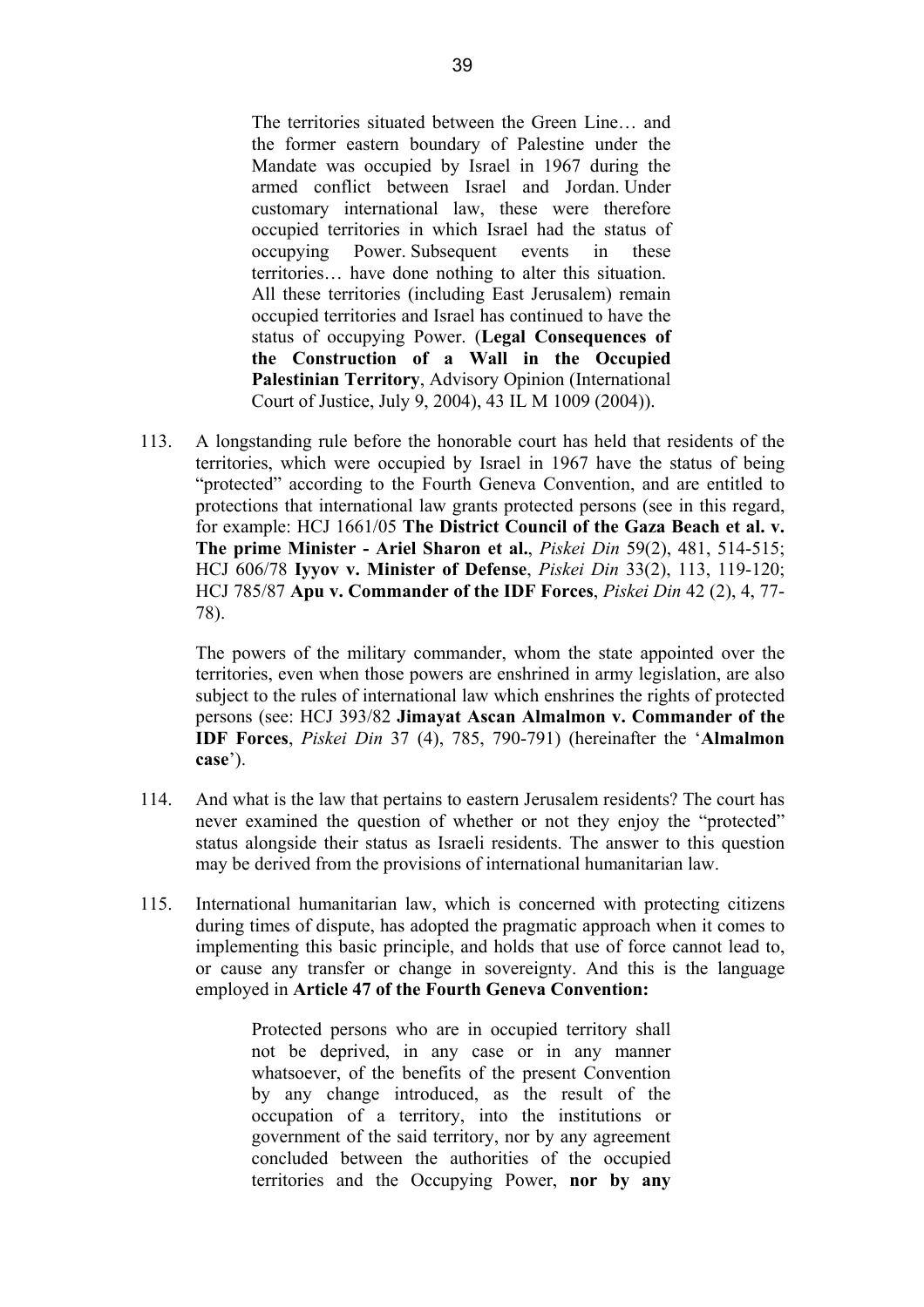> The territories situated between the Green Line… and the former eastern boundary of Palestine under the Mandate was occupied by Israel in 1967 during the armed conflict between Israel and Jordan. Under customary international law, these were therefore occupied territories in which Israel had the status of occupying Power. Subsequent events in these territories… have done nothing to alter this situation. All these territories (including East Jerusalem) remain occupied territories and Israel has continued to have the status of occupying Power. (**Legal Consequences of the Construction of a Wall in the Occupied Palestinian Territory**, Advisory Opinion (International Court of Justice, July 9, 2004), 43 IL M 1009 (2004)).

113. A longstanding rule before the honorable court has held that residents of the territories, which were occupied by Israel in 1967 have the status of being "protected" according to the Fourth Geneva Convention, and are entitled to protections that international law grants protected persons (see in this regard, for example: HCJ 1661/05 **The District Council of the Gaza Beach et al. v. The prime Minister - Ariel Sharon et al.**, *Piskei Din* 59(2), 481, 514-515; HCJ 606/78 **Iyyov v. Minister of Defense**, *Piskei Din* 33(2), 113, 119-120; HCJ 785/87 **Apu v. Commander of the IDF Forces**, *Piskei Din* 42 (2), 4, 77-78).

    The powers of the military commander, whom the state appointed over the territories, even when those powers are enshrined in army legislation, are also subject to the rules of international law which enshrines the rights of protected persons (see: HCJ 393/82 **Jimayat Ascan Almalmon v. Commander of the IDF Forces**, *Piskei Din* 37 (4), 785, 790-791) (hereinafter the '**Almalmon case**').

114. And what is the law that pertains to eastern Jerusalem residents? The court has never examined the question of whether or not they enjoy the "protected" status alongside their status as Israeli residents. The answer to this question may be derived from the provisions of international humanitarian law.

115. International humanitarian law, which is concerned with protecting citizens during times of dispute, has adopted the pragmatic approach when it comes to implementing this basic principle, and holds that use of force cannot lead to, or cause any transfer or change in sovereignty. And this is the language employed in **Article 47 of the Fourth Geneva Convention:**

> Protected persons who are in occupied territory shall not be deprived, in any case or in any manner whatsoever, of the benefits of the present Convention by any change introduced, as the result of the occupation of a territory, into the institutions or government of the said territory, nor by any agreement concluded between the authorities of the occupied territories and the Occupying Power, **nor by any**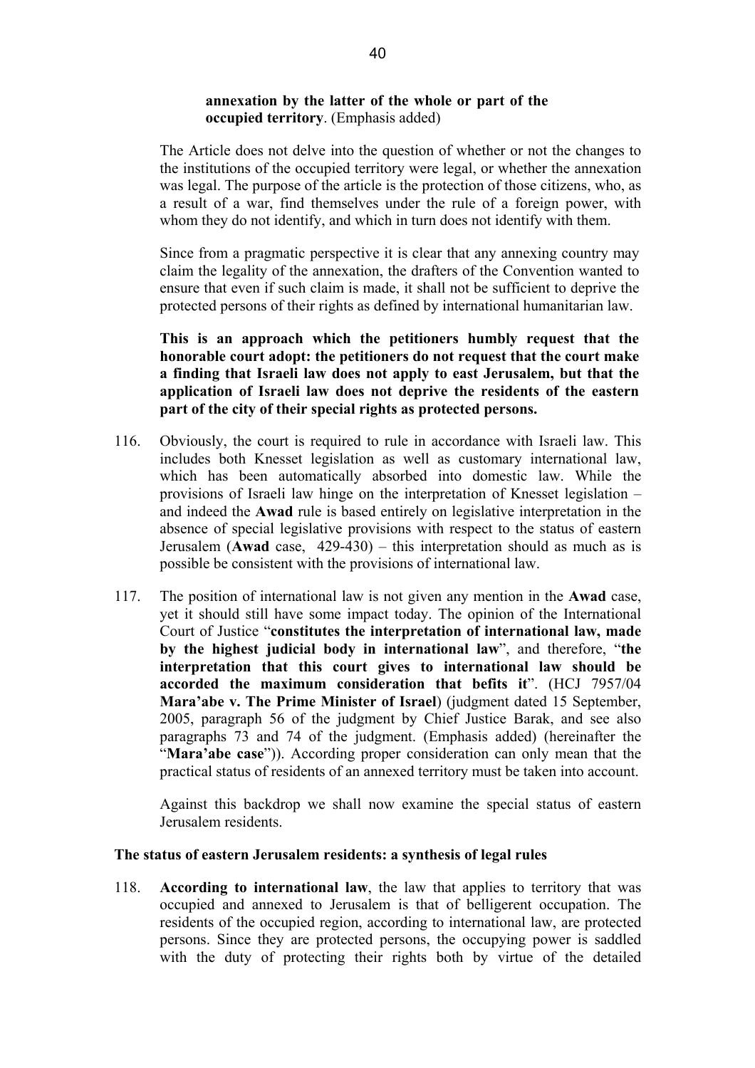**annexation by the latter of the whole or part of the occupied territory**. (Emphasis added)

The Article does not delve into the question of whether or not the changes to the institutions of the occupied territory were legal, or whether the annexation was legal. The purpose of the article is the protection of those citizens, who, as a result of a war, find themselves under the rule of a foreign power, with whom they do not identify, and which in turn does not identify with them.

Since from a pragmatic perspective it is clear that any annexing country may claim the legality of the annexation, the drafters of the Convention wanted to ensure that even if such claim is made, it shall not be sufficient to deprive the protected persons of their rights as defined by international humanitarian law.

**This is an approach which the petitioners humbly request that the honorable court adopt: the petitioners do not request that the court make a finding that Israeli law does not apply to east Jerusalem, but that the application of Israeli law does not deprive the residents of the eastern part of the city of their special rights as protected persons.**

116. Obviously, the court is required to rule in accordance with Israeli law. This includes both Knesset legislation as well as customary international law, which has been automatically absorbed into domestic law. While the provisions of Israeli law hinge on the interpretation of Knesset legislation – and indeed the **Awad** rule is based entirely on legislative interpretation in the absence of special legislative provisions with respect to the status of eastern Jerusalem (**Awad** case, 429-430) – this interpretation should as much as is possible be consistent with the provisions of international law.

117. The position of international law is not given any mention in the **Awad** case, yet it should still have some impact today. The opinion of the International Court of Justice "**constitutes the interpretation of international law, made by the highest judicial body in international law**", and therefore, "**the interpretation that this court gives to international law should be accorded the maximum consideration that befits it**". (HCJ 7957/04 **Mara'abe v. The Prime Minister of Israel**) (judgment dated 15 September, 2005, paragraph 56 of the judgment by Chief Justice Barak, and see also paragraphs 73 and 74 of the judgment. (Emphasis added) (hereinafter the "**Mara'abe case**")). According proper consideration can only mean that the practical status of residents of an annexed territory must be taken into account.

Against this backdrop we shall now examine the special status of eastern Jerusalem residents.

**The status of eastern Jerusalem residents: a synthesis of legal rules**

118. **According to international law**, the law that applies to territory that was occupied and annexed to Jerusalem is that of belligerent occupation. The residents of the occupied region, according to international law, are protected persons. Since they are protected persons, the occupying power is saddled with the duty of protecting their rights both by virtue of the detailed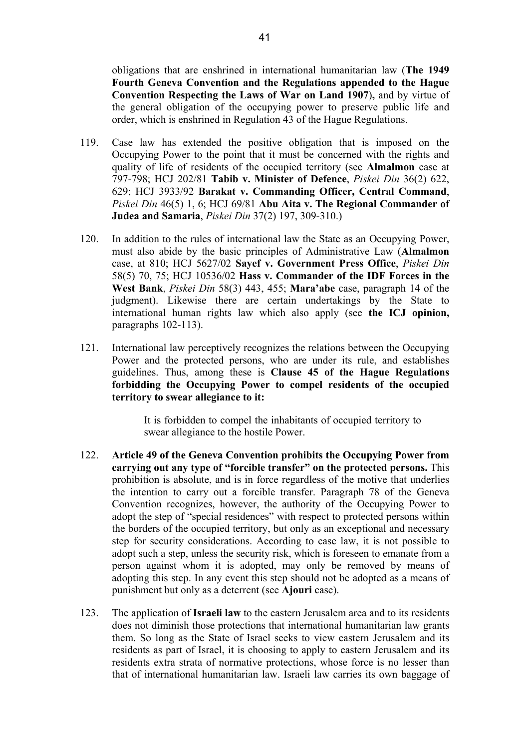obligations that are enshrined in international humanitarian law (**The 1949 Fourth Geneva Convention and the Regulations appended to the Hague Convention Respecting the Laws of War on Land 1907**)**,** and by virtue of the general obligation of the occupying power to preserve public life and order, which is enshrined in Regulation 43 of the Hague Regulations.

119. Case law has extended the positive obligation that is imposed on the Occupying Power to the point that it must be concerned with the rights and quality of life of residents of the occupied territory (see **Almalmon** case at 797-798; HCJ 202/81 **Tabib v. Minister of Defence**, *Piskei Din* 36(2) 622, 629; HCJ 3933/92 **Barakat v. Commanding Officer, Central Command**, *Piskei Din* 46(5) 1, 6; HCJ 69/81 **Abu Aita v. The Regional Commander of Judea and Samaria**, *Piskei Din* 37(2) 197, 309-310.)

120. In addition to the rules of international law the State as an Occupying Power, must also abide by the basic principles of Administrative Law (**Almalmon** case, at 810; HCJ 5627/02 **Sayef v. Government Press Office**, *Piskei Din* 58(5) 70, 75; HCJ 10536/02 **Hass v. Commander of the IDF Forces in the West Bank**, *Piskei Din* 58(3) 443, 455; **Mara'abe** case, paragraph 14 of the judgment). Likewise there are certain undertakings by the State to international human rights law which also apply (see **the ICJ opinion,** paragraphs 102-113).

121. International law perceptively recognizes the relations between the Occupying Power and the protected persons, who are under its rule, and establishes guidelines. Thus, among these is **Clause 45 of the Hague Regulations forbidding the Occupying Power to compel residents of the occupied territory to swear allegiance to it:**

> It is forbidden to compel the inhabitants of occupied territory to swear allegiance to the hostile Power.

122. **Article 49 of the Geneva Convention prohibits the Occupying Power from carrying out any type of "forcible transfer" on the protected persons.** This prohibition is absolute, and is in force regardless of the motive that underlies the intention to carry out a forcible transfer. Paragraph 78 of the Geneva Convention recognizes, however, the authority of the Occupying Power to adopt the step of "special residences" with respect to protected persons within the borders of the occupied territory, but only as an exceptional and necessary step for security considerations. According to case law, it is not possible to adopt such a step, unless the security risk, which is foreseen to emanate from a person against whom it is adopted, may only be removed by means of adopting this step. In any event this step should not be adopted as a means of punishment but only as a deterrent (see **Ajouri** case).

123. The application of **Israeli law** to the eastern Jerusalem area and to its residents does not diminish those protections that international humanitarian law grants them. So long as the State of Israel seeks to view eastern Jerusalem and its residents as part of Israel, it is choosing to apply to eastern Jerusalem and its residents extra strata of normative protections, whose force is no lesser than that of international humanitarian law. Israeli law carries its own baggage of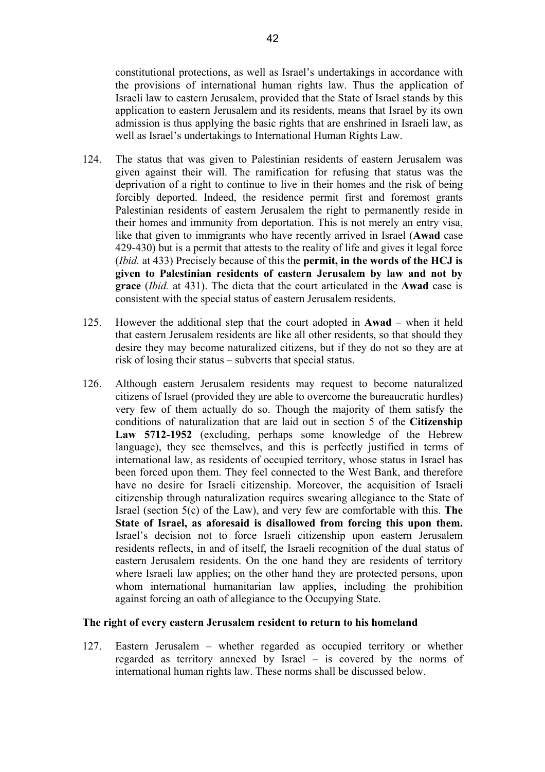constitutional protections, as well as Israel's undertakings in accordance with the provisions of international human rights law. Thus the application of Israeli law to eastern Jerusalem, provided that the State of Israel stands by this application to eastern Jerusalem and its residents, means that Israel by its own admission is thus applying the basic rights that are enshrined in Israeli law, as well as Israel's undertakings to International Human Rights Law.

124. The status that was given to Palestinian residents of eastern Jerusalem was given against their will. The ramification for refusing that status was the deprivation of a right to continue to live in their homes and the risk of being forcibly deported. Indeed, the residence permit first and foremost grants Palestinian residents of eastern Jerusalem the right to permanently reside in their homes and immunity from deportation. This is not merely an entry visa, like that given to immigrants who have recently arrived in Israel (**Awad** case 429-430) but is a permit that attests to the reality of life and gives it legal force (*Ibid.* at 433) Precisely because of this the **permit, in the words of the HCJ is given to Palestinian residents of eastern Jerusalem by law and not by grace** (*Ibid.* at 431). The dicta that the court articulated in the **Awad** case is consistent with the special status of eastern Jerusalem residents.

125. However the additional step that the court adopted in **Awad** – when it held that eastern Jerusalem residents are like all other residents, so that should they desire they may become naturalized citizens, but if they do not so they are at risk of losing their status – subverts that special status.

126. Although eastern Jerusalem residents may request to become naturalized citizens of Israel (provided they are able to overcome the bureaucratic hurdles) very few of them actually do so. Though the majority of them satisfy the conditions of naturalization that are laid out in section 5 of the **Citizenship Law 5712-1952** (excluding, perhaps some knowledge of the Hebrew language), they see themselves, and this is perfectly justified in terms of international law, as residents of occupied territory, whose status in Israel has been forced upon them. They feel connected to the West Bank, and therefore have no desire for Israeli citizenship. Moreover, the acquisition of Israeli citizenship through naturalization requires swearing allegiance to the State of Israel (section 5(c) of the Law), and very few are comfortable with this. **The State of Israel, as aforesaid is disallowed from forcing this upon them.** Israel's decision not to force Israeli citizenship upon eastern Jerusalem residents reflects, in and of itself, the Israeli recognition of the dual status of eastern Jerusalem residents. On the one hand they are residents of territory where Israeli law applies; on the other hand they are protected persons, upon whom international humanitarian law applies, including the prohibition against forcing an oath of allegiance to the Occupying State.

**The right of every eastern Jerusalem resident to return to his homeland**

127. Eastern Jerusalem – whether regarded as occupied territory or whether regarded as territory annexed by Israel – is covered by the norms of international human rights law. These norms shall be discussed below.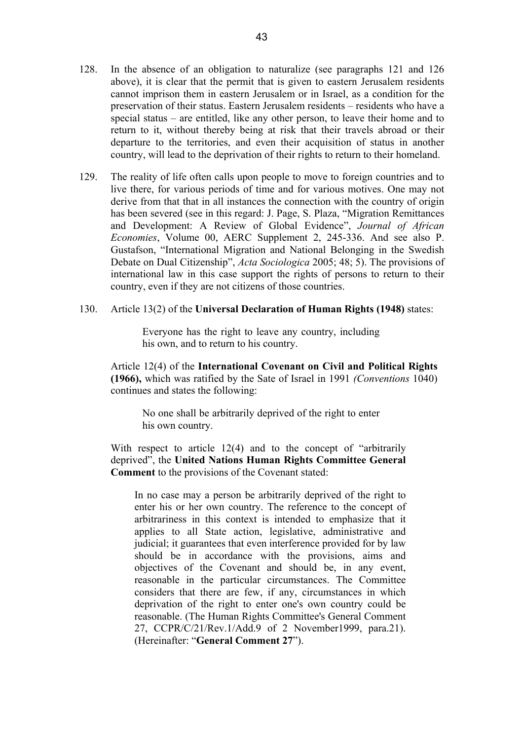128. In the absence of an obligation to naturalize (see paragraphs 121 and 126 above), it is clear that the permit that is given to eastern Jerusalem residents cannot imprison them in eastern Jerusalem or in Israel, as a condition for the preservation of their status. Eastern Jerusalem residents – residents who have a special status – are entitled, like any other person, to leave their home and to return to it, without thereby being at risk that their travels abroad or their departure to the territories, and even their acquisition of status in another country, will lead to the deprivation of their rights to return to their homeland.

129. The reality of life often calls upon people to move to foreign countries and to live there, for various periods of time and for various motives. One may not derive from that that in all instances the connection with the country of origin has been severed (see in this regard: J. Page, S. Plaza, "Migration Remittances and Development: A Review of Global Evidence", *Journal of African Economies*, Volume 00, AERC Supplement 2, 245-336. And see also P. Gustafson, "International Migration and National Belonging in the Swedish Debate on Dual Citizenship", *Acta Sociologica* 2005; 48; 5). The provisions of international law in this case support the rights of persons to return to their country, even if they are not citizens of those countries.

130. Article 13(2) of the **Universal Declaration of Human Rights (1948)** states:

> Everyone has the right to leave any country, including his own, and to return to his country.

Article 12(4) of the **International Covenant on Civil and Political Rights (1966),** which was ratified by the Sate of Israel in 1991 *(Conventions* 1040) continues and states the following:

> No one shall be arbitrarily deprived of the right to enter his own country.

With respect to article 12(4) and to the concept of "arbitrarily deprived", the **United Nations Human Rights Committee General Comment** to the provisions of the Covenant stated:

> In no case may a person be arbitrarily deprived of the right to enter his or her own country. The reference to the concept of arbitrariness in this context is intended to emphasize that it applies to all State action, legislative, administrative and judicial; it guarantees that even interference provided for by law should be in accordance with the provisions, aims and objectives of the Covenant and should be, in any event, reasonable in the particular circumstances. The Committee considers that there are few, if any, circumstances in which deprivation of the right to enter one's own country could be reasonable. (The Human Rights Committee's General Comment 27, CCPR/C/21/Rev.1/Add.9 of 2 November1999, para.21). (Hereinafter: "**General Comment 27**").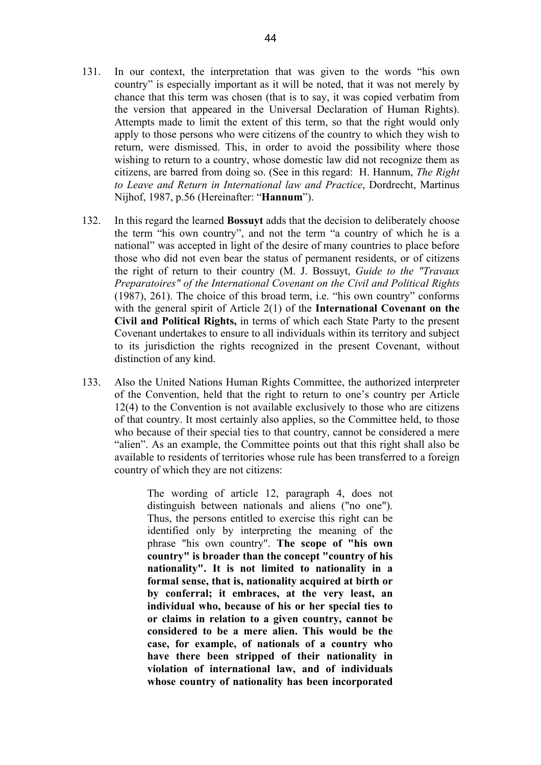131. In our context, the interpretation that was given to the words "his own country" is especially important as it will be noted, that it was not merely by chance that this term was chosen (that is to say, it was copied verbatim from the version that appeared in the Universal Declaration of Human Rights). Attempts made to limit the extent of this term, so that the right would only apply to those persons who were citizens of the country to which they wish to return, were dismissed. This, in order to avoid the possibility where those wishing to return to a country, whose domestic law did not recognize them as citizens, are barred from doing so. (See in this regard: H. Hannum, *The Right to Leave and Return in International law and Practice*, Dordrecht, Martinus Nijhof, 1987, p.56 (Hereinafter: "**Hannum**").

132. In this regard the learned **Bossuyt** adds that the decision to deliberately choose the term "his own country", and not the term "a country of which he is a national" was accepted in light of the desire of many countries to place before those who did not even bear the status of permanent residents, or of citizens the right of return to their country (M. J. Bossuyt, *Guide to the "Travaux Preparatoires" of the International Covenant on the Civil and Political Rights* (1987), 261). The choice of this broad term, i.e. "his own country" conforms with the general spirit of Article 2(1) of the **International Covenant on the Civil and Political Rights,** in terms of which each State Party to the present Covenant undertakes to ensure to all individuals within its territory and subject to its jurisdiction the rights recognized in the present Covenant, without distinction of any kind.

133. Also the United Nations Human Rights Committee, the authorized interpreter of the Convention, held that the right to return to one's country per Article 12(4) to the Convention is not available exclusively to those who are citizens of that country. It most certainly also applies, so the Committee held, to those who because of their special ties to that country, cannot be considered a mere "alien". As an example, the Committee points out that this right shall also be available to residents of territories whose rule has been transferred to a foreign country of which they are not citizens:

> The wording of article 12, paragraph 4, does not distinguish between nationals and aliens ("no one"). Thus, the persons entitled to exercise this right can be identified only by interpreting the meaning of the phrase "his own country". **The scope of "his own country" is broader than the concept "country of his nationality". It is not limited to nationality in a formal sense, that is, nationality acquired at birth or by conferral; it embraces, at the very least, an individual who, because of his or her special ties to or claims in relation to a given country, cannot be considered to be a mere alien. This would be the case, for example, of nationals of a country who have there been stripped of their nationality in violation of international law, and of individuals whose country of nationality has been incorporated**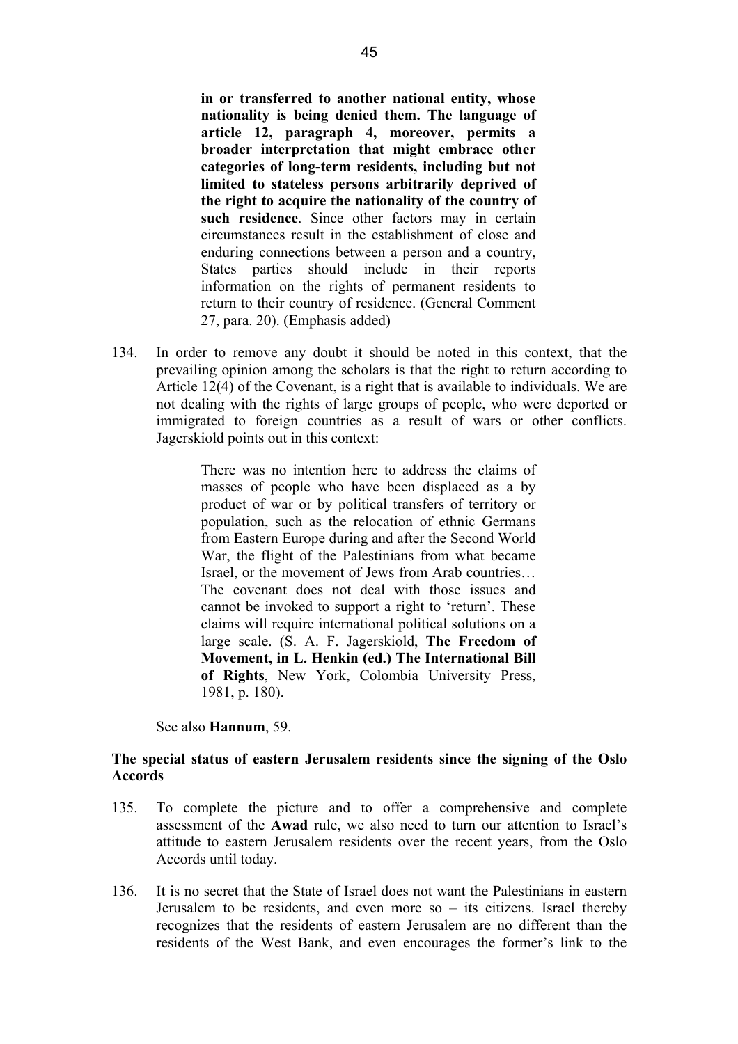> **in or transferred to another national entity, whose nationality is being denied them. The language of article 12, paragraph 4, moreover, permits a broader interpretation that might embrace other categories of long-term residents, including but not limited to stateless persons arbitrarily deprived of the right to acquire the nationality of the country of such residence**. Since other factors may in certain circumstances result in the establishment of close and enduring connections between a person and a country, States parties should include in their reports information on the rights of permanent residents to return to their country of residence. (General Comment 27, para. 20). (Emphasis added)

134. In order to remove any doubt it should be noted in this context, that the prevailing opinion among the scholars is that the right to return according to Article 12(4) of the Covenant, is a right that is available to individuals. We are not dealing with the rights of large groups of people, who were deported or immigrated to foreign countries as a result of wars or other conflicts. Jagerskiold points out in this context:

> There was no intention here to address the claims of masses of people who have been displaced as a by product of war or by political transfers of territory or population, such as the relocation of ethnic Germans from Eastern Europe during and after the Second World War, the flight of the Palestinians from what became Israel, or the movement of Jews from Arab countries… The covenant does not deal with those issues and cannot be invoked to support a right to 'return'. These claims will require international political solutions on a large scale. (S. A. F. Jagerskiold, **The Freedom of Movement, in L. Henkin (ed.) The International Bill of Rights**, New York, Colombia University Press, 1981, p. 180).

See also **Hannum**, 59.

**The special status of eastern Jerusalem residents since the signing of the Oslo Accords**

135. To complete the picture and to offer a comprehensive and complete assessment of the **Awad** rule, we also need to turn our attention to Israel's attitude to eastern Jerusalem residents over the recent years, from the Oslo Accords until today.

136. It is no secret that the State of Israel does not want the Palestinians in eastern Jerusalem to be residents, and even more so – its citizens. Israel thereby recognizes that the residents of eastern Jerusalem are no different than the residents of the West Bank, and even encourages the former's link to the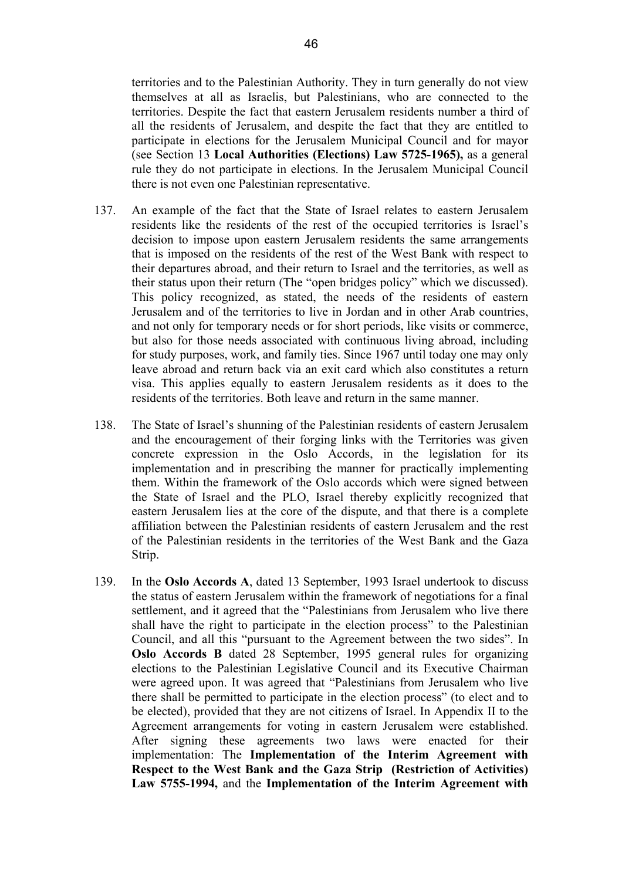territories and to the Palestinian Authority. They in turn generally do not view themselves at all as Israelis, but Palestinians, who are connected to the territories. Despite the fact that eastern Jerusalem residents number a third of all the residents of Jerusalem, and despite the fact that they are entitled to participate in elections for the Jerusalem Municipal Council and for mayor (see Section 13 **Local Authorities (Elections) Law 5725-1965),** as a general rule they do not participate in elections. In the Jerusalem Municipal Council there is not even one Palestinian representative.

137. An example of the fact that the State of Israel relates to eastern Jerusalem residents like the residents of the rest of the occupied territories is Israel's decision to impose upon eastern Jerusalem residents the same arrangements that is imposed on the residents of the rest of the West Bank with respect to their departures abroad, and their return to Israel and the territories, as well as their status upon their return (The "open bridges policy" which we discussed). This policy recognized, as stated, the needs of the residents of eastern Jerusalem and of the territories to live in Jordan and in other Arab countries, and not only for temporary needs or for short periods, like visits or commerce, but also for those needs associated with continuous living abroad, including for study purposes, work, and family ties. Since 1967 until today one may only leave abroad and return back via an exit card which also constitutes a return visa. This applies equally to eastern Jerusalem residents as it does to the residents of the territories. Both leave and return in the same manner.

138. The State of Israel's shunning of the Palestinian residents of eastern Jerusalem and the encouragement of their forging links with the Territories was given concrete expression in the Oslo Accords, in the legislation for its implementation and in prescribing the manner for practically implementing them. Within the framework of the Oslo accords which were signed between the State of Israel and the PLO, Israel thereby explicitly recognized that eastern Jerusalem lies at the core of the dispute, and that there is a complete affiliation between the Palestinian residents of eastern Jerusalem and the rest of the Palestinian residents in the territories of the West Bank and the Gaza Strip.

139. In the **Oslo Accords A**, dated 13 September, 1993 Israel undertook to discuss the status of eastern Jerusalem within the framework of negotiations for a final settlement, and it agreed that the "Palestinians from Jerusalem who live there shall have the right to participate in the election process" to the Palestinian Council, and all this "pursuant to the Agreement between the two sides". In **Oslo Accords B** dated 28 September, 1995 general rules for organizing elections to the Palestinian Legislative Council and its Executive Chairman were agreed upon. It was agreed that "Palestinians from Jerusalem who live there shall be permitted to participate in the election process" (to elect and to be elected), provided that they are not citizens of Israel. In Appendix II to the Agreement arrangements for voting in eastern Jerusalem were established. After signing these agreements two laws were enacted for their implementation: The **Implementation of the Interim Agreement with Respect to the West Bank and the Gaza Strip (Restriction of Activities) Law 5755-1994,** and the **Implementation of the Interim Agreement with**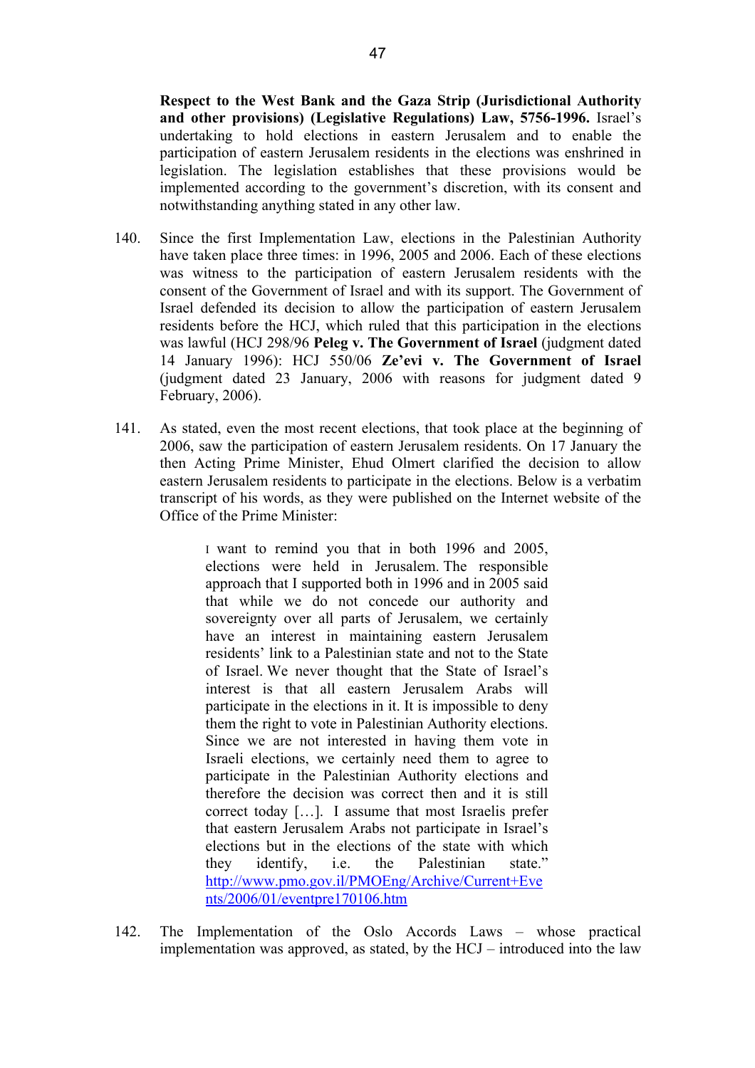**Respect to the West Bank and the Gaza Strip (Jurisdictional Authority and other provisions) (Legislative Regulations) Law, 5756-1996.** Israel's undertaking to hold elections in eastern Jerusalem and to enable the participation of eastern Jerusalem residents in the elections was enshrined in legislation. The legislation establishes that these provisions would be implemented according to the government's discretion, with its consent and notwithstanding anything stated in any other law.

140. Since the first Implementation Law, elections in the Palestinian Authority have taken place three times: in 1996, 2005 and 2006. Each of these elections was witness to the participation of eastern Jerusalem residents with the consent of the Government of Israel and with its support. The Government of Israel defended its decision to allow the participation of eastern Jerusalem residents before the HCJ, which ruled that this participation in the elections was lawful (HCJ 298/96 **Peleg v. The Government of Israel** (judgment dated 14 January 1996): HCJ 550/06 **Ze'evi v. The Government of Israel** (judgment dated 23 January, 2006 with reasons for judgment dated 9 February, 2006).

141. As stated, even the most recent elections, that took place at the beginning of 2006, saw the participation of eastern Jerusalem residents. On 17 January the then Acting Prime Minister, Ehud Olmert clarified the decision to allow eastern Jerusalem residents to participate in the elections. Below is a verbatim transcript of his words, as they were published on the Internet website of the Office of the Prime Minister:

> I want to remind you that in both 1996 and 2005, elections were held in Jerusalem. The responsible approach that I supported both in 1996 and in 2005 said that while we do not concede our authority and sovereignty over all parts of Jerusalem, we certainly have an interest in maintaining eastern Jerusalem residents' link to a Palestinian state and not to the State of Israel. We never thought that the State of Israel's interest is that all eastern Jerusalem Arabs will participate in the elections in it. It is impossible to deny them the right to vote in Palestinian Authority elections. Since we are not interested in having them vote in Israeli elections, we certainly need them to agree to participate in the Palestinian Authority elections and therefore the decision was correct then and it is still correct today […]. I assume that most Israelis prefer that eastern Jerusalem Arabs not participate in Israel's elections but in the elections of the state with which they identify, i.e. the Palestinian state."
> http://www.pmo.gov.il/PMOEng/Archive/Current+Events/2006/01/eventpre170106.htm

142. The Implementation of the Oslo Accords Laws – whose practical implementation was approved, as stated, by the HCJ – introduced into the law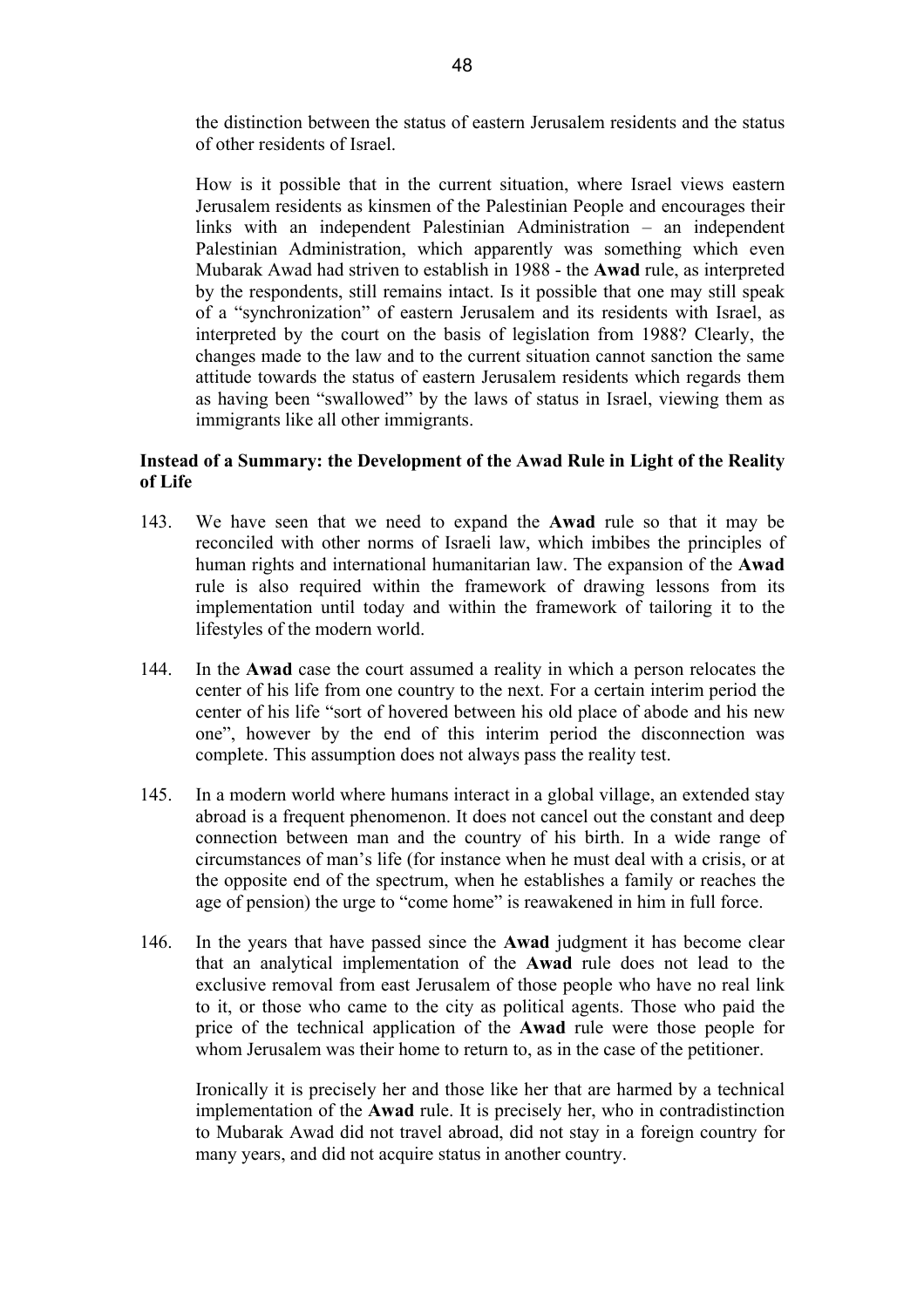the distinction between the status of eastern Jerusalem residents and the status of other residents of Israel.

How is it possible that in the current situation, where Israel views eastern Jerusalem residents as kinsmen of the Palestinian People and encourages their links with an independent Palestinian Administration – an independent Palestinian Administration, which apparently was something which even Mubarak Awad had striven to establish in 1988 - the **Awad** rule, as interpreted by the respondents, still remains intact. Is it possible that one may still speak of a "synchronization" of eastern Jerusalem and its residents with Israel, as interpreted by the court on the basis of legislation from 1988? Clearly, the changes made to the law and to the current situation cannot sanction the same attitude towards the status of eastern Jerusalem residents which regards them as having been "swallowed" by the laws of status in Israel, viewing them as immigrants like all other immigrants.

**Instead of a Summary: the Development of the Awad Rule in Light of the Reality of Life**

143. We have seen that we need to expand the **Awad** rule so that it may be reconciled with other norms of Israeli law, which imbibes the principles of human rights and international humanitarian law. The expansion of the **Awad** rule is also required within the framework of drawing lessons from its implementation until today and within the framework of tailoring it to the lifestyles of the modern world.

144. In the **Awad** case the court assumed a reality in which a person relocates the center of his life from one country to the next. For a certain interim period the center of his life "sort of hovered between his old place of abode and his new one", however by the end of this interim period the disconnection was complete. This assumption does not always pass the reality test.

145. In a modern world where humans interact in a global village, an extended stay abroad is a frequent phenomenon. It does not cancel out the constant and deep connection between man and the country of his birth. In a wide range of circumstances of man's life (for instance when he must deal with a crisis, or at the opposite end of the spectrum, when he establishes a family or reaches the age of pension) the urge to "come home" is reawakened in him in full force.

146. In the years that have passed since the **Awad** judgment it has become clear that an analytical implementation of the **Awad** rule does not lead to the exclusive removal from east Jerusalem of those people who have no real link to it, or those who came to the city as political agents. Those who paid the price of the technical application of the **Awad** rule were those people for whom Jerusalem was their home to return to, as in the case of the petitioner.

Ironically it is precisely her and those like her that are harmed by a technical implementation of the **Awad** rule. It is precisely her, who in contradistinction to Mubarak Awad did not travel abroad, did not stay in a foreign country for many years, and did not acquire status in another country.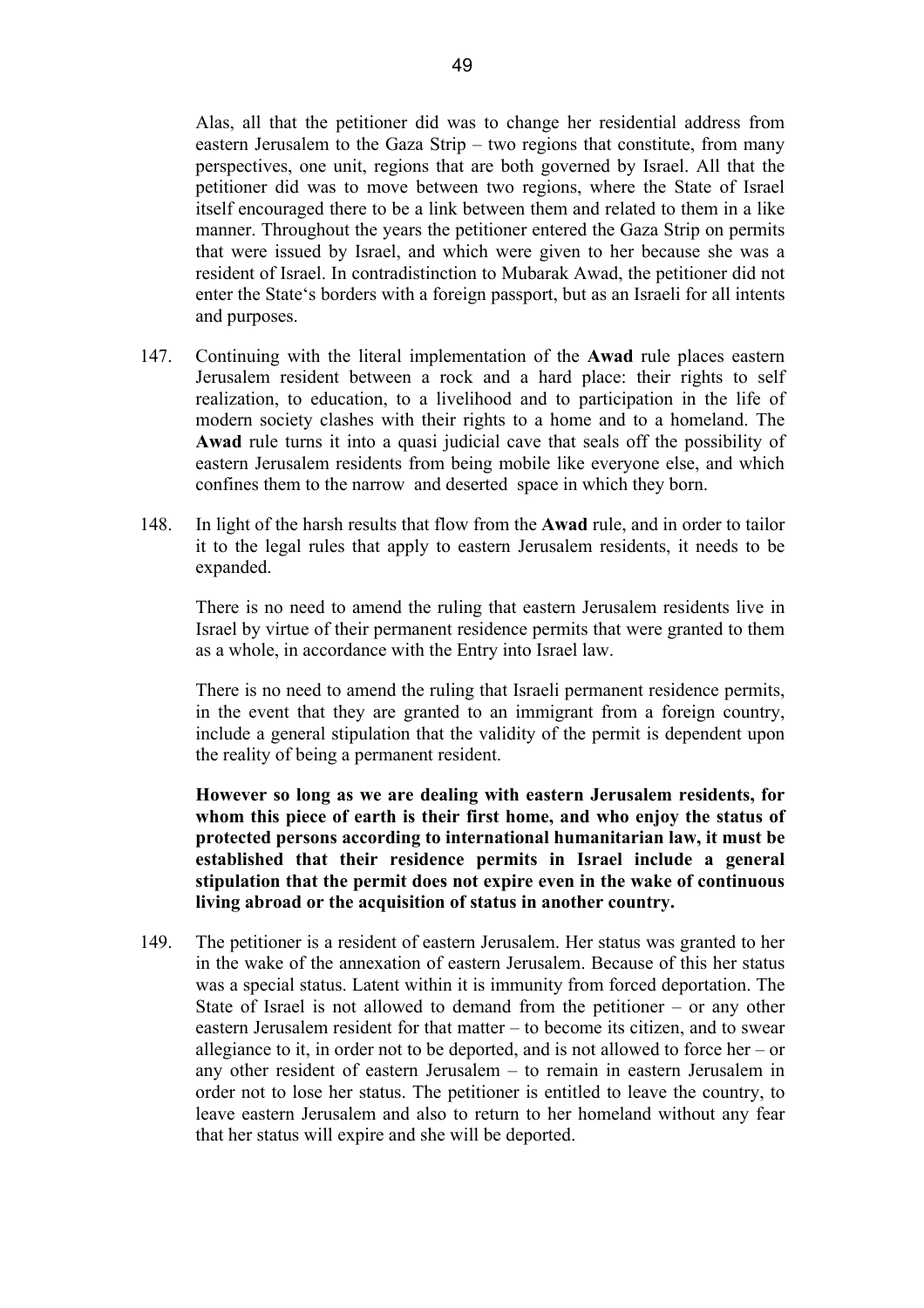Alas, all that the petitioner did was to change her residential address from eastern Jerusalem to the Gaza Strip – two regions that constitute, from many perspectives, one unit, regions that are both governed by Israel. All that the petitioner did was to move between two regions, where the State of Israel itself encouraged there to be a link between them and related to them in a like manner. Throughout the years the petitioner entered the Gaza Strip on permits that were issued by Israel, and which were given to her because she was a resident of Israel. In contradistinction to Mubarak Awad, the petitioner did not enter the State's borders with a foreign passport, but as an Israeli for all intents and purposes.

147. Continuing with the literal implementation of the **Awad** rule places eastern Jerusalem resident between a rock and a hard place: their rights to self realization, to education, to a livelihood and to participation in the life of modern society clashes with their rights to a home and to a homeland. The **Awad** rule turns it into a quasi judicial cave that seals off the possibility of eastern Jerusalem residents from being mobile like everyone else, and which confines them to the narrow and deserted space in which they born.

148. In light of the harsh results that flow from the **Awad** rule, and in order to tailor it to the legal rules that apply to eastern Jerusalem residents, it needs to be expanded.

There is no need to amend the ruling that eastern Jerusalem residents live in Israel by virtue of their permanent residence permits that were granted to them as a whole, in accordance with the Entry into Israel law.

There is no need to amend the ruling that Israeli permanent residence permits, in the event that they are granted to an immigrant from a foreign country, include a general stipulation that the validity of the permit is dependent upon the reality of being a permanent resident.

**However so long as we are dealing with eastern Jerusalem residents, for whom this piece of earth is their first home, and who enjoy the status of protected persons according to international humanitarian law, it must be established that their residence permits in Israel include a general stipulation that the permit does not expire even in the wake of continuous living abroad or the acquisition of status in another country.**

149. The petitioner is a resident of eastern Jerusalem. Her status was granted to her in the wake of the annexation of eastern Jerusalem. Because of this her status was a special status. Latent within it is immunity from forced deportation. The State of Israel is not allowed to demand from the petitioner – or any other eastern Jerusalem resident for that matter – to become its citizen, and to swear allegiance to it, in order not to be deported, and is not allowed to force her – or any other resident of eastern Jerusalem – to remain in eastern Jerusalem in order not to lose her status. The petitioner is entitled to leave the country, to leave eastern Jerusalem and also to return to her homeland without any fear that her status will expire and she will be deported.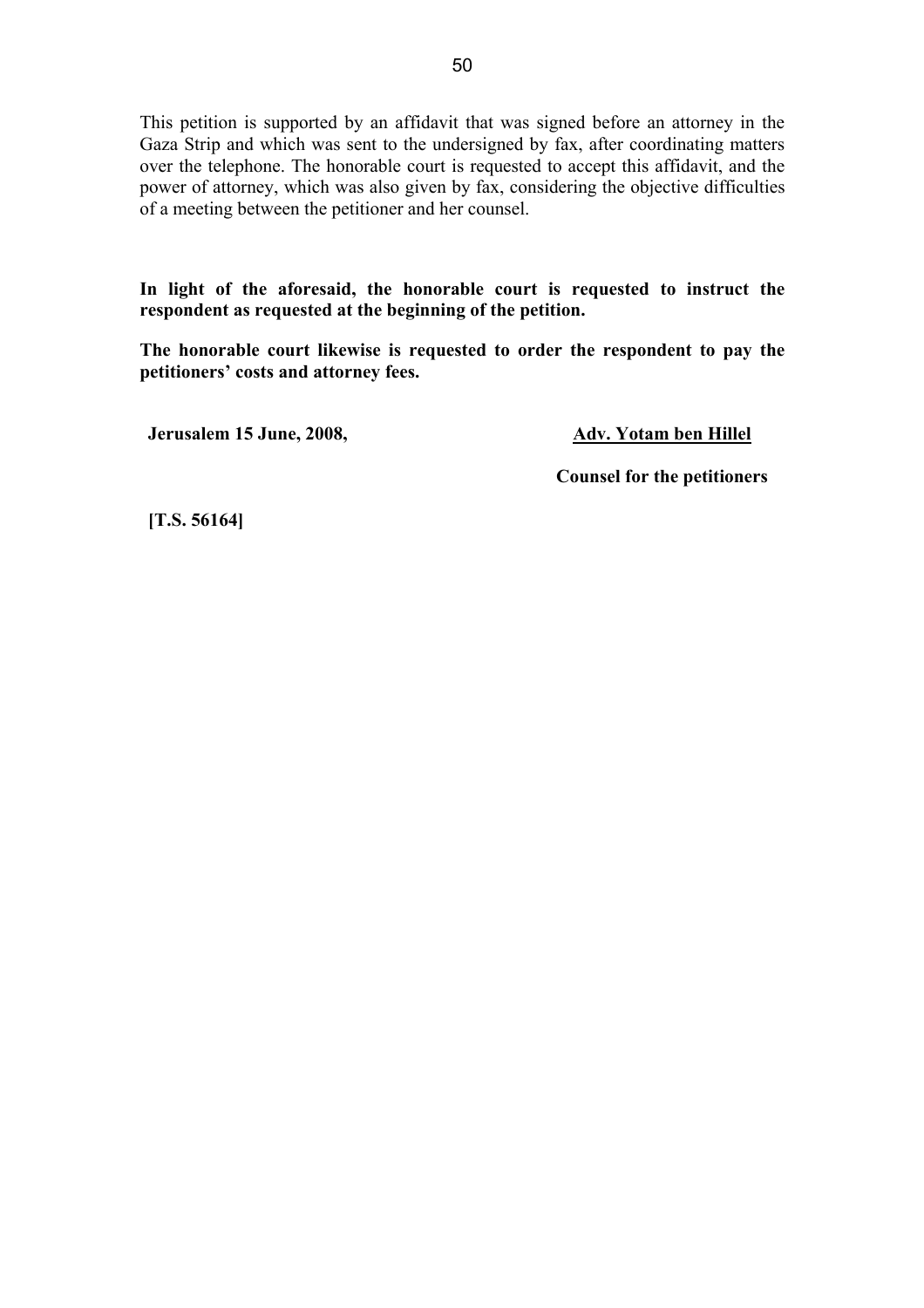This petition is supported by an affidavit that was signed before an attorney in the Gaza Strip and which was sent to the undersigned by fax, after coordinating matters over the telephone. The honorable court is requested to accept this affidavit, and the power of attorney, which was also given by fax, considering the objective difficulties of a meeting between the petitioner and her counsel.

**In light of the aforesaid, the honorable court is requested to instruct the respondent as requested at the beginning of the petition.**

**The honorable court likewise is requested to order the respondent to pay the petitioners' costs and attorney fees.**

**Jerusalem 15 June, 2008,**

**Adv. Yotam ben Hillel**

**Counsel for the petitioners**

**[T.S. 56164]**